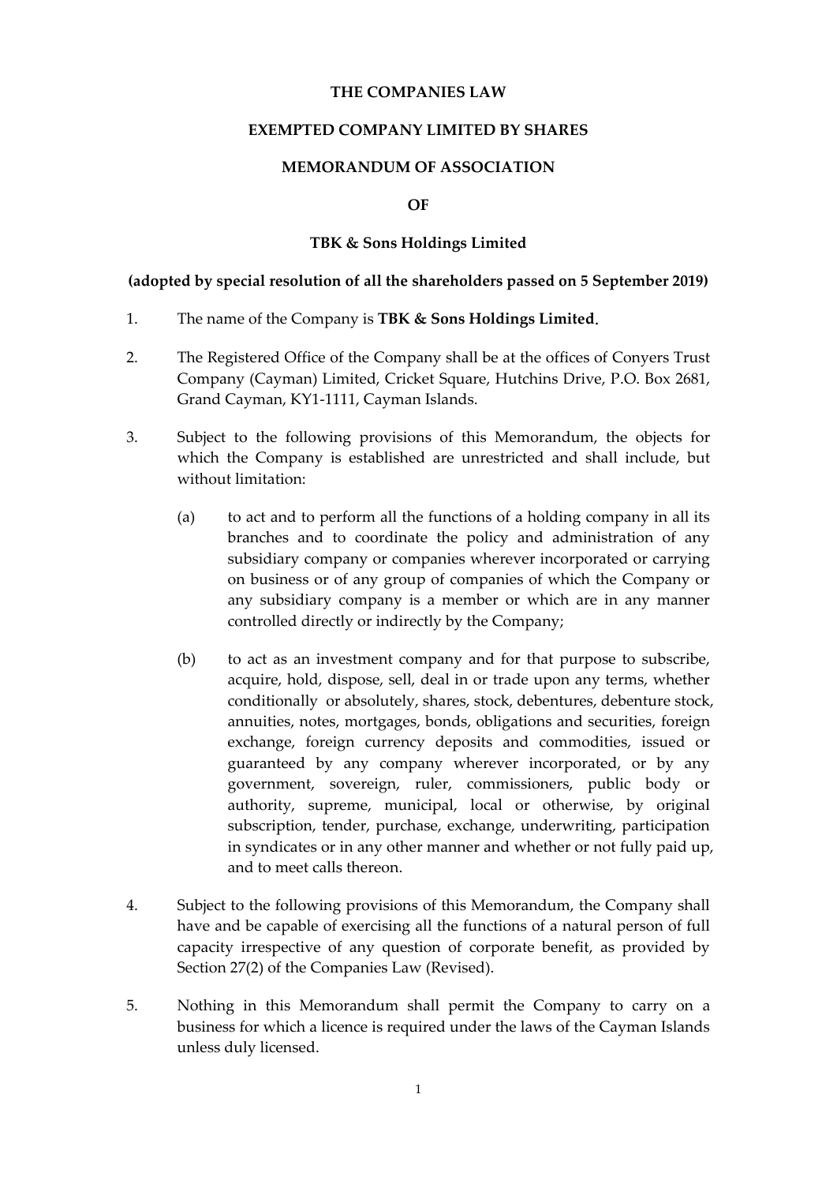**THE COMPANIES LAW**

**EXEMPTED COMPANY LIMITED BY SHARES**

**MEMORANDUM OF ASSOCIATION**

**OF**

**TBK & Sons Holdings Limited**

**(adopted by special resolution of all the shareholders passed on 5 September 2019)**

1. The name of the Company is **TBK & Sons Holdings Limited**.

2. The Registered Office of the Company shall be at the offices of Conyers Trust Company (Cayman) Limited, Cricket Square, Hutchins Drive, P.O. Box 2681, Grand Cayman, KY1-1111, Cayman Islands.

3. Subject to the following provisions of this Memorandum, the objects for which the Company is established are unrestricted and shall include, but without limitation:

   (a) to act and to perform all the functions of a holding company in all its branches and to coordinate the policy and administration of any subsidiary company or companies wherever incorporated or carrying on business or of any group of companies of which the Company or any subsidiary company is a member or which are in any manner controlled directly or indirectly by the Company;

   (b) to act as an investment company and for that purpose to subscribe, acquire, hold, dispose, sell, deal in or trade upon any terms, whether conditionally or absolutely, shares, stock, debentures, debenture stock, annuities, notes, mortgages, bonds, obligations and securities, foreign exchange, foreign currency deposits and commodities, issued or guaranteed by any company wherever incorporated, or by any government, sovereign, ruler, commissioners, public body or authority, supreme, municipal, local or otherwise, by original subscription, tender, purchase, exchange, underwriting, participation in syndicates or in any other manner and whether or not fully paid up, and to meet calls thereon.

4. Subject to the following provisions of this Memorandum, the Company shall have and be capable of exercising all the functions of a natural person of full capacity irrespective of any question of corporate benefit, as provided by Section 27(2) of the Companies Law (Revised).

5. Nothing in this Memorandum shall permit the Company to carry on a business for which a licence is required under the laws of the Cayman Islands unless duly licensed.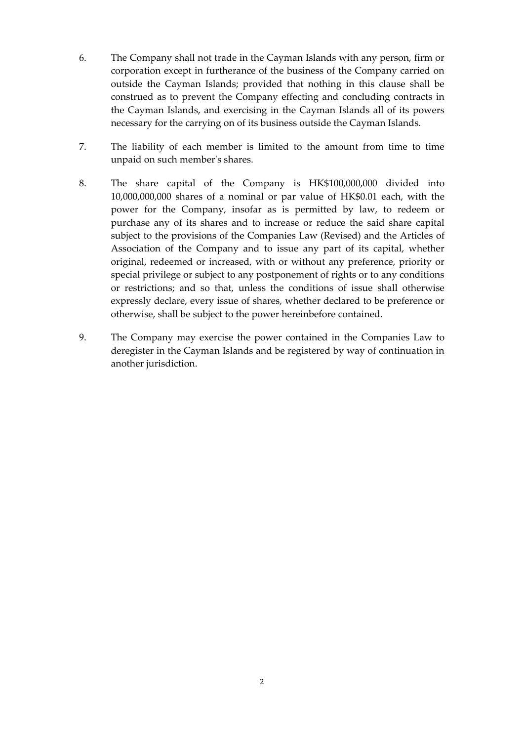6. The Company shall not trade in the Cayman Islands with any person, firm or corporation except in furtherance of the business of the Company carried on outside the Cayman Islands; provided that nothing in this clause shall be construed as to prevent the Company effecting and concluding contracts in the Cayman Islands, and exercising in the Cayman Islands all of its powers necessary for the carrying on of its business outside the Cayman Islands.

7. The liability of each member is limited to the amount from time to time unpaid on such member's shares.

8. The share capital of the Company is HK$100,000,000 divided into 10,000,000,000 shares of a nominal or par value of HK$0.01 each, with the power for the Company, insofar as is permitted by law, to redeem or purchase any of its shares and to increase or reduce the said share capital subject to the provisions of the Companies Law (Revised) and the Articles of Association of the Company and to issue any part of its capital, whether original, redeemed or increased, with or without any preference, priority or special privilege or subject to any postponement of rights or to any conditions or restrictions; and so that, unless the conditions of issue shall otherwise expressly declare, every issue of shares, whether declared to be preference or otherwise, shall be subject to the power hereinbefore contained.

9. The Company may exercise the power contained in the Companies Law to deregister in the Cayman Islands and be registered by way of continuation in another jurisdiction.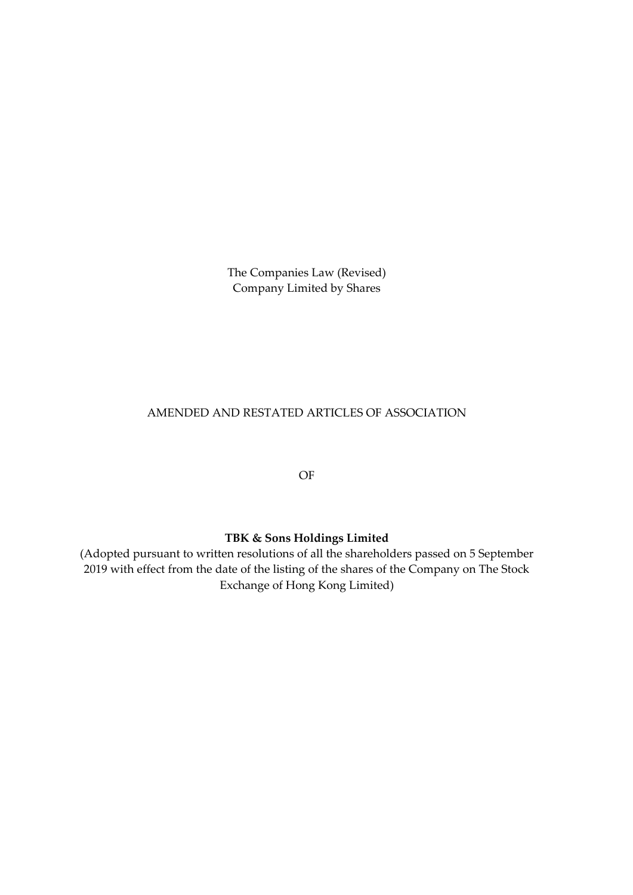The Companies Law (Revised)
Company Limited by Shares

# AMENDED AND RESTATED ARTICLES OF ASSOCIATION

OF

**TBK & Sons Holdings Limited**

(Adopted pursuant to written resolutions of all the shareholders passed on 5 September 2019 with effect from the date of the listing of the shares of the Company on The Stock Exchange of Hong Kong Limited)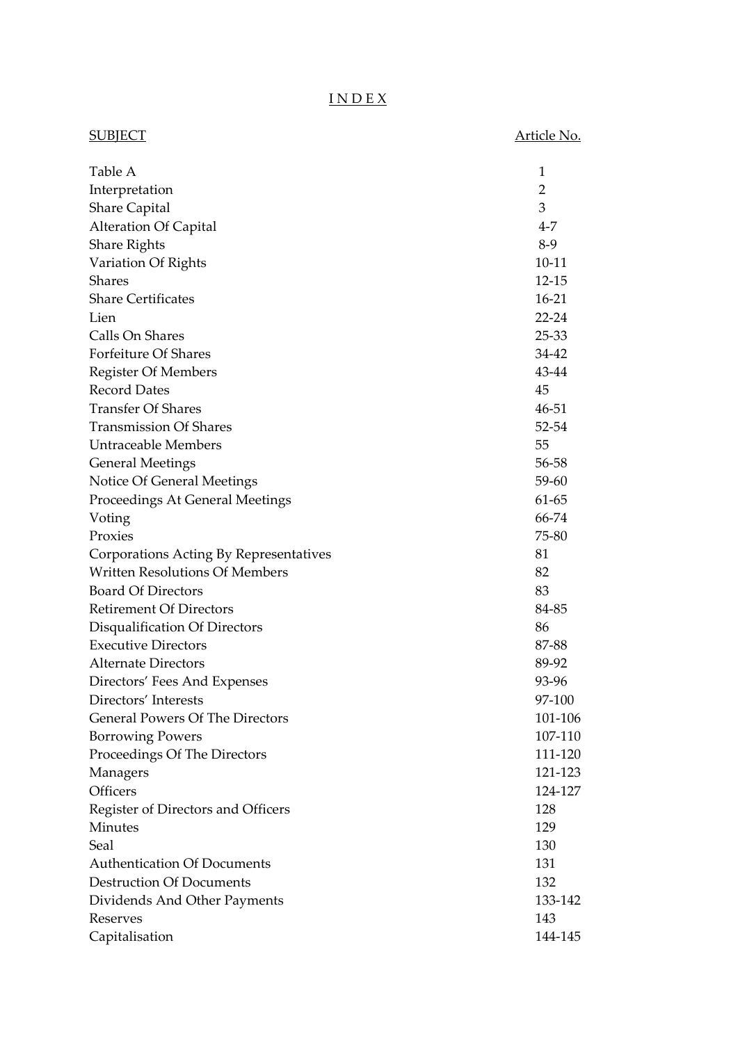# INDEX

| SUBJECT | Article No. |
|---|---|
| Table A | 1 |
| Interpretation | 2 |
| Share Capital | 3 |
| Alteration Of Capital | 4-7 |
| Share Rights | 8-9 |
| Variation Of Rights | 10-11 |
| Shares | 12-15 |
| Share Certificates | 16-21 |
| Lien | 22-24 |
| Calls On Shares | 25-33 |
| Forfeiture Of Shares | 34-42 |
| Register Of Members | 43-44 |
| Record Dates | 45 |
| Transfer Of Shares | 46-51 |
| Transmission Of Shares | 52-54 |
| Untraceable Members | 55 |
| General Meetings | 56-58 |
| Notice Of General Meetings | 59-60 |
| Proceedings At General Meetings | 61-65 |
| Voting | 66-74 |
| Proxies | 75-80 |
| Corporations Acting By Representatives | 81 |
| Written Resolutions Of Members | 82 |
| Board Of Directors | 83 |
| Retirement Of Directors | 84-85 |
| Disqualification Of Directors | 86 |
| Executive Directors | 87-88 |
| Alternate Directors | 89-92 |
| Directors' Fees And Expenses | 93-96 |
| Directors' Interests | 97-100 |
| General Powers Of The Directors | 101-106 |
| Borrowing Powers | 107-110 |
| Proceedings Of The Directors | 111-120 |
| Managers | 121-123 |
| Officers | 124-127 |
| Register of Directors and Officers | 128 |
| Minutes | 129 |
| Seal | 130 |
| Authentication Of Documents | 131 |
| Destruction Of Documents | 132 |
| Dividends And Other Payments | 133-142 |
| Reserves | 143 |
| Capitalisation | 144-145 |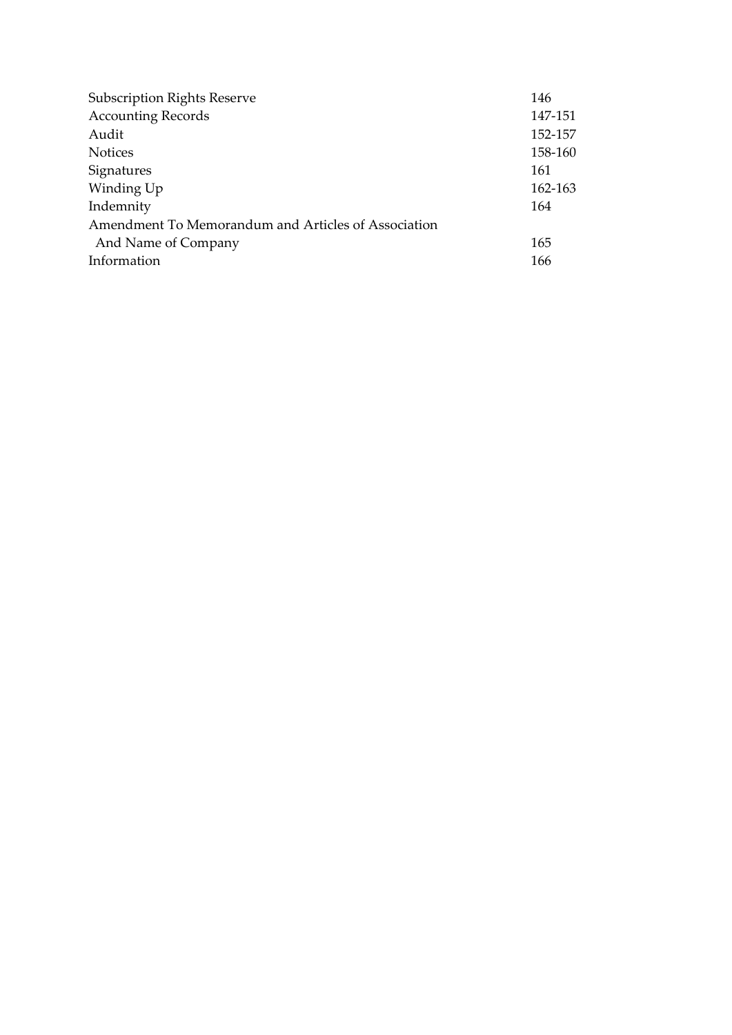| | |
|---|---|
| Subscription Rights Reserve | 146 |
| Accounting Records | 147-151 |
| Audit | 152-157 |
| Notices | 158-160 |
| Signatures | 161 |
| Winding Up | 162-163 |
| Indemnity | 164 |
| Amendment To Memorandum and Articles of Association And Name of Company | 165 |
| Information | 166 |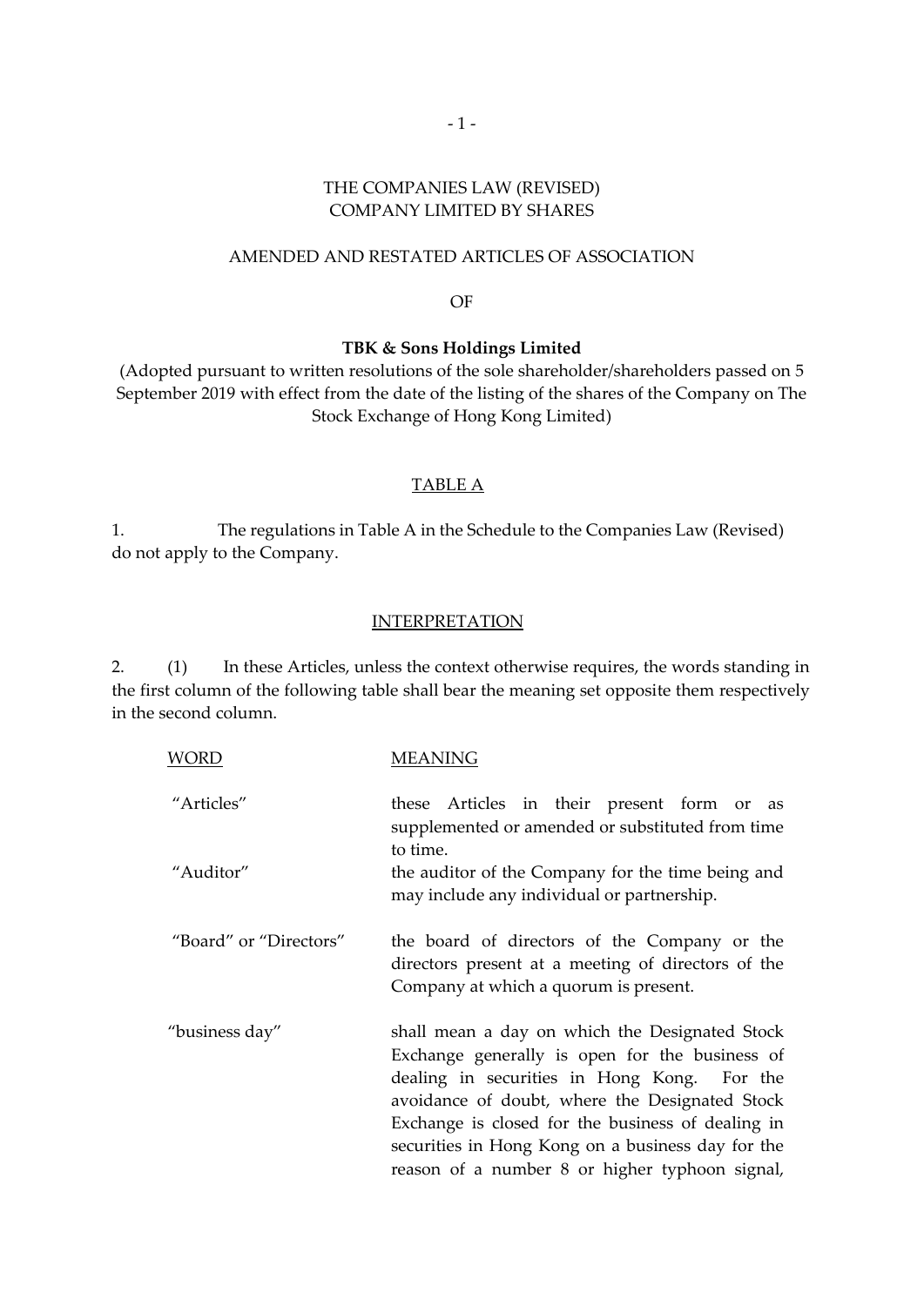THE COMPANIES LAW (REVISED)
COMPANY LIMITED BY SHARES

AMENDED AND RESTATED ARTICLES OF ASSOCIATION

OF

**TBK & Sons Holdings Limited**

(Adopted pursuant to written resolutions of the sole shareholder/shareholders passed on 5 September 2019 with effect from the date of the listing of the shares of the Company on The Stock Exchange of Hong Kong Limited)

## TABLE A

1. The regulations in Table A in the Schedule to the Companies Law (Revised) do not apply to the Company.

## INTERPRETATION

2. (1) In these Articles, unless the context otherwise requires, the words standing in the first column of the following table shall bear the meaning set opposite them respectively in the second column.

| WORD | MEANING |
|---|---|
| "Articles" | these Articles in their present form or as supplemented or amended or substituted from time to time. |
| "Auditor" | the auditor of the Company for the time being and may include any individual or partnership. |
| "Board" or "Directors" | the board of directors of the Company or the directors present at a meeting of directors of the Company at which a quorum is present. |
| "business day" | shall mean a day on which the Designated Stock Exchange generally is open for the business of dealing in securities in Hong Kong. For the avoidance of doubt, where the Designated Stock Exchange is closed for the business of dealing in securities in Hong Kong on a business day for the reason of a number 8 or higher typhoon signal, |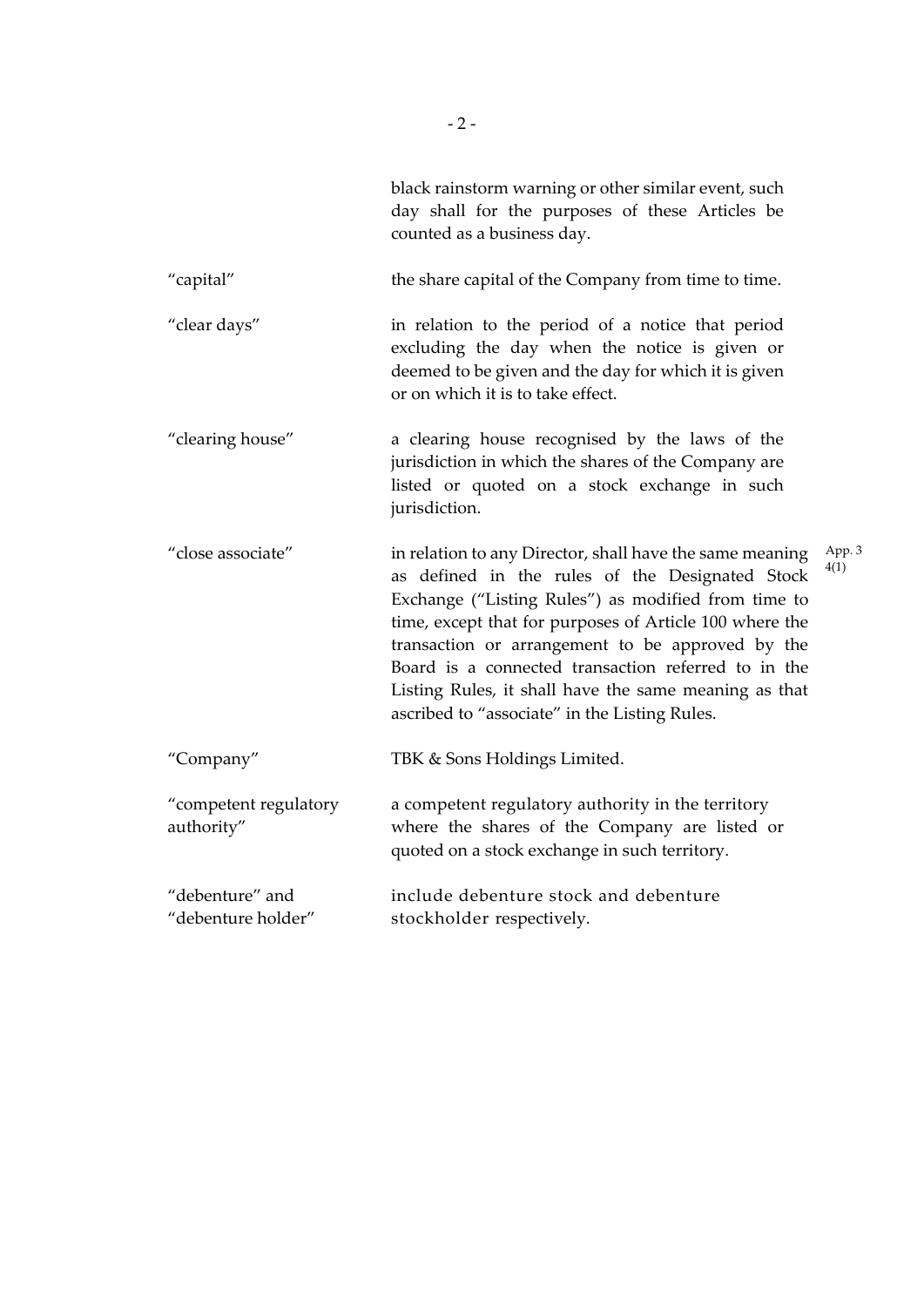black rainstorm warning or other similar event, such day shall for the purposes of these Articles be counted as a business day.

| | |
|---|---|
| "capital" | the share capital of the Company from time to time. |
| "clear days" | in relation to the period of a notice that period excluding the day when the notice is given or deemed to be given and the day for which it is given or on which it is to take effect. |
| "clearing house" | a clearing house recognised by the laws of the jurisdiction in which the shares of the Company are listed or quoted on a stock exchange in such jurisdiction. |
| "close associate" | in relation to any Director, shall have the same meaning as defined in the rules of the Designated Stock Exchange ("Listing Rules") as modified from time to time, except that for purposes of Article 100 where the transaction or arrangement to be approved by the Board is a connected transaction referred to in the Listing Rules, it shall have the same meaning as that ascribed to "associate" in the Listing Rules. (App. 3 4(1)) |
| "Company" | TBK & Sons Holdings Limited. |
| "competent regulatory authority" | a competent regulatory authority in the territory where the shares of the Company are listed or quoted on a stock exchange in such territory. |
| "debenture" and "debenture holder" | include debenture stock and debenture stockholder respectively. |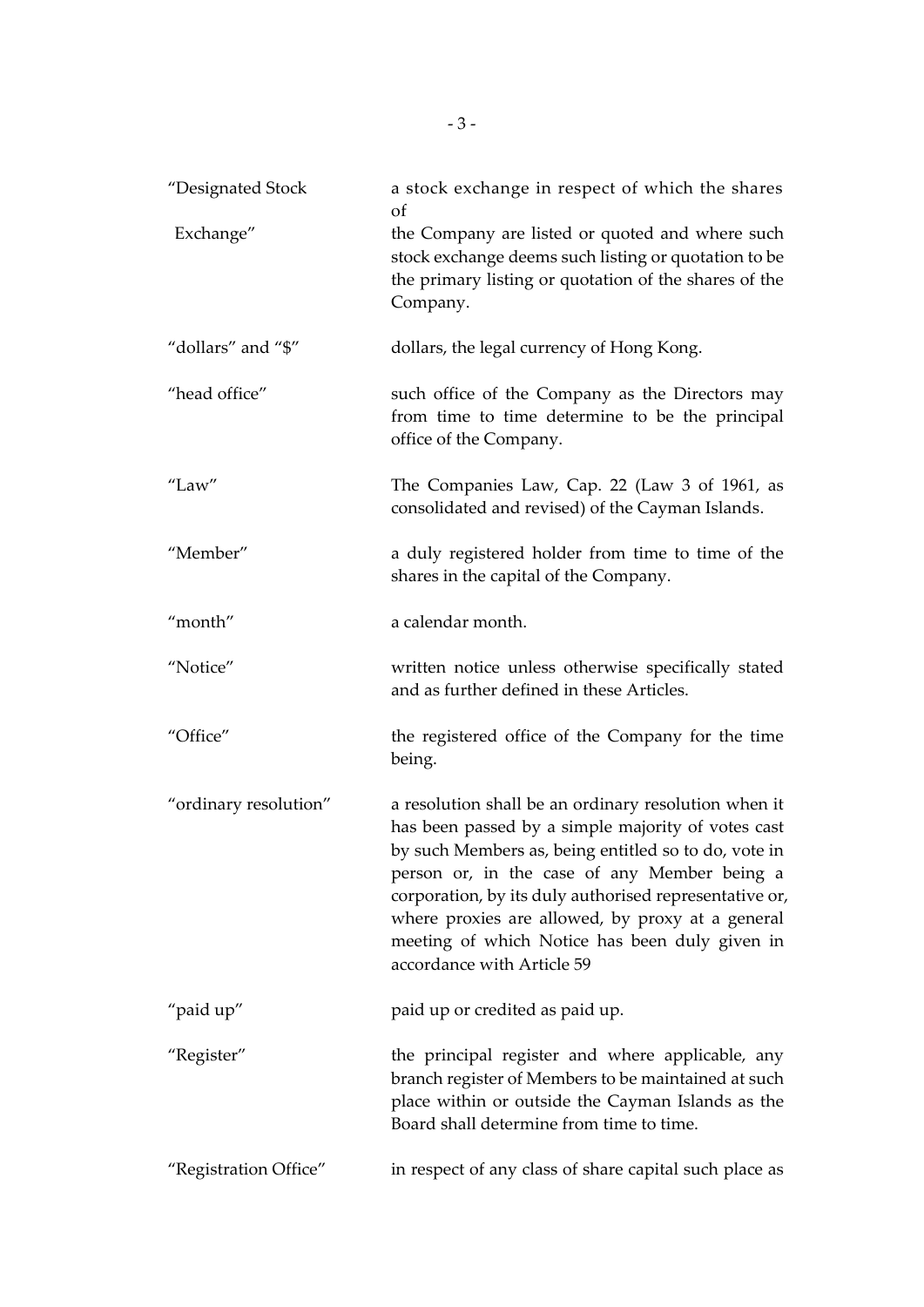| | |
|---|---|
| "Designated Stock Exchange" | a stock exchange in respect of which the shares of the Company are listed or quoted and where such stock exchange deems such listing or quotation to be the primary listing or quotation of the shares of the Company. |
| "dollars" and "$" | dollars, the legal currency of Hong Kong. |
| "head office" | such office of the Company as the Directors may from time to time determine to be the principal office of the Company. |
| "Law" | The Companies Law, Cap. 22 (Law 3 of 1961, as consolidated and revised) of the Cayman Islands. |
| "Member" | a duly registered holder from time to time of the shares in the capital of the Company. |
| "month" | a calendar month. |
| "Notice" | written notice unless otherwise specifically stated and as further defined in these Articles. |
| "Office" | the registered office of the Company for the time being. |
| "ordinary resolution" | a resolution shall be an ordinary resolution when it has been passed by a simple majority of votes cast by such Members as, being entitled so to do, vote in person or, in the case of any Member being a corporation, by its duly authorised representative or, where proxies are allowed, by proxy at a general meeting of which Notice has been duly given in accordance with Article 59 |
| "paid up" | paid up or credited as paid up. |
| "Register" | the principal register and where applicable, any branch register of Members to be maintained at such place within or outside the Cayman Islands as the Board shall determine from time to time. |
| "Registration Office" | in respect of any class of share capital such place as |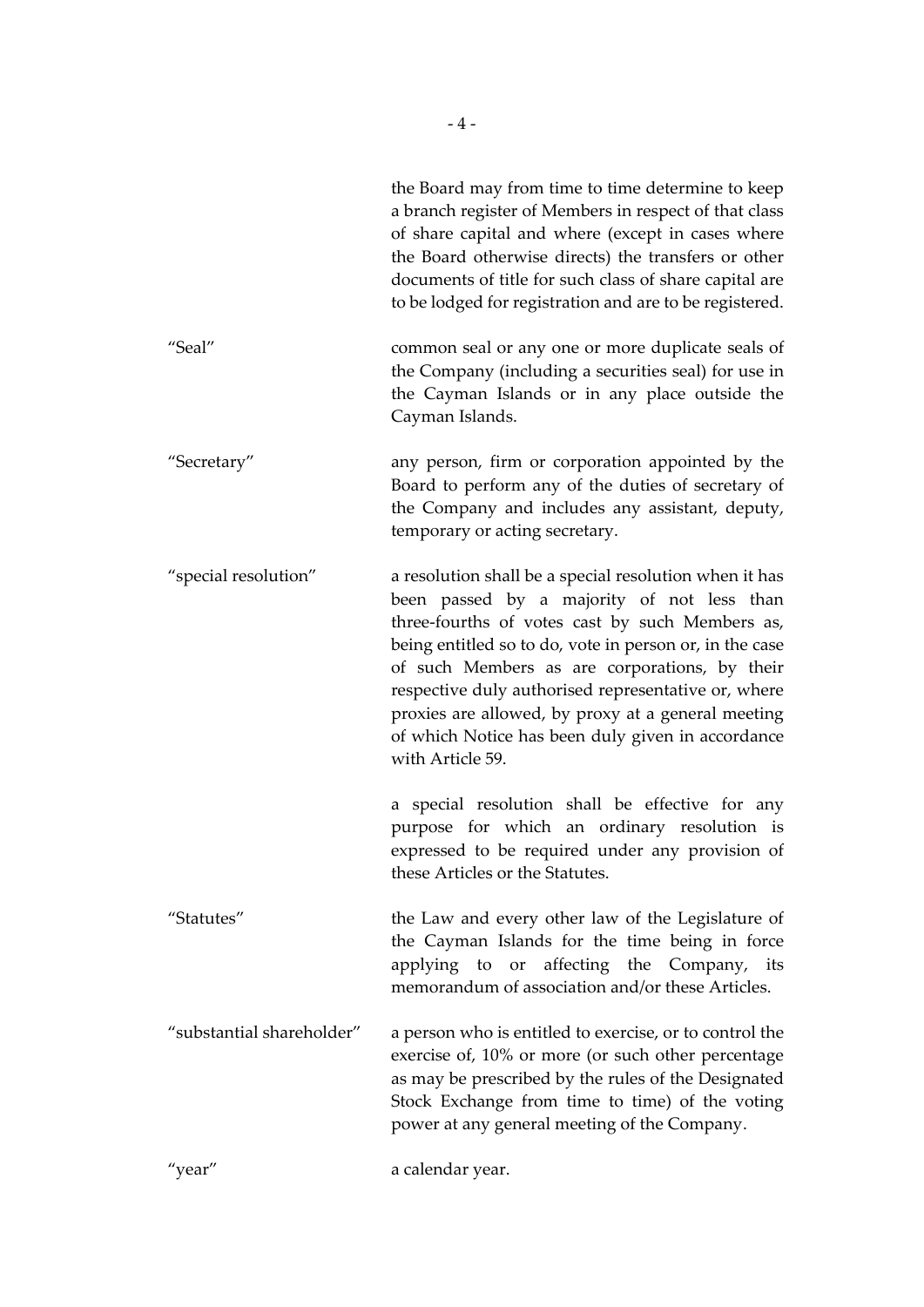the Board may from time to time determine to keep a branch register of Members in respect of that class of share capital and where (except in cases where the Board otherwise directs) the transfers or other documents of title for such class of share capital are to be lodged for registration and are to be registered.

| | |
|---|---|
| "Seal" | common seal or any one or more duplicate seals of the Company (including a securities seal) for use in the Cayman Islands or in any place outside the Cayman Islands. |
| "Secretary" | any person, firm or corporation appointed by the Board to perform any of the duties of secretary of the Company and includes any assistant, deputy, temporary or acting secretary. |
| "special resolution" | a resolution shall be a special resolution when it has been passed by a majority of not less than three-fourths of votes cast by such Members as, being entitled so to do, vote in person or, in the case of such Members as are corporations, by their respective duly authorised representative or, where proxies are allowed, by proxy at a general meeting of which Notice has been duly given in accordance with Article 59.<br><br>a special resolution shall be effective for any purpose for which an ordinary resolution is expressed to be required under any provision of these Articles or the Statutes. |
| "Statutes" | the Law and every other law of the Legislature of the Cayman Islands for the time being in force applying to or affecting the Company, its memorandum of association and/or these Articles. |
| "substantial shareholder" | a person who is entitled to exercise, or to control the exercise of, 10% or more (or such other percentage as may be prescribed by the rules of the Designated Stock Exchange from time to time) of the voting power at any general meeting of the Company. |
| "year" | a calendar year. |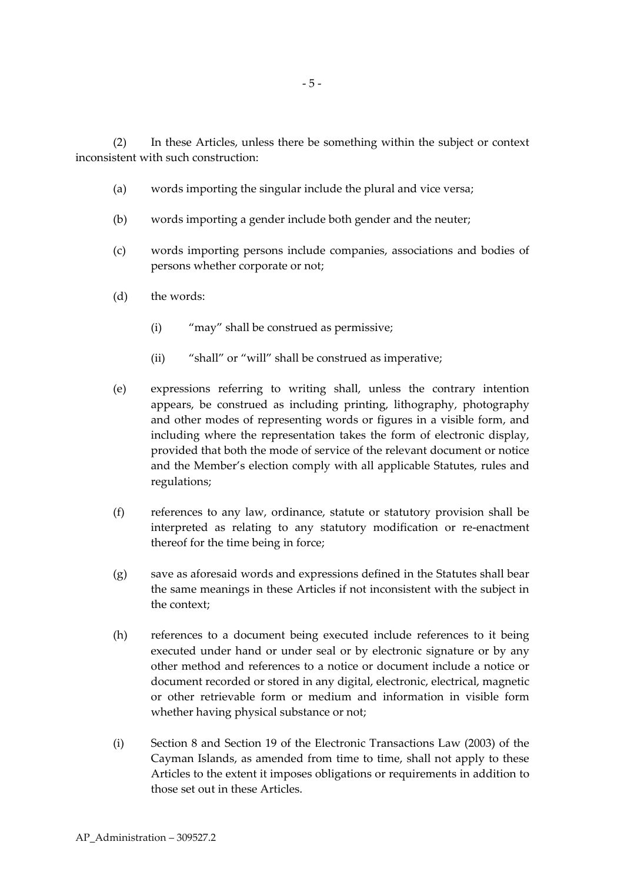(2) In these Articles, unless there be something within the subject or context inconsistent with such construction:

(a) words importing the singular include the plural and vice versa;

(b) words importing a gender include both gender and the neuter;

(c) words importing persons include companies, associations and bodies of persons whether corporate or not;

(d) the words:

(i) "may" shall be construed as permissive;

(ii) "shall" or "will" shall be construed as imperative;

(e) expressions referring to writing shall, unless the contrary intention appears, be construed as including printing, lithography, photography and other modes of representing words or figures in a visible form, and including where the representation takes the form of electronic display, provided that both the mode of service of the relevant document or notice and the Member's election comply with all applicable Statutes, rules and regulations;

(f) references to any law, ordinance, statute or statutory provision shall be interpreted as relating to any statutory modification or re-enactment thereof for the time being in force;

(g) save as aforesaid words and expressions defined in the Statutes shall bear the same meanings in these Articles if not inconsistent with the subject in the context;

(h) references to a document being executed include references to it being executed under hand or under seal or by electronic signature or by any other method and references to a notice or document include a notice or document recorded or stored in any digital, electronic, electrical, magnetic or other retrievable form or medium and information in visible form whether having physical substance or not;

(i) Section 8 and Section 19 of the Electronic Transactions Law (2003) of the Cayman Islands, as amended from time to time, shall not apply to these Articles to the extent it imposes obligations or requirements in addition to those set out in these Articles.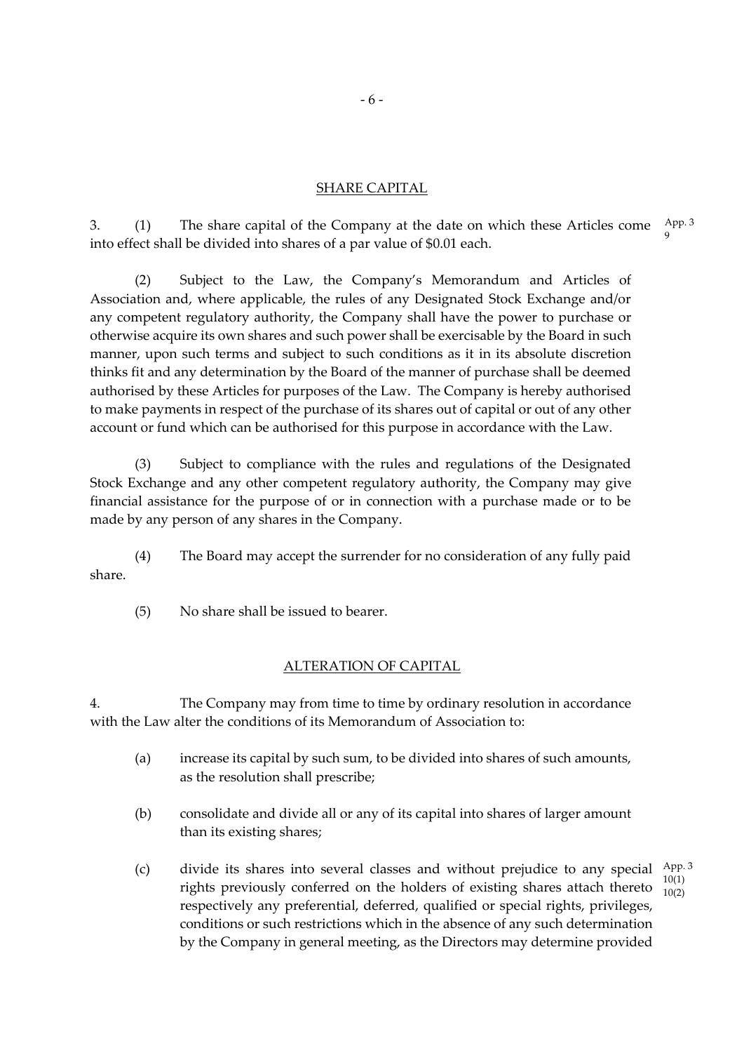## SHARE CAPITAL

3. (1) The share capital of the Company at the date on which these Articles come into effect shall be divided into shares of a par value of $0.01 each. App. 3 9

(2) Subject to the Law, the Company's Memorandum and Articles of Association and, where applicable, the rules of any Designated Stock Exchange and/or any competent regulatory authority, the Company shall have the power to purchase or otherwise acquire its own shares and such power shall be exercisable by the Board in such manner, upon such terms and subject to such conditions as it in its absolute discretion thinks fit and any determination by the Board of the manner of purchase shall be deemed authorised by these Articles for purposes of the Law. The Company is hereby authorised to make payments in respect of the purchase of its shares out of capital or out of any other account or fund which can be authorised for this purpose in accordance with the Law.

(3) Subject to compliance with the rules and regulations of the Designated Stock Exchange and any other competent regulatory authority, the Company may give financial assistance for the purpose of or in connection with a purchase made or to be made by any person of any shares in the Company.

(4) The Board may accept the surrender for no consideration of any fully paid share.

(5) No share shall be issued to bearer.

## ALTERATION OF CAPITAL

4. The Company may from time to time by ordinary resolution in accordance with the Law alter the conditions of its Memorandum of Association to:

(a) increase its capital by such sum, to be divided into shares of such amounts, as the resolution shall prescribe;

(b) consolidate and divide all or any of its capital into shares of larger amount than its existing shares;

(c) divide its shares into several classes and without prejudice to any special rights previously conferred on the holders of existing shares attach thereto respectively any preferential, deferred, qualified or special rights, privileges, conditions or such restrictions which in the absence of any such determination by the Company in general meeting, as the Directors may determine provided App. 3 10(1) 10(2)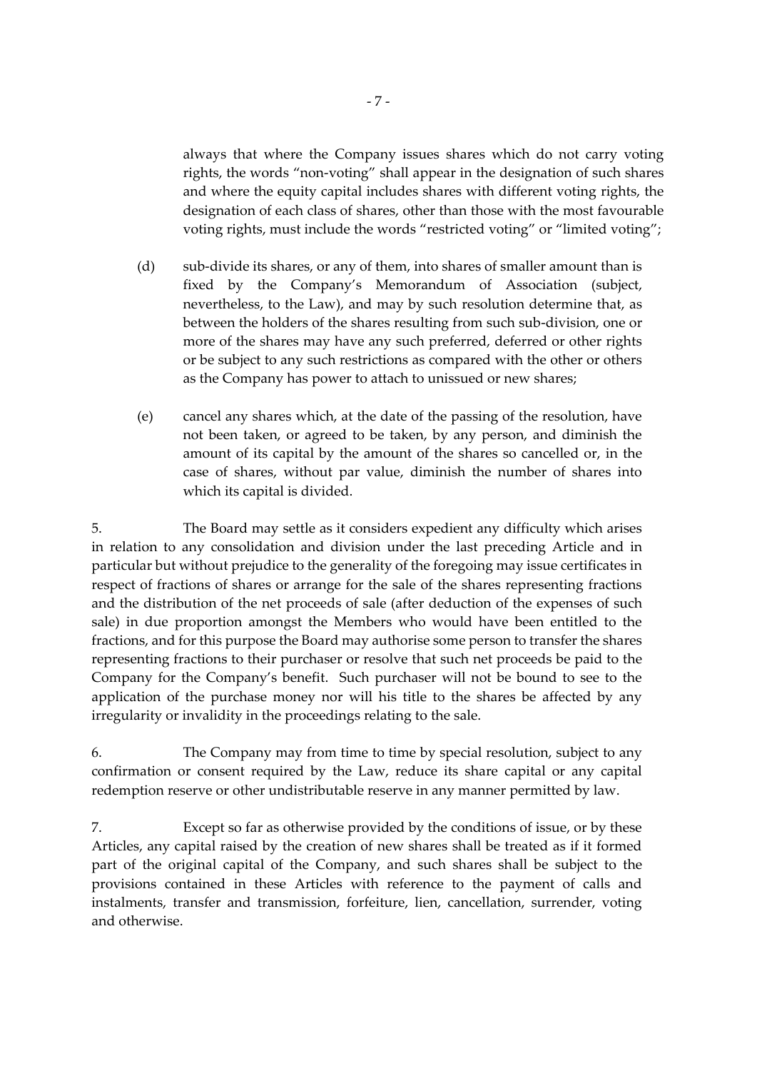always that where the Company issues shares which do not carry voting rights, the words "non-voting" shall appear in the designation of such shares and where the equity capital includes shares with different voting rights, the designation of each class of shares, other than those with the most favourable voting rights, must include the words "restricted voting" or "limited voting";

(d) sub-divide its shares, or any of them, into shares of smaller amount than is fixed by the Company's Memorandum of Association (subject, nevertheless, to the Law), and may by such resolution determine that, as between the holders of the shares resulting from such sub-division, one or more of the shares may have any such preferred, deferred or other rights or be subject to any such restrictions as compared with the other or others as the Company has power to attach to unissued or new shares;

(e) cancel any shares which, at the date of the passing of the resolution, have not been taken, or agreed to be taken, by any person, and diminish the amount of its capital by the amount of the shares so cancelled or, in the case of shares, without par value, diminish the number of shares into which its capital is divided.

5. The Board may settle as it considers expedient any difficulty which arises in relation to any consolidation and division under the last preceding Article and in particular but without prejudice to the generality of the foregoing may issue certificates in respect of fractions of shares or arrange for the sale of the shares representing fractions and the distribution of the net proceeds of sale (after deduction of the expenses of such sale) in due proportion amongst the Members who would have been entitled to the fractions, and for this purpose the Board may authorise some person to transfer the shares representing fractions to their purchaser or resolve that such net proceeds be paid to the Company for the Company's benefit. Such purchaser will not be bound to see to the application of the purchase money nor will his title to the shares be affected by any irregularity or invalidity in the proceedings relating to the sale.

6. The Company may from time to time by special resolution, subject to any confirmation or consent required by the Law, reduce its share capital or any capital redemption reserve or other undistributable reserve in any manner permitted by law.

7. Except so far as otherwise provided by the conditions of issue, or by these Articles, any capital raised by the creation of new shares shall be treated as if it formed part of the original capital of the Company, and such shares shall be subject to the provisions contained in these Articles with reference to the payment of calls and instalments, transfer and transmission, forfeiture, lien, cancellation, surrender, voting and otherwise.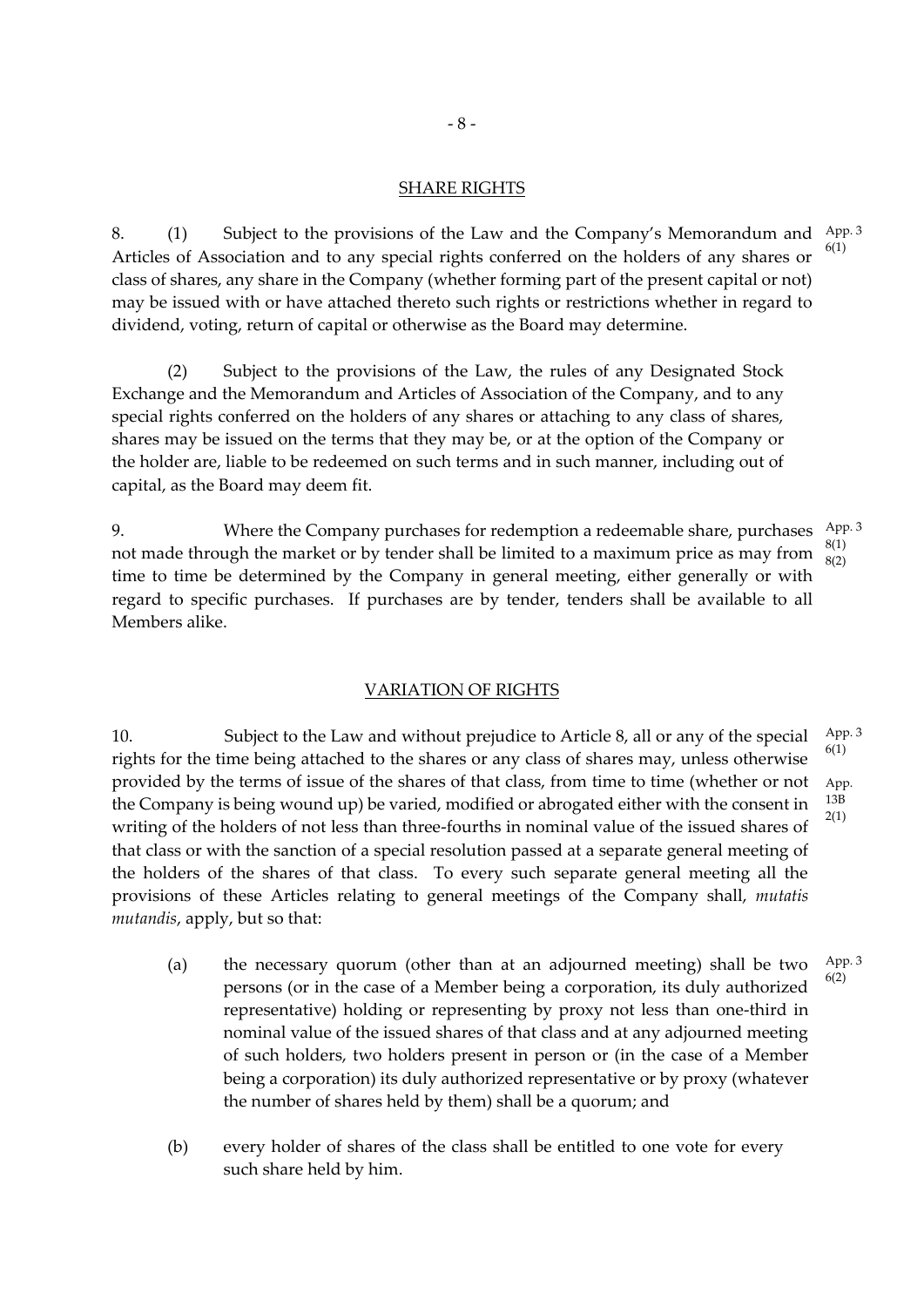## SHARE RIGHTS

8. (1) Subject to the provisions of the Law and the Company's Memorandum and Articles of Association and to any special rights conferred on the holders of any shares or class of shares, any share in the Company (whether forming part of the present capital or not) may be issued with or have attached thereto such rights or restrictions whether in regard to dividend, voting, return of capital or otherwise as the Board may determine.

App. 3 6(1)

(2) Subject to the provisions of the Law, the rules of any Designated Stock Exchange and the Memorandum and Articles of Association of the Company, and to any special rights conferred on the holders of any shares or attaching to any class of shares, shares may be issued on the terms that they may be, or at the option of the Company or the holder are, liable to be redeemed on such terms and in such manner, including out of capital, as the Board may deem fit.

9. Where the Company purchases for redemption a redeemable share, purchases not made through the market or by tender shall be limited to a maximum price as may from time to time be determined by the Company in general meeting, either generally or with regard to specific purchases. If purchases are by tender, tenders shall be available to all Members alike.

App. 3 8(1) 8(2)

## VARIATION OF RIGHTS

10. Subject to the Law and without prejudice to Article 8, all or any of the special rights for the time being attached to the shares or any class of shares may, unless otherwise provided by the terms of issue of the shares of that class, from time to time (whether or not the Company is being wound up) be varied, modified or abrogated either with the consent in writing of the holders of not less than three-fourths in nominal value of the issued shares of that class or with the sanction of a special resolution passed at a separate general meeting of the holders of the shares of that class. To every such separate general meeting all the provisions of these Articles relating to general meetings of the Company shall, *mutatis mutandis*, apply, but so that:

App. 3 6(1)

App. 13B 2(1)

(a) the necessary quorum (other than at an adjourned meeting) shall be two persons (or in the case of a Member being a corporation, its duly authorized representative) holding or representing by proxy not less than one-third in nominal value of the issued shares of that class and at any adjourned meeting of such holders, two holders present in person or (in the case of a Member being a corporation) its duly authorized representative or by proxy (whatever the number of shares held by them) shall be a quorum; and

App. 3 6(2)

(b) every holder of shares of the class shall be entitled to one vote for every such share held by him.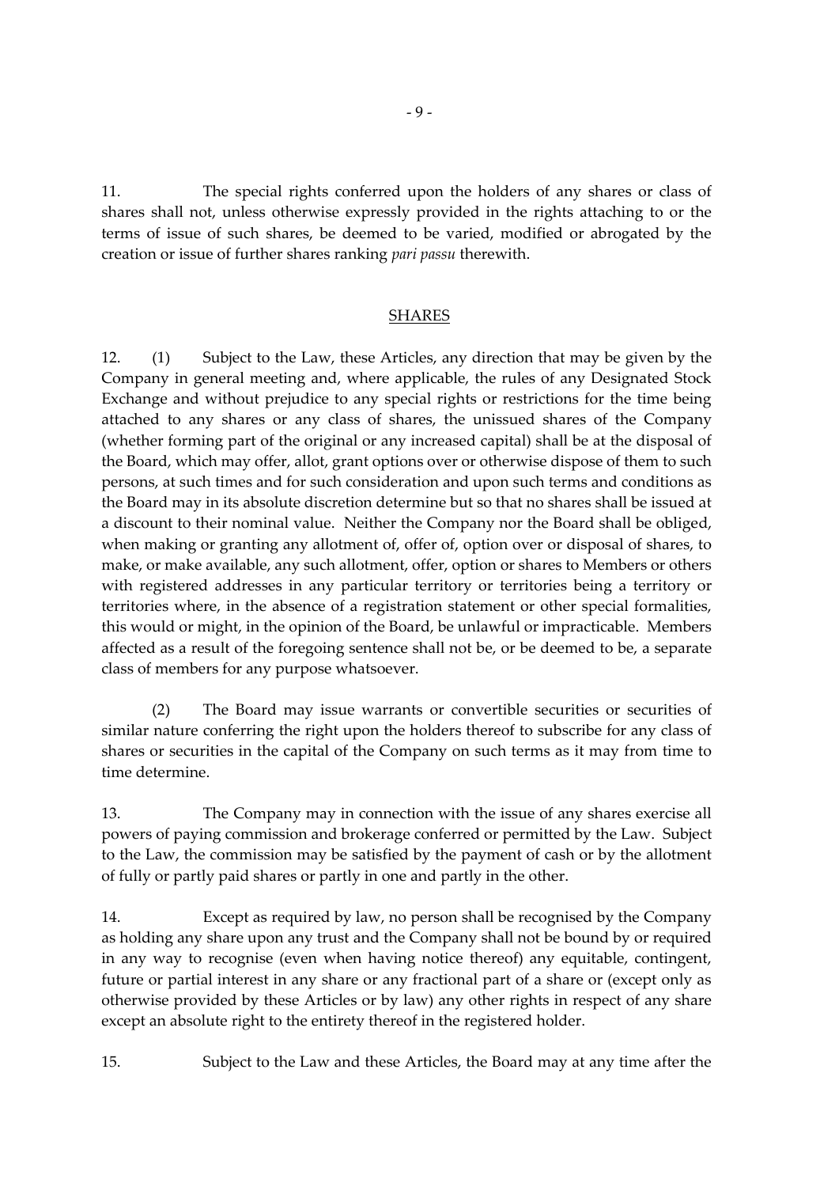11. The special rights conferred upon the holders of any shares or class of shares shall not, unless otherwise expressly provided in the rights attaching to or the terms of issue of such shares, be deemed to be varied, modified or abrogated by the creation or issue of further shares ranking *pari passu* therewith.

## SHARES

12. (1) Subject to the Law, these Articles, any direction that may be given by the Company in general meeting and, where applicable, the rules of any Designated Stock Exchange and without prejudice to any special rights or restrictions for the time being attached to any shares or any class of shares, the unissued shares of the Company (whether forming part of the original or any increased capital) shall be at the disposal of the Board, which may offer, allot, grant options over or otherwise dispose of them to such persons, at such times and for such consideration and upon such terms and conditions as the Board may in its absolute discretion determine but so that no shares shall be issued at a discount to their nominal value. Neither the Company nor the Board shall be obliged, when making or granting any allotment of, offer of, option over or disposal of shares, to make, or make available, any such allotment, offer, option or shares to Members or others with registered addresses in any particular territory or territories being a territory or territories where, in the absence of a registration statement or other special formalities, this would or might, in the opinion of the Board, be unlawful or impracticable. Members affected as a result of the foregoing sentence shall not be, or be deemed to be, a separate class of members for any purpose whatsoever.

(2) The Board may issue warrants or convertible securities or securities of similar nature conferring the right upon the holders thereof to subscribe for any class of shares or securities in the capital of the Company on such terms as it may from time to time determine.

13. The Company may in connection with the issue of any shares exercise all powers of paying commission and brokerage conferred or permitted by the Law. Subject to the Law, the commission may be satisfied by the payment of cash or by the allotment of fully or partly paid shares or partly in one and partly in the other.

14. Except as required by law, no person shall be recognised by the Company as holding any share upon any trust and the Company shall not be bound by or required in any way to recognise (even when having notice thereof) any equitable, contingent, future or partial interest in any share or any fractional part of a share or (except only as otherwise provided by these Articles or by law) any other rights in respect of any share except an absolute right to the entirety thereof in the registered holder.

15. Subject to the Law and these Articles, the Board may at any time after the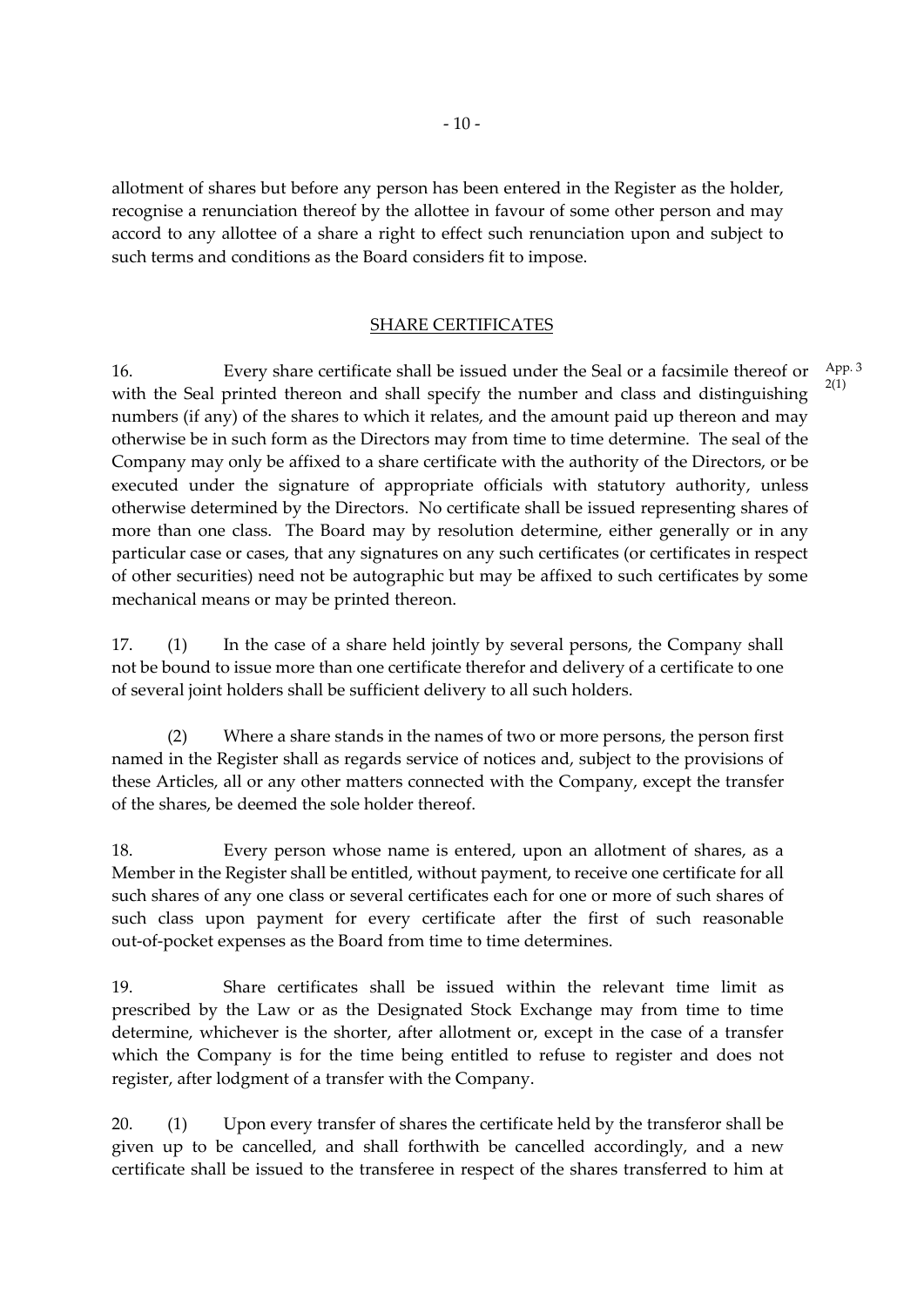allotment of shares but before any person has been entered in the Register as the holder, recognise a renunciation thereof by the allottee in favour of some other person and may accord to any allottee of a share a right to effect such renunciation upon and subject to such terms and conditions as the Board considers fit to impose.

## SHARE CERTIFICATES

16. Every share certificate shall be issued under the Seal or a facsimile thereof or with the Seal printed thereon and shall specify the number and class and distinguishing numbers (if any) of the shares to which it relates, and the amount paid up thereon and may otherwise be in such form as the Directors may from time to time determine. The seal of the Company may only be affixed to a share certificate with the authority of the Directors, or be executed under the signature of appropriate officials with statutory authority, unless otherwise determined by the Directors. No certificate shall be issued representing shares of more than one class. The Board may by resolution determine, either generally or in any particular case or cases, that any signatures on any such certificates (or certificates in respect of other securities) need not be autographic but may be affixed to such certificates by some mechanical means or may be printed thereon.

App. 3 2(1)

17. (1) In the case of a share held jointly by several persons, the Company shall not be bound to issue more than one certificate therefor and delivery of a certificate to one of several joint holders shall be sufficient delivery to all such holders.

(2) Where a share stands in the names of two or more persons, the person first named in the Register shall as regards service of notices and, subject to the provisions of these Articles, all or any other matters connected with the Company, except the transfer of the shares, be deemed the sole holder thereof.

18. Every person whose name is entered, upon an allotment of shares, as a Member in the Register shall be entitled, without payment, to receive one certificate for all such shares of any one class or several certificates each for one or more of such shares of such class upon payment for every certificate after the first of such reasonable out-of-pocket expenses as the Board from time to time determines.

19. Share certificates shall be issued within the relevant time limit as prescribed by the Law or as the Designated Stock Exchange may from time to time determine, whichever is the shorter, after allotment or, except in the case of a transfer which the Company is for the time being entitled to refuse to register and does not register, after lodgment of a transfer with the Company.

20. (1) Upon every transfer of shares the certificate held by the transferor shall be given up to be cancelled, and shall forthwith be cancelled accordingly, and a new certificate shall be issued to the transferee in respect of the shares transferred to him at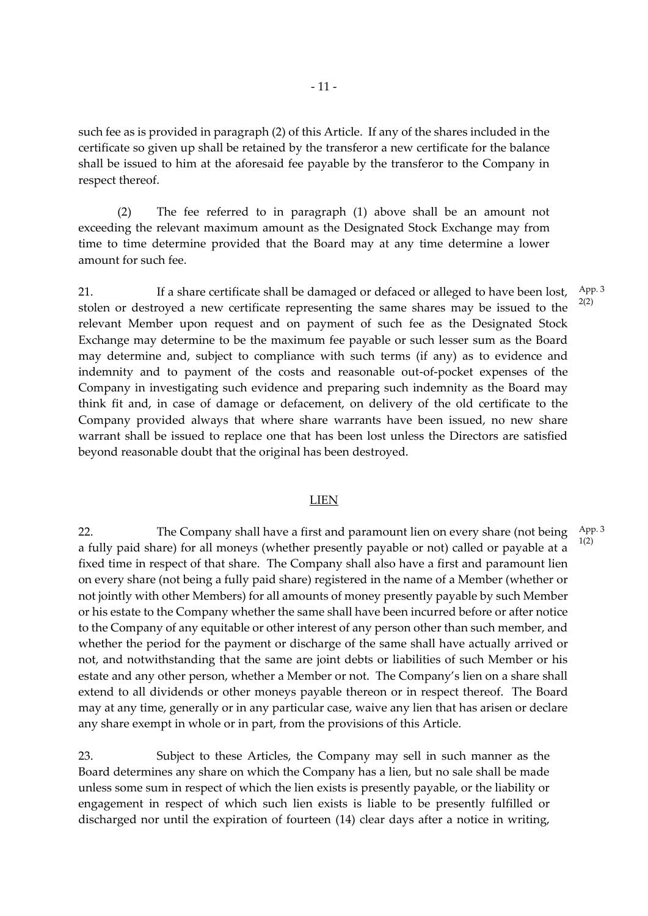such fee as is provided in paragraph (2) of this Article. If any of the shares included in the certificate so given up shall be retained by the transferor a new certificate for the balance shall be issued to him at the aforesaid fee payable by the transferor to the Company in respect thereof.

(2) The fee referred to in paragraph (1) above shall be an amount not exceeding the relevant maximum amount as the Designated Stock Exchange may from time to time determine provided that the Board may at any time determine a lower amount for such fee.

21. If a share certificate shall be damaged or defaced or alleged to have been lost, stolen or destroyed a new certificate representing the same shares may be issued to the relevant Member upon request and on payment of such fee as the Designated Stock Exchange may determine to be the maximum fee payable or such lesser sum as the Board may determine and, subject to compliance with such terms (if any) as to evidence and indemnity and to payment of the costs and reasonable out-of-pocket expenses of the Company in investigating such evidence and preparing such indemnity as the Board may think fit and, in case of damage or defacement, on delivery of the old certificate to the Company provided always that where share warrants have been issued, no new share warrant shall be issued to replace one that has been lost unless the Directors are satisfied beyond reasonable doubt that the original has been destroyed.

App. 3 2(2)

## LIEN

22. The Company shall have a first and paramount lien on every share (not being a fully paid share) for all moneys (whether presently payable or not) called or payable at a fixed time in respect of that share. The Company shall also have a first and paramount lien on every share (not being a fully paid share) registered in the name of a Member (whether or not jointly with other Members) for all amounts of money presently payable by such Member or his estate to the Company whether the same shall have been incurred before or after notice to the Company of any equitable or other interest of any person other than such member, and whether the period for the payment or discharge of the same shall have actually arrived or not, and notwithstanding that the same are joint debts or liabilities of such Member or his estate and any other person, whether a Member or not. The Company's lien on a share shall extend to all dividends or other moneys payable thereon or in respect thereof. The Board may at any time, generally or in any particular case, waive any lien that has arisen or declare any share exempt in whole or in part, from the provisions of this Article.

App. 3 1(2)

23. Subject to these Articles, the Company may sell in such manner as the Board determines any share on which the Company has a lien, but no sale shall be made unless some sum in respect of which the lien exists is presently payable, or the liability or engagement in respect of which such lien exists is liable to be presently fulfilled or discharged nor until the expiration of fourteen (14) clear days after a notice in writing,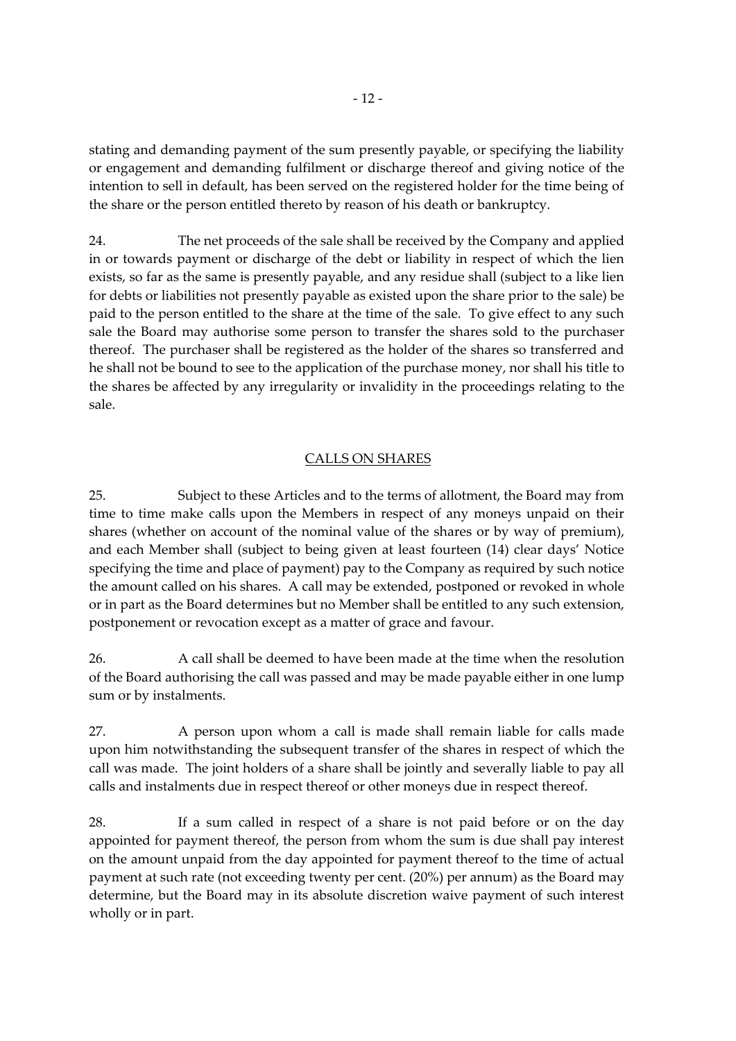stating and demanding payment of the sum presently payable, or specifying the liability or engagement and demanding fulfilment or discharge thereof and giving notice of the intention to sell in default, has been served on the registered holder for the time being of the share or the person entitled thereto by reason of his death or bankruptcy.

24. The net proceeds of the sale shall be received by the Company and applied in or towards payment or discharge of the debt or liability in respect of which the lien exists, so far as the same is presently payable, and any residue shall (subject to a like lien for debts or liabilities not presently payable as existed upon the share prior to the sale) be paid to the person entitled to the share at the time of the sale. To give effect to any such sale the Board may authorise some person to transfer the shares sold to the purchaser thereof. The purchaser shall be registered as the holder of the shares so transferred and he shall not be bound to see to the application of the purchase money, nor shall his title to the shares be affected by any irregularity or invalidity in the proceedings relating to the sale.

## CALLS ON SHARES

25. Subject to these Articles and to the terms of allotment, the Board may from time to time make calls upon the Members in respect of any moneys unpaid on their shares (whether on account of the nominal value of the shares or by way of premium), and each Member shall (subject to being given at least fourteen (14) clear days' Notice specifying the time and place of payment) pay to the Company as required by such notice the amount called on his shares. A call may be extended, postponed or revoked in whole or in part as the Board determines but no Member shall be entitled to any such extension, postponement or revocation except as a matter of grace and favour.

26. A call shall be deemed to have been made at the time when the resolution of the Board authorising the call was passed and may be made payable either in one lump sum or by instalments.

27. A person upon whom a call is made shall remain liable for calls made upon him notwithstanding the subsequent transfer of the shares in respect of which the call was made. The joint holders of a share shall be jointly and severally liable to pay all calls and instalments due in respect thereof or other moneys due in respect thereof.

28. If a sum called in respect of a share is not paid before or on the day appointed for payment thereof, the person from whom the sum is due shall pay interest on the amount unpaid from the day appointed for payment thereof to the time of actual payment at such rate (not exceeding twenty per cent. (20%) per annum) as the Board may determine, but the Board may in its absolute discretion waive payment of such interest wholly or in part.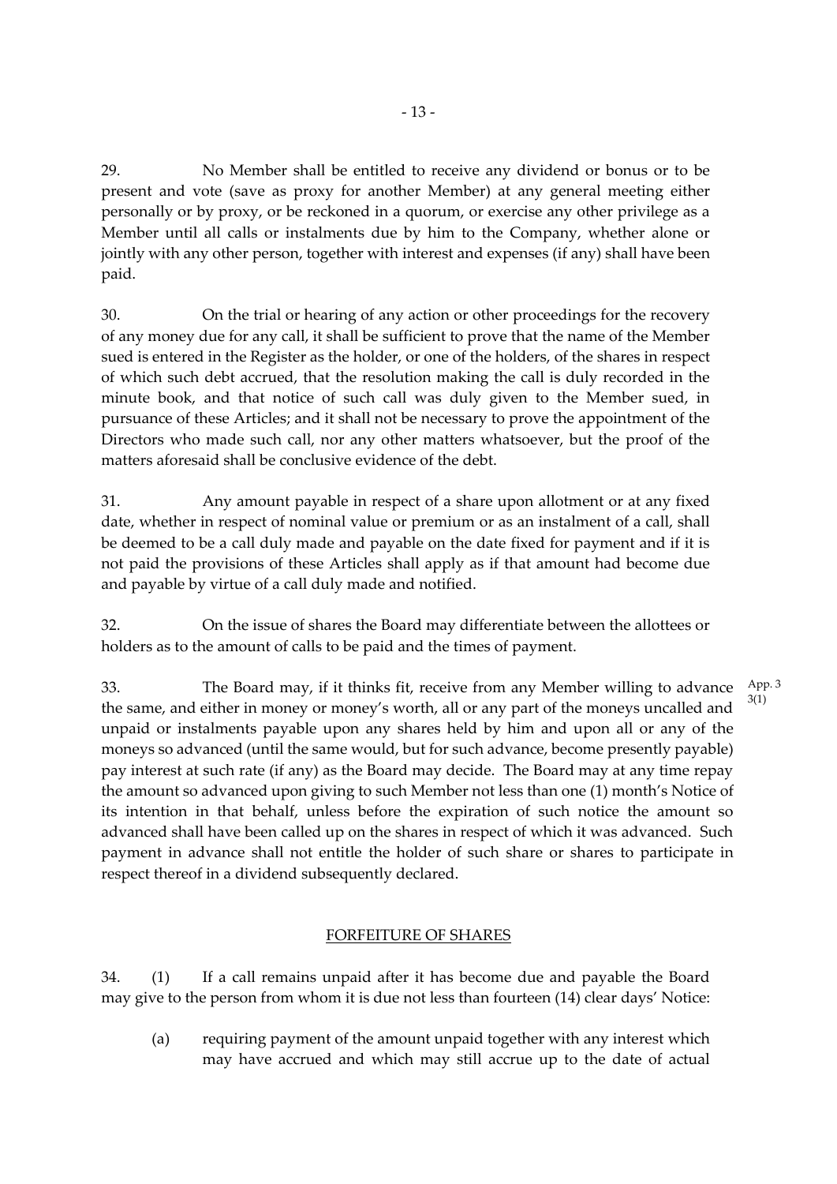29. No Member shall be entitled to receive any dividend or bonus or to be present and vote (save as proxy for another Member) at any general meeting either personally or by proxy, or be reckoned in a quorum, or exercise any other privilege as a Member until all calls or instalments due by him to the Company, whether alone or jointly with any other person, together with interest and expenses (if any) shall have been paid.

30. On the trial or hearing of any action or other proceedings for the recovery of any money due for any call, it shall be sufficient to prove that the name of the Member sued is entered in the Register as the holder, or one of the holders, of the shares in respect of which such debt accrued, that the resolution making the call is duly recorded in the minute book, and that notice of such call was duly given to the Member sued, in pursuance of these Articles; and it shall not be necessary to prove the appointment of the Directors who made such call, nor any other matters whatsoever, but the proof of the matters aforesaid shall be conclusive evidence of the debt.

31. Any amount payable in respect of a share upon allotment or at any fixed date, whether in respect of nominal value or premium or as an instalment of a call, shall be deemed to be a call duly made and payable on the date fixed for payment and if it is not paid the provisions of these Articles shall apply as if that amount had become due and payable by virtue of a call duly made and notified.

32. On the issue of shares the Board may differentiate between the allottees or holders as to the amount of calls to be paid and the times of payment.

33. The Board may, if it thinks fit, receive from any Member willing to advance the same, and either in money or money's worth, all or any part of the moneys uncalled and unpaid or instalments payable upon any shares held by him and upon all or any of the moneys so advanced (until the same would, but for such advance, become presently payable) pay interest at such rate (if any) as the Board may decide. The Board may at any time repay the amount so advanced upon giving to such Member not less than one (1) month's Notice of its intention in that behalf, unless before the expiration of such notice the amount so advanced shall have been called up on the shares in respect of which it was advanced. Such payment in advance shall not entitle the holder of such share or shares to participate in respect thereof in a dividend subsequently declared.

App. 3 3(1)

## FORFEITURE OF SHARES

34. (1) If a call remains unpaid after it has become due and payable the Board may give to the person from whom it is due not less than fourteen (14) clear days' Notice:

(a) requiring payment of the amount unpaid together with any interest which may have accrued and which may still accrue up to the date of actual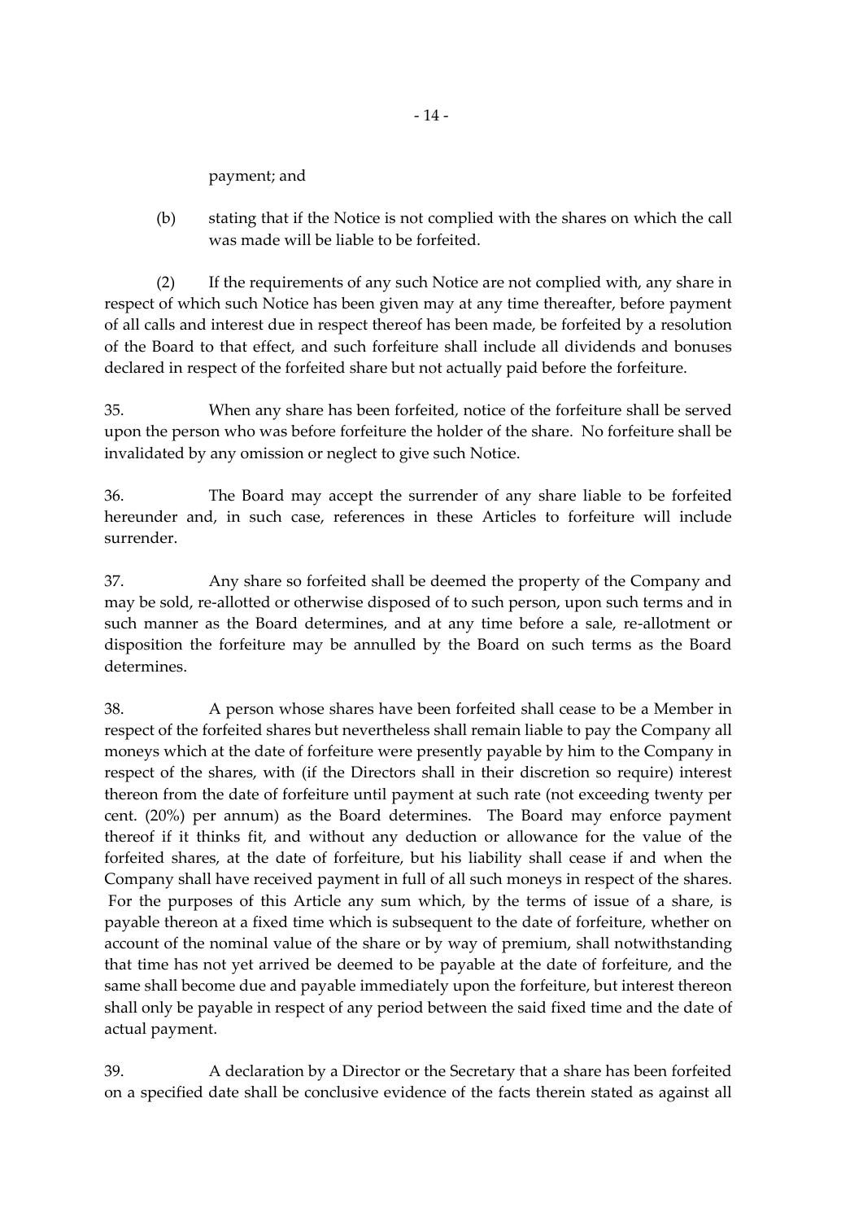payment; and

(b) stating that if the Notice is not complied with the shares on which the call was made will be liable to be forfeited.

(2) If the requirements of any such Notice are not complied with, any share in respect of which such Notice has been given may at any time thereafter, before payment of all calls and interest due in respect thereof has been made, be forfeited by a resolution of the Board to that effect, and such forfeiture shall include all dividends and bonuses declared in respect of the forfeited share but not actually paid before the forfeiture.

35. When any share has been forfeited, notice of the forfeiture shall be served upon the person who was before forfeiture the holder of the share. No forfeiture shall be invalidated by any omission or neglect to give such Notice.

36. The Board may accept the surrender of any share liable to be forfeited hereunder and, in such case, references in these Articles to forfeiture will include surrender.

37. Any share so forfeited shall be deemed the property of the Company and may be sold, re-allotted or otherwise disposed of to such person, upon such terms and in such manner as the Board determines, and at any time before a sale, re-allotment or disposition the forfeiture may be annulled by the Board on such terms as the Board determines.

38. A person whose shares have been forfeited shall cease to be a Member in respect of the forfeited shares but nevertheless shall remain liable to pay the Company all moneys which at the date of forfeiture were presently payable by him to the Company in respect of the shares, with (if the Directors shall in their discretion so require) interest thereon from the date of forfeiture until payment at such rate (not exceeding twenty per cent. (20%) per annum) as the Board determines. The Board may enforce payment thereof if it thinks fit, and without any deduction or allowance for the value of the forfeited shares, at the date of forfeiture, but his liability shall cease if and when the Company shall have received payment in full of all such moneys in respect of the shares. For the purposes of this Article any sum which, by the terms of issue of a share, is payable thereon at a fixed time which is subsequent to the date of forfeiture, whether on account of the nominal value of the share or by way of premium, shall notwithstanding that time has not yet arrived be deemed to be payable at the date of forfeiture, and the same shall become due and payable immediately upon the forfeiture, but interest thereon shall only be payable in respect of any period between the said fixed time and the date of actual payment.

39. A declaration by a Director or the Secretary that a share has been forfeited on a specified date shall be conclusive evidence of the facts therein stated as against all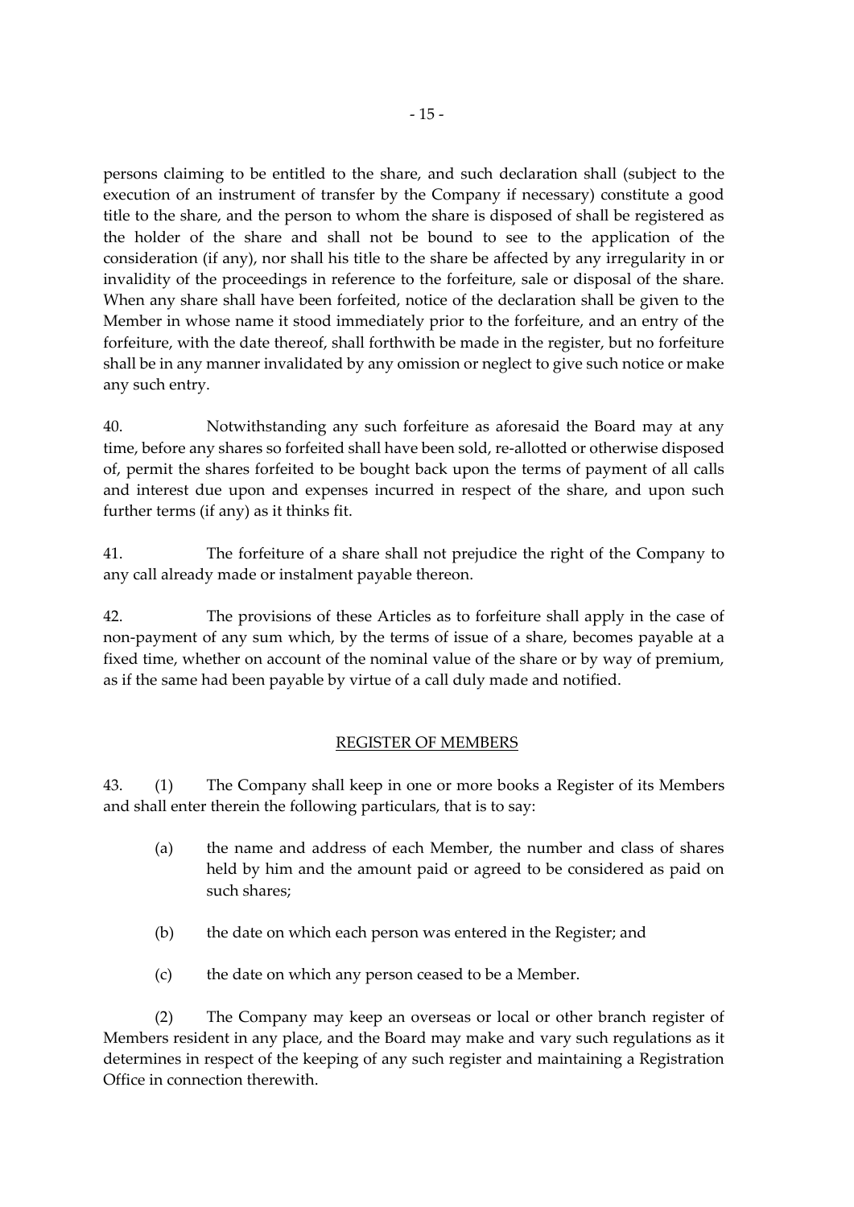persons claiming to be entitled to the share, and such declaration shall (subject to the execution of an instrument of transfer by the Company if necessary) constitute a good title to the share, and the person to whom the share is disposed of shall be registered as the holder of the share and shall not be bound to see to the application of the consideration (if any), nor shall his title to the share be affected by any irregularity in or invalidity of the proceedings in reference to the forfeiture, sale or disposal of the share. When any share shall have been forfeited, notice of the declaration shall be given to the Member in whose name it stood immediately prior to the forfeiture, and an entry of the forfeiture, with the date thereof, shall forthwith be made in the register, but no forfeiture shall be in any manner invalidated by any omission or neglect to give such notice or make any such entry.

40. Notwithstanding any such forfeiture as aforesaid the Board may at any time, before any shares so forfeited shall have been sold, re-allotted or otherwise disposed of, permit the shares forfeited to be bought back upon the terms of payment of all calls and interest due upon and expenses incurred in respect of the share, and upon such further terms (if any) as it thinks fit.

41. The forfeiture of a share shall not prejudice the right of the Company to any call already made or instalment payable thereon.

42. The provisions of these Articles as to forfeiture shall apply in the case of non-payment of any sum which, by the terms of issue of a share, becomes payable at a fixed time, whether on account of the nominal value of the share or by way of premium, as if the same had been payable by virtue of a call duly made and notified.

## REGISTER OF MEMBERS

43. (1) The Company shall keep in one or more books a Register of its Members and shall enter therein the following particulars, that is to say:

(a) the name and address of each Member, the number and class of shares held by him and the amount paid or agreed to be considered as paid on such shares;

(b) the date on which each person was entered in the Register; and

(c) the date on which any person ceased to be a Member.

(2) The Company may keep an overseas or local or other branch register of Members resident in any place, and the Board may make and vary such regulations as it determines in respect of the keeping of any such register and maintaining a Registration Office in connection therewith.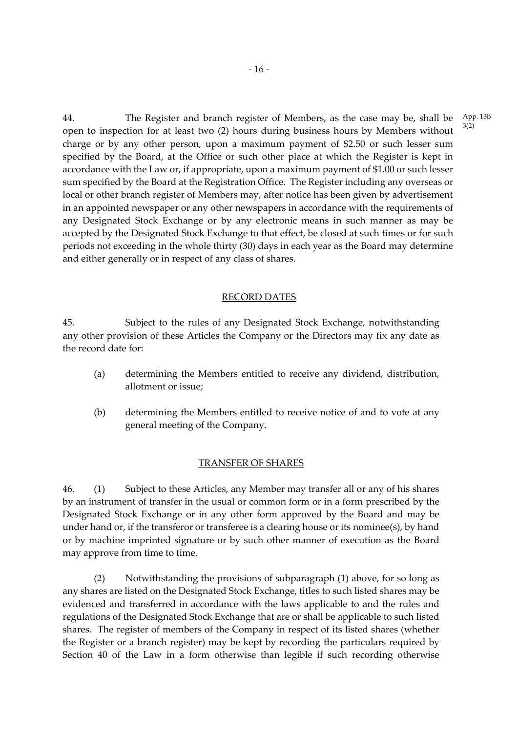44. The Register and branch register of Members, as the case may be, shall be open to inspection for at least two (2) hours during business hours by Members without charge or by any other person, upon a maximum payment of $2.50 or such lesser sum specified by the Board, at the Office or such other place at which the Register is kept in accordance with the Law or, if appropriate, upon a maximum payment of $1.00 or such lesser sum specified by the Board at the Registration Office. The Register including any overseas or local or other branch register of Members may, after notice has been given by advertisement in an appointed newspaper or any other newspapers in accordance with the requirements of any Designated Stock Exchange or by any electronic means in such manner as may be accepted by the Designated Stock Exchange to that effect, be closed at such times or for such periods not exceeding in the whole thirty (30) days in each year as the Board may determine and either generally or in respect of any class of shares.

App. 13B 3(2)

## RECORD DATES

45. Subject to the rules of any Designated Stock Exchange, notwithstanding any other provision of these Articles the Company or the Directors may fix any date as the record date for:

(a) determining the Members entitled to receive any dividend, distribution, allotment or issue;

(b) determining the Members entitled to receive notice of and to vote at any general meeting of the Company.

## TRANSFER OF SHARES

46. (1) Subject to these Articles, any Member may transfer all or any of his shares by an instrument of transfer in the usual or common form or in a form prescribed by the Designated Stock Exchange or in any other form approved by the Board and may be under hand or, if the transferor or transferee is a clearing house or its nominee(s), by hand or by machine imprinted signature or by such other manner of execution as the Board may approve from time to time.

(2) Notwithstanding the provisions of subparagraph (1) above, for so long as any shares are listed on the Designated Stock Exchange, titles to such listed shares may be evidenced and transferred in accordance with the laws applicable to and the rules and regulations of the Designated Stock Exchange that are or shall be applicable to such listed shares. The register of members of the Company in respect of its listed shares (whether the Register or a branch register) may be kept by recording the particulars required by Section 40 of the Law in a form otherwise than legible if such recording otherwise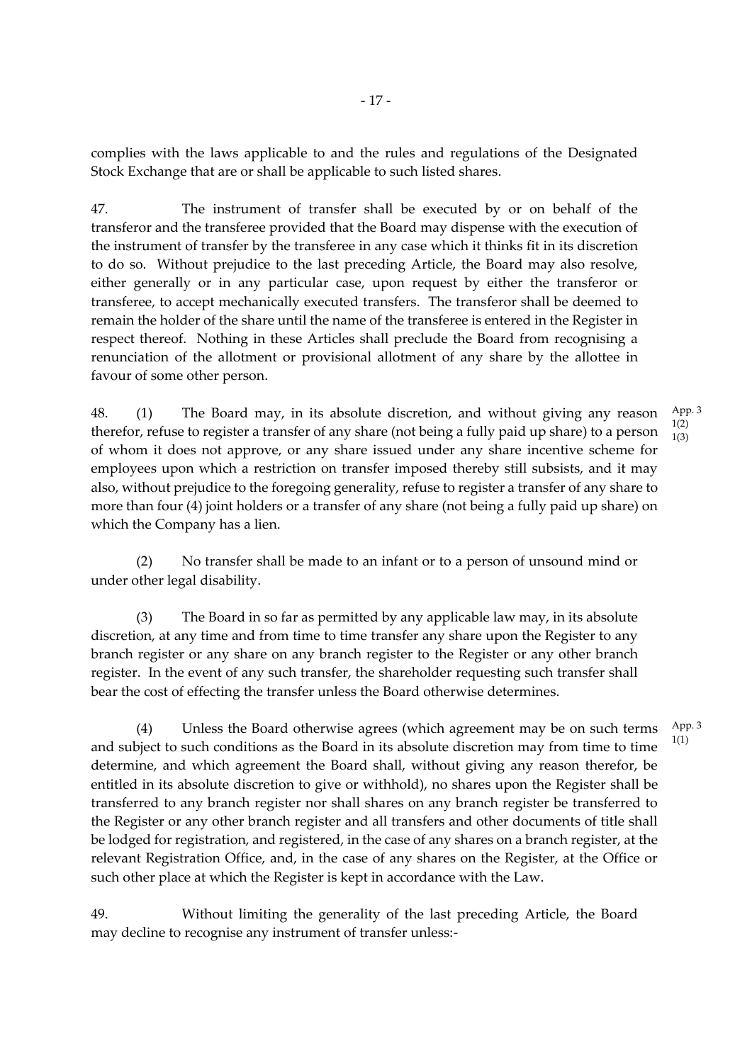complies with the laws applicable to and the rules and regulations of the Designated Stock Exchange that are or shall be applicable to such listed shares.

47. The instrument of transfer shall be executed by or on behalf of the transferor and the transferee provided that the Board may dispense with the execution of the instrument of transfer by the transferee in any case which it thinks fit in its discretion to do so. Without prejudice to the last preceding Article, the Board may also resolve, either generally or in any particular case, upon request by either the transferor or transferee, to accept mechanically executed transfers. The transferor shall be deemed to remain the holder of the share until the name of the transferee is entered in the Register in respect thereof. Nothing in these Articles shall preclude the Board from recognising a renunciation of the allotment or provisional allotment of any share by the allottee in favour of some other person.

48. (1) The Board may, in its absolute discretion, and without giving any reason therefor, refuse to register a transfer of any share (not being a fully paid up share) to a person of whom it does not approve, or any share issued under any share incentive scheme for employees upon which a restriction on transfer imposed thereby still subsists, and it may also, without prejudice to the foregoing generality, refuse to register a transfer of any share to more than four (4) joint holders or a transfer of any share (not being a fully paid up share) on which the Company has a lien.

App. 3 1(2) 1(3)

(2) No transfer shall be made to an infant or to a person of unsound mind or under other legal disability.

(3) The Board in so far as permitted by any applicable law may, in its absolute discretion, at any time and from time to time transfer any share upon the Register to any branch register or any share on any branch register to the Register or any other branch register. In the event of any such transfer, the shareholder requesting such transfer shall bear the cost of effecting the transfer unless the Board otherwise determines.

(4) Unless the Board otherwise agrees (which agreement may be on such terms and subject to such conditions as the Board in its absolute discretion may from time to time determine, and which agreement the Board shall, without giving any reason therefor, be entitled in its absolute discretion to give or withhold), no shares upon the Register shall be transferred to any branch register nor shall shares on any branch register be transferred to the Register or any other branch register and all transfers and other documents of title shall be lodged for registration, and registered, in the case of any shares on a branch register, at the relevant Registration Office, and, in the case of any shares on the Register, at the Office or such other place at which the Register is kept in accordance with the Law.

App. 3 1(1)

49. Without limiting the generality of the last preceding Article, the Board may decline to recognise any instrument of transfer unless:-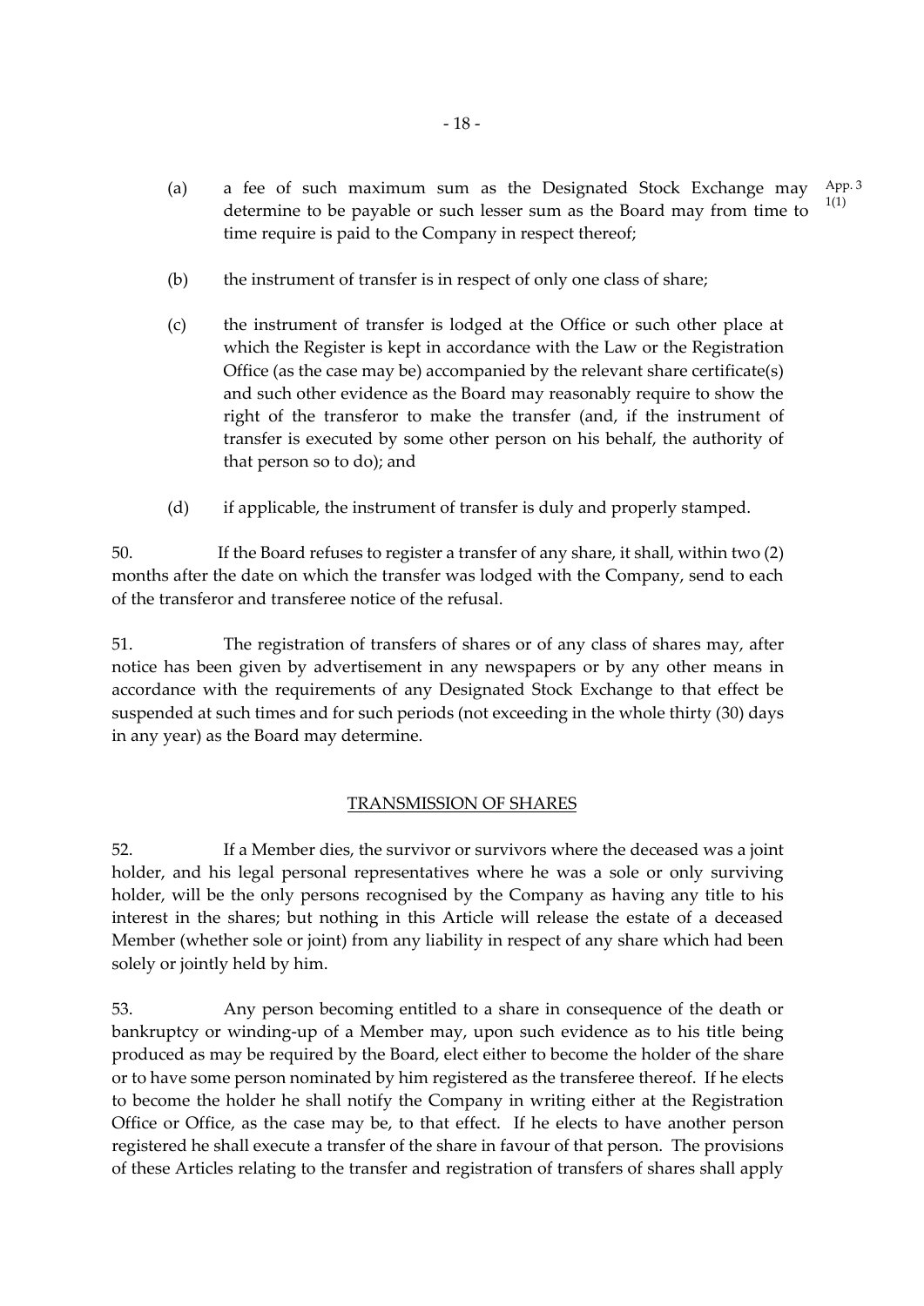(a) a fee of such maximum sum as the Designated Stock Exchange may determine to be payable or such lesser sum as the Board may from time to time require is paid to the Company in respect thereof; App. 3 1(1)

(b) the instrument of transfer is in respect of only one class of share;

(c) the instrument of transfer is lodged at the Office or such other place at which the Register is kept in accordance with the Law or the Registration Office (as the case may be) accompanied by the relevant share certificate(s) and such other evidence as the Board may reasonably require to show the right of the transferor to make the transfer (and, if the instrument of transfer is executed by some other person on his behalf, the authority of that person so to do); and

(d) if applicable, the instrument of transfer is duly and properly stamped.

50. If the Board refuses to register a transfer of any share, it shall, within two (2) months after the date on which the transfer was lodged with the Company, send to each of the transferor and transferee notice of the refusal.

51. The registration of transfers of shares or of any class of shares may, after notice has been given by advertisement in any newspapers or by any other means in accordance with the requirements of any Designated Stock Exchange to that effect be suspended at such times and for such periods (not exceeding in the whole thirty (30) days in any year) as the Board may determine.

## TRANSMISSION OF SHARES

52. If a Member dies, the survivor or survivors where the deceased was a joint holder, and his legal personal representatives where he was a sole or only surviving holder, will be the only persons recognised by the Company as having any title to his interest in the shares; but nothing in this Article will release the estate of a deceased Member (whether sole or joint) from any liability in respect of any share which had been solely or jointly held by him.

53. Any person becoming entitled to a share in consequence of the death or bankruptcy or winding-up of a Member may, upon such evidence as to his title being produced as may be required by the Board, elect either to become the holder of the share or to have some person nominated by him registered as the transferee thereof. If he elects to become the holder he shall notify the Company in writing either at the Registration Office or Office, as the case may be, to that effect. If he elects to have another person registered he shall execute a transfer of the share in favour of that person. The provisions of these Articles relating to the transfer and registration of transfers of shares shall apply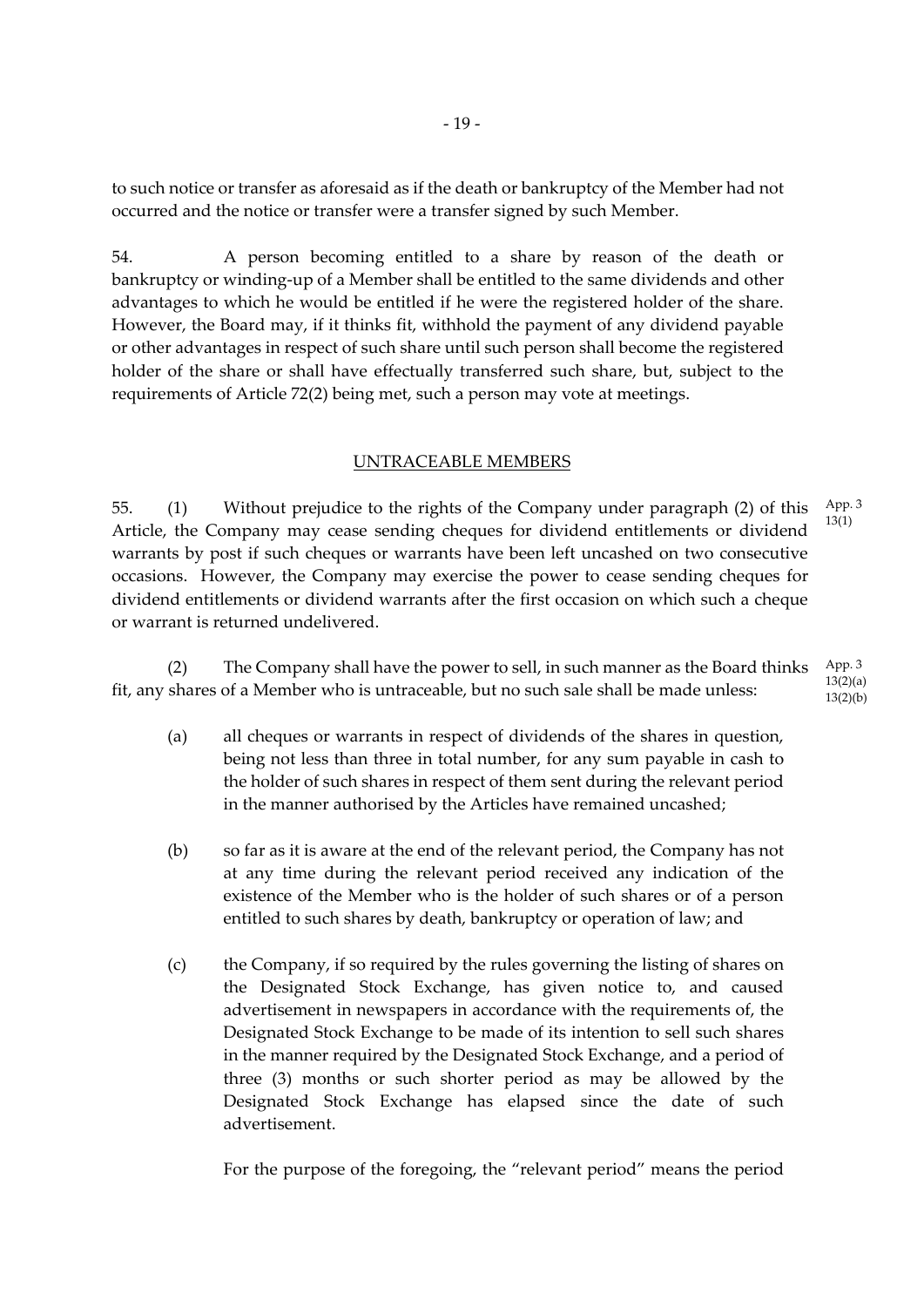to such notice or transfer as aforesaid as if the death or bankruptcy of the Member had not occurred and the notice or transfer were a transfer signed by such Member.

54. A person becoming entitled to a share by reason of the death or bankruptcy or winding-up of a Member shall be entitled to the same dividends and other advantages to which he would be entitled if he were the registered holder of the share. However, the Board may, if it thinks fit, withhold the payment of any dividend payable or other advantages in respect of such share until such person shall become the registered holder of the share or shall have effectually transferred such share, but, subject to the requirements of Article 72(2) being met, such a person may vote at meetings.

## UNTRACEABLE MEMBERS

55. (1) Without prejudice to the rights of the Company under paragraph (2) of this Article, the Company may cease sending cheques for dividend entitlements or dividend warrants by post if such cheques or warrants have been left uncashed on two consecutive occasions. However, the Company may exercise the power to cease sending cheques for dividend entitlements or dividend warrants after the first occasion on which such a cheque or warrant is returned undelivered.

App. 3 13(1)

(2) The Company shall have the power to sell, in such manner as the Board thinks fit, any shares of a Member who is untraceable, but no such sale shall be made unless:

App. 3 13(2)(a) 13(2)(b)

(a) all cheques or warrants in respect of dividends of the shares in question, being not less than three in total number, for any sum payable in cash to the holder of such shares in respect of them sent during the relevant period in the manner authorised by the Articles have remained uncashed;

(b) so far as it is aware at the end of the relevant period, the Company has not at any time during the relevant period received any indication of the existence of the Member who is the holder of such shares or of a person entitled to such shares by death, bankruptcy or operation of law; and

(c) the Company, if so required by the rules governing the listing of shares on the Designated Stock Exchange, has given notice to, and caused advertisement in newspapers in accordance with the requirements of, the Designated Stock Exchange to be made of its intention to sell such shares in the manner required by the Designated Stock Exchange, and a period of three (3) months or such shorter period as may be allowed by the Designated Stock Exchange has elapsed since the date of such advertisement.

For the purpose of the foregoing, the "relevant period" means the period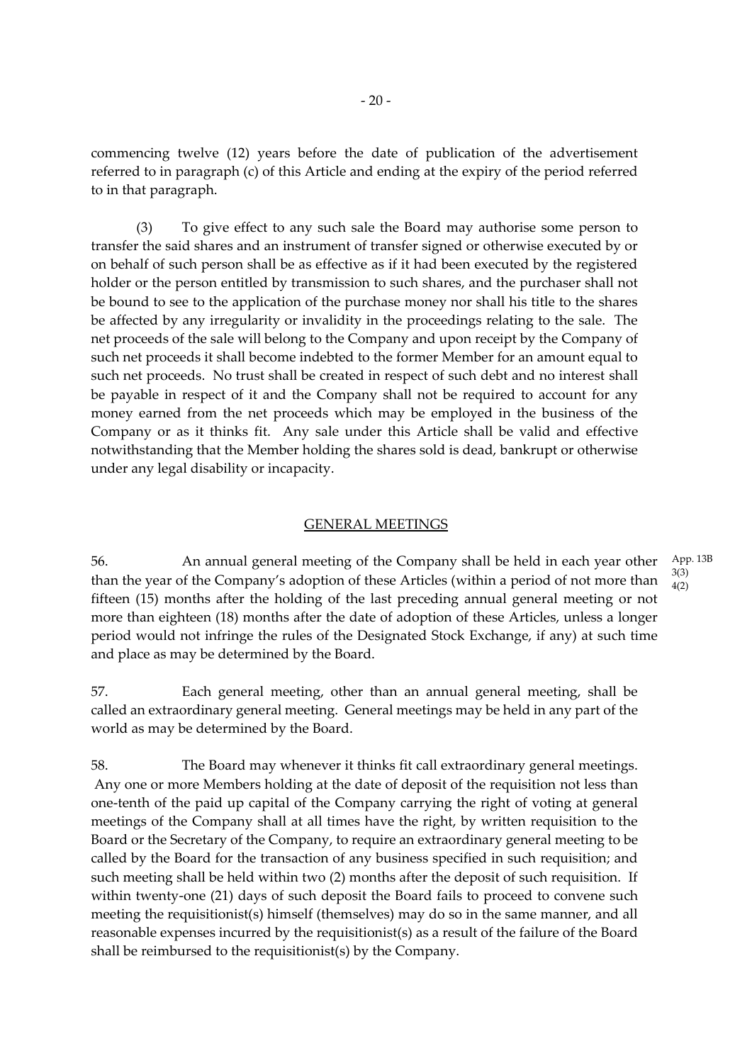commencing twelve (12) years before the date of publication of the advertisement referred to in paragraph (c) of this Article and ending at the expiry of the period referred to in that paragraph.

(3) To give effect to any such sale the Board may authorise some person to transfer the said shares and an instrument of transfer signed or otherwise executed by or on behalf of such person shall be as effective as if it had been executed by the registered holder or the person entitled by transmission to such shares, and the purchaser shall not be bound to see to the application of the purchase money nor shall his title to the shares be affected by any irregularity or invalidity in the proceedings relating to the sale. The net proceeds of the sale will belong to the Company and upon receipt by the Company of such net proceeds it shall become indebted to the former Member for an amount equal to such net proceeds. No trust shall be created in respect of such debt and no interest shall be payable in respect of it and the Company shall not be required to account for any money earned from the net proceeds which may be employed in the business of the Company or as it thinks fit. Any sale under this Article shall be valid and effective notwithstanding that the Member holding the shares sold is dead, bankrupt or otherwise under any legal disability or incapacity.

## GENERAL MEETINGS

56. An annual general meeting of the Company shall be held in each year other than the year of the Company's adoption of these Articles (within a period of not more than fifteen (15) months after the holding of the last preceding annual general meeting or not more than eighteen (18) months after the date of adoption of these Articles, unless a longer period would not infringe the rules of the Designated Stock Exchange, if any) at such time and place as may be determined by the Board. App. 13B 3(3) 4(2)

57. Each general meeting, other than an annual general meeting, shall be called an extraordinary general meeting. General meetings may be held in any part of the world as may be determined by the Board.

58. The Board may whenever it thinks fit call extraordinary general meetings. Any one or more Members holding at the date of deposit of the requisition not less than one-tenth of the paid up capital of the Company carrying the right of voting at general meetings of the Company shall at all times have the right, by written requisition to the Board or the Secretary of the Company, to require an extraordinary general meeting to be called by the Board for the transaction of any business specified in such requisition; and such meeting shall be held within two (2) months after the deposit of such requisition. If within twenty-one (21) days of such deposit the Board fails to proceed to convene such meeting the requisitionist(s) himself (themselves) may do so in the same manner, and all reasonable expenses incurred by the requisitionist(s) as a result of the failure of the Board shall be reimbursed to the requisitionist(s) by the Company.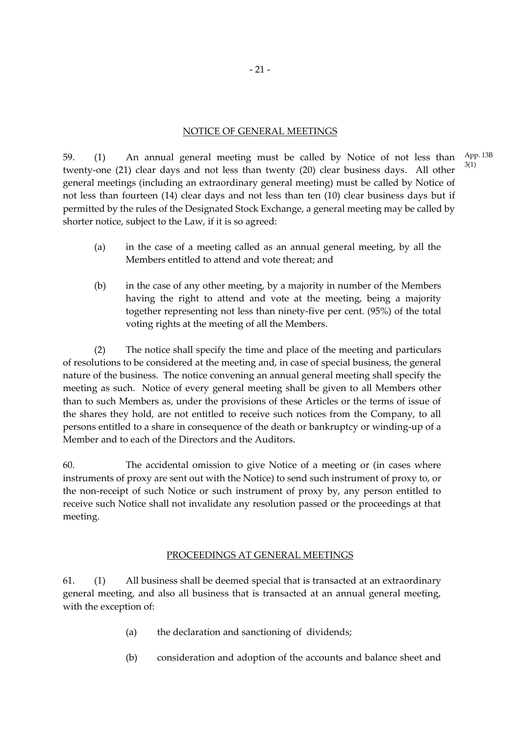## NOTICE OF GENERAL MEETINGS

59. (1) An annual general meeting must be called by Notice of not less than twenty-one (21) clear days and not less than twenty (20) clear business days. All other general meetings (including an extraordinary general meeting) must be called by Notice of not less than fourteen (14) clear days and not less than ten (10) clear business days but if permitted by the rules of the Designated Stock Exchange, a general meeting may be called by shorter notice, subject to the Law, if it is so agreed:

App. 13B 3(1)

(a) in the case of a meeting called as an annual general meeting, by all the Members entitled to attend and vote thereat; and

(b) in the case of any other meeting, by a majority in number of the Members having the right to attend and vote at the meeting, being a majority together representing not less than ninety-five per cent. (95%) of the total voting rights at the meeting of all the Members.

(2) The notice shall specify the time and place of the meeting and particulars of resolutions to be considered at the meeting and, in case of special business, the general nature of the business. The notice convening an annual general meeting shall specify the meeting as such. Notice of every general meeting shall be given to all Members other than to such Members as, under the provisions of these Articles or the terms of issue of the shares they hold, are not entitled to receive such notices from the Company, to all persons entitled to a share in consequence of the death or bankruptcy or winding-up of a Member and to each of the Directors and the Auditors.

60. The accidental omission to give Notice of a meeting or (in cases where instruments of proxy are sent out with the Notice) to send such instrument of proxy to, or the non-receipt of such Notice or such instrument of proxy by, any person entitled to receive such Notice shall not invalidate any resolution passed or the proceedings at that meeting.

## PROCEEDINGS AT GENERAL MEETINGS

61. (1) All business shall be deemed special that is transacted at an extraordinary general meeting, and also all business that is transacted at an annual general meeting, with the exception of:

(a) the declaration and sanctioning of dividends;

(b) consideration and adoption of the accounts and balance sheet and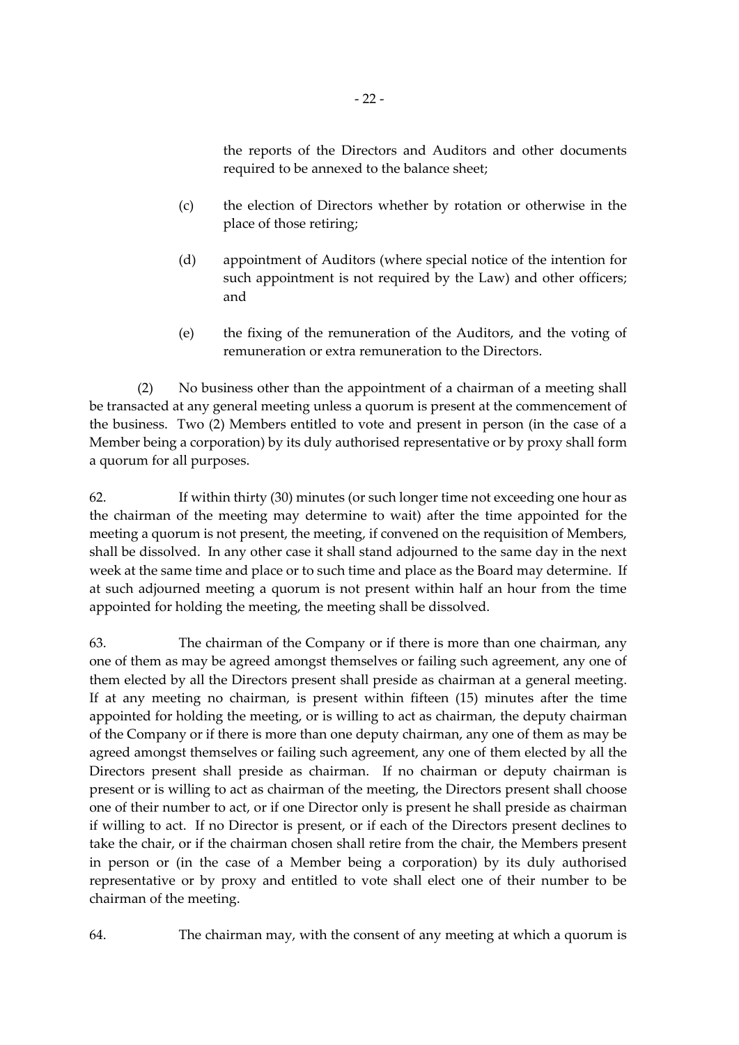the reports of the Directors and Auditors and other documents required to be annexed to the balance sheet;

(c) the election of Directors whether by rotation or otherwise in the place of those retiring;

(d) appointment of Auditors (where special notice of the intention for such appointment is not required by the Law) and other officers; and

(e) the fixing of the remuneration of the Auditors, and the voting of remuneration or extra remuneration to the Directors.

(2) No business other than the appointment of a chairman of a meeting shall be transacted at any general meeting unless a quorum is present at the commencement of the business. Two (2) Members entitled to vote and present in person (in the case of a Member being a corporation) by its duly authorised representative or by proxy shall form a quorum for all purposes.

62. If within thirty (30) minutes (or such longer time not exceeding one hour as the chairman of the meeting may determine to wait) after the time appointed for the meeting a quorum is not present, the meeting, if convened on the requisition of Members, shall be dissolved. In any other case it shall stand adjourned to the same day in the next week at the same time and place or to such time and place as the Board may determine. If at such adjourned meeting a quorum is not present within half an hour from the time appointed for holding the meeting, the meeting shall be dissolved.

63. The chairman of the Company or if there is more than one chairman, any one of them as may be agreed amongst themselves or failing such agreement, any one of them elected by all the Directors present shall preside as chairman at a general meeting. If at any meeting no chairman, is present within fifteen (15) minutes after the time appointed for holding the meeting, or is willing to act as chairman, the deputy chairman of the Company or if there is more than one deputy chairman, any one of them as may be agreed amongst themselves or failing such agreement, any one of them elected by all the Directors present shall preside as chairman. If no chairman or deputy chairman is present or is willing to act as chairman of the meeting, the Directors present shall choose one of their number to act, or if one Director only is present he shall preside as chairman if willing to act. If no Director is present, or if each of the Directors present declines to take the chair, or if the chairman chosen shall retire from the chair, the Members present in person or (in the case of a Member being a corporation) by its duly authorised representative or by proxy and entitled to vote shall elect one of their number to be chairman of the meeting.

64. The chairman may, with the consent of any meeting at which a quorum is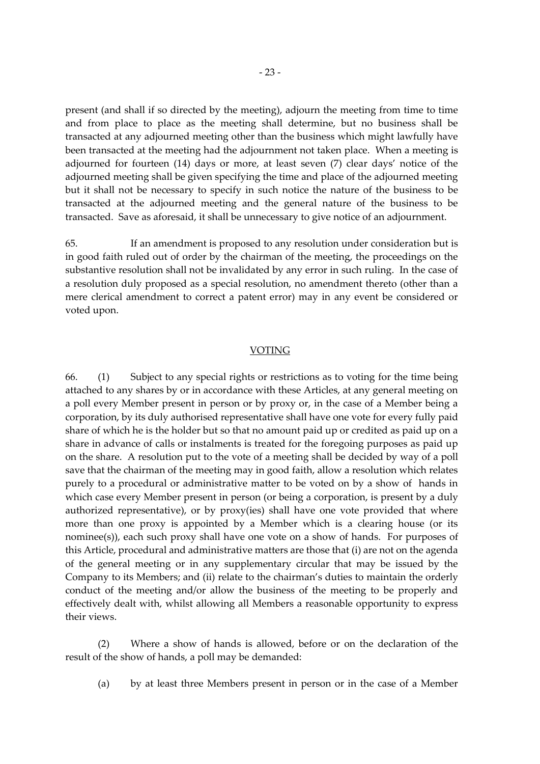present (and shall if so directed by the meeting), adjourn the meeting from time to time and from place to place as the meeting shall determine, but no business shall be transacted at any adjourned meeting other than the business which might lawfully have been transacted at the meeting had the adjournment not taken place. When a meeting is adjourned for fourteen (14) days or more, at least seven (7) clear days' notice of the adjourned meeting shall be given specifying the time and place of the adjourned meeting but it shall not be necessary to specify in such notice the nature of the business to be transacted at the adjourned meeting and the general nature of the business to be transacted. Save as aforesaid, it shall be unnecessary to give notice of an adjournment.

65. If an amendment is proposed to any resolution under consideration but is in good faith ruled out of order by the chairman of the meeting, the proceedings on the substantive resolution shall not be invalidated by any error in such ruling. In the case of a resolution duly proposed as a special resolution, no amendment thereto (other than a mere clerical amendment to correct a patent error) may in any event be considered or voted upon.

## VOTING

66. (1) Subject to any special rights or restrictions as to voting for the time being attached to any shares by or in accordance with these Articles, at any general meeting on a poll every Member present in person or by proxy or, in the case of a Member being a corporation, by its duly authorised representative shall have one vote for every fully paid share of which he is the holder but so that no amount paid up or credited as paid up on a share in advance of calls or instalments is treated for the foregoing purposes as paid up on the share. A resolution put to the vote of a meeting shall be decided by way of a poll save that the chairman of the meeting may in good faith, allow a resolution which relates purely to a procedural or administrative matter to be voted on by a show of hands in which case every Member present in person (or being a corporation, is present by a duly authorized representative), or by proxy(ies) shall have one vote provided that where more than one proxy is appointed by a Member which is a clearing house (or its nominee(s)), each such proxy shall have one vote on a show of hands. For purposes of this Article, procedural and administrative matters are those that (i) are not on the agenda of the general meeting or in any supplementary circular that may be issued by the Company to its Members; and (ii) relate to the chairman's duties to maintain the orderly conduct of the meeting and/or allow the business of the meeting to be properly and effectively dealt with, whilst allowing all Members a reasonable opportunity to express their views.

(2) Where a show of hands is allowed, before or on the declaration of the result of the show of hands, a poll may be demanded:

(a) by at least three Members present in person or in the case of a Member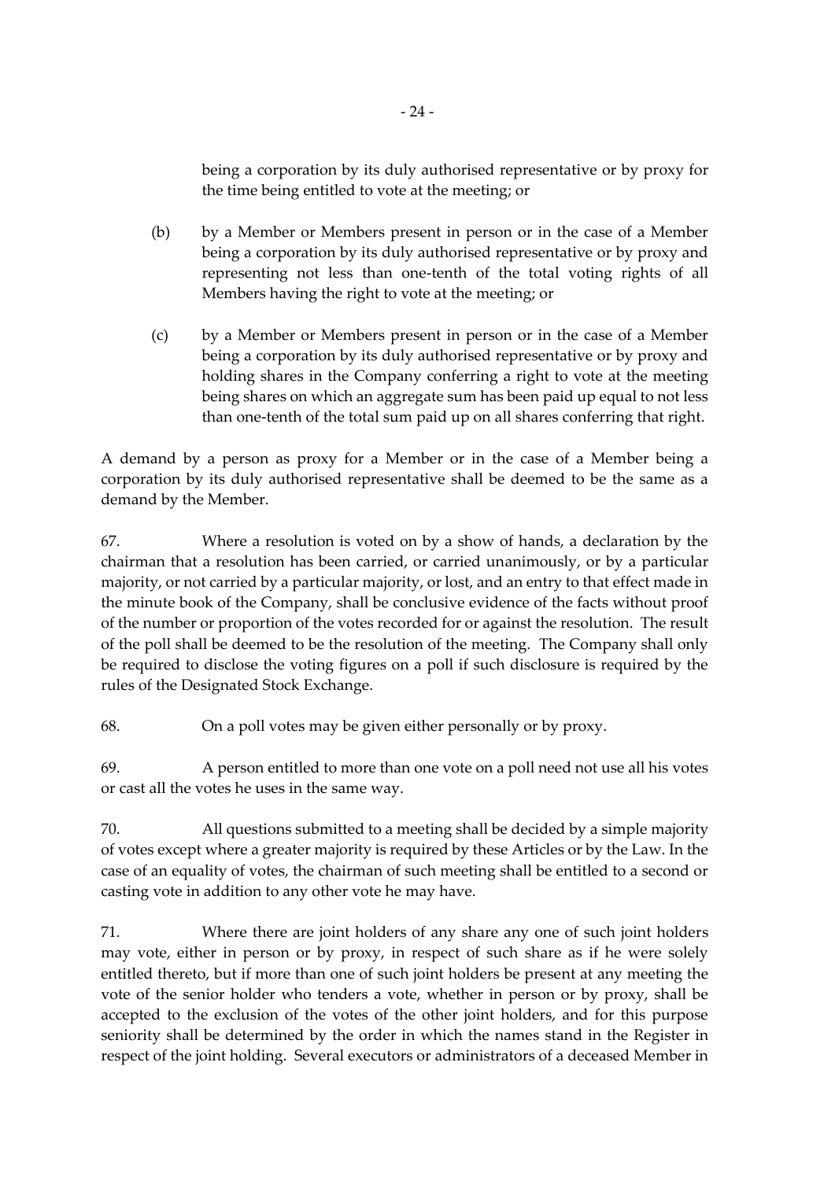being a corporation by its duly authorised representative or by proxy for the time being entitled to vote at the meeting; or

(b) by a Member or Members present in person or in the case of a Member being a corporation by its duly authorised representative or by proxy and representing not less than one-tenth of the total voting rights of all Members having the right to vote at the meeting; or

(c) by a Member or Members present in person or in the case of a Member being a corporation by its duly authorised representative or by proxy and holding shares in the Company conferring a right to vote at the meeting being shares on which an aggregate sum has been paid up equal to not less than one-tenth of the total sum paid up on all shares conferring that right.

A demand by a person as proxy for a Member or in the case of a Member being a corporation by its duly authorised representative shall be deemed to be the same as a demand by the Member.

67. Where a resolution is voted on by a show of hands, a declaration by the chairman that a resolution has been carried, or carried unanimously, or by a particular majority, or not carried by a particular majority, or lost, and an entry to that effect made in the minute book of the Company, shall be conclusive evidence of the facts without proof of the number or proportion of the votes recorded for or against the resolution. The result of the poll shall be deemed to be the resolution of the meeting. The Company shall only be required to disclose the voting figures on a poll if such disclosure is required by the rules of the Designated Stock Exchange.

68. On a poll votes may be given either personally or by proxy.

69. A person entitled to more than one vote on a poll need not use all his votes or cast all the votes he uses in the same way.

70. All questions submitted to a meeting shall be decided by a simple majority of votes except where a greater majority is required by these Articles or by the Law. In the case of an equality of votes, the chairman of such meeting shall be entitled to a second or casting vote in addition to any other vote he may have.

71. Where there are joint holders of any share any one of such joint holders may vote, either in person or by proxy, in respect of such share as if he were solely entitled thereto, but if more than one of such joint holders be present at any meeting the vote of the senior holder who tenders a vote, whether in person or by proxy, shall be accepted to the exclusion of the votes of the other joint holders, and for this purpose seniority shall be determined by the order in which the names stand in the Register in respect of the joint holding. Several executors or administrators of a deceased Member in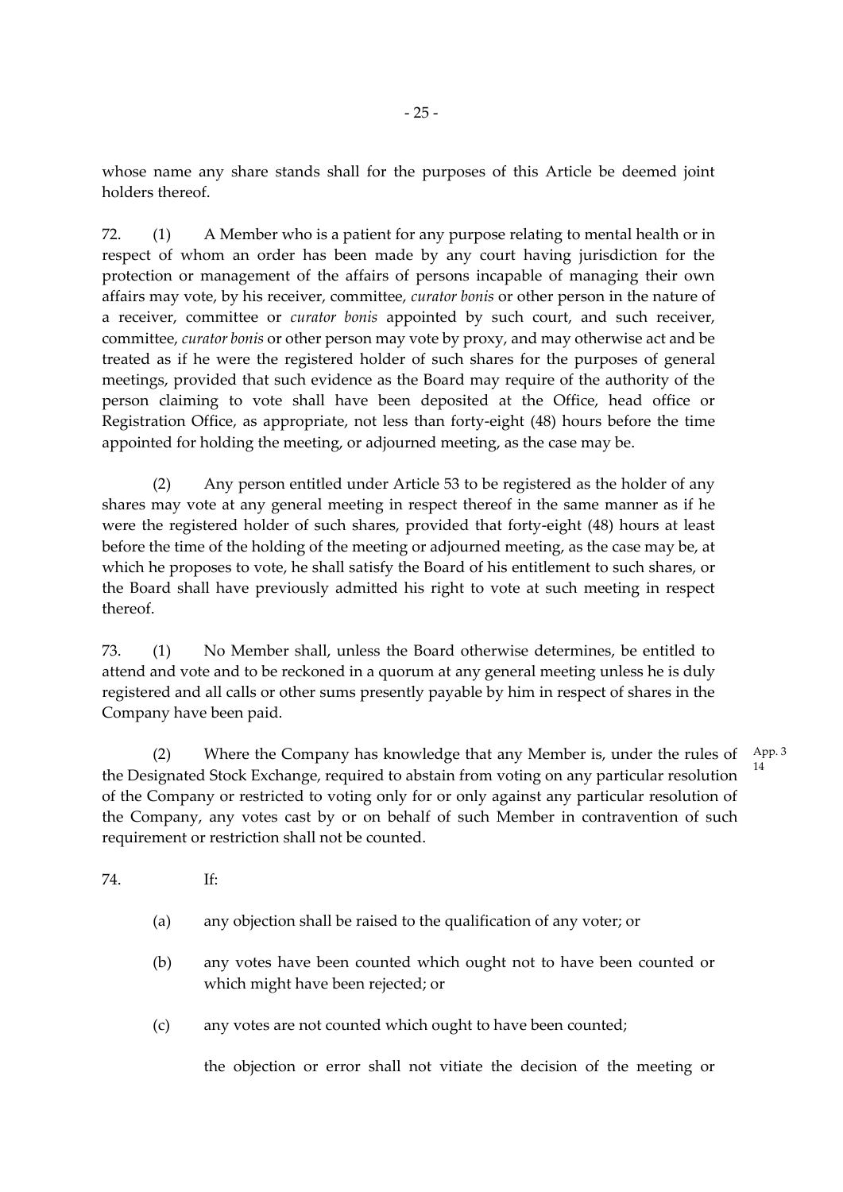whose name any share stands shall for the purposes of this Article be deemed joint holders thereof.

72. (1) A Member who is a patient for any purpose relating to mental health or in respect of whom an order has been made by any court having jurisdiction for the protection or management of the affairs of persons incapable of managing their own affairs may vote, by his receiver, committee, *curator bonis* or other person in the nature of a receiver, committee or *curator bonis* appointed by such court, and such receiver, committee, *curator bonis* or other person may vote by proxy, and may otherwise act and be treated as if he were the registered holder of such shares for the purposes of general meetings, provided that such evidence as the Board may require of the authority of the person claiming to vote shall have been deposited at the Office, head office or Registration Office, as appropriate, not less than forty-eight (48) hours before the time appointed for holding the meeting, or adjourned meeting, as the case may be.

(2) Any person entitled under Article 53 to be registered as the holder of any shares may vote at any general meeting in respect thereof in the same manner as if he were the registered holder of such shares, provided that forty-eight (48) hours at least before the time of the holding of the meeting or adjourned meeting, as the case may be, at which he proposes to vote, he shall satisfy the Board of his entitlement to such shares, or the Board shall have previously admitted his right to vote at such meeting in respect thereof.

73. (1) No Member shall, unless the Board otherwise determines, be entitled to attend and vote and to be reckoned in a quorum at any general meeting unless he is duly registered and all calls or other sums presently payable by him in respect of shares in the Company have been paid.

(2) Where the Company has knowledge that any Member is, under the rules of the Designated Stock Exchange, required to abstain from voting on any particular resolution of the Company or restricted to voting only for or only against any particular resolution of the Company, any votes cast by or on behalf of such Member in contravention of such requirement or restriction shall not be counted. App. 3 14

74. If:

(a) any objection shall be raised to the qualification of any voter; or

(b) any votes have been counted which ought not to have been counted or which might have been rejected; or

(c) any votes are not counted which ought to have been counted;

the objection or error shall not vitiate the decision of the meeting or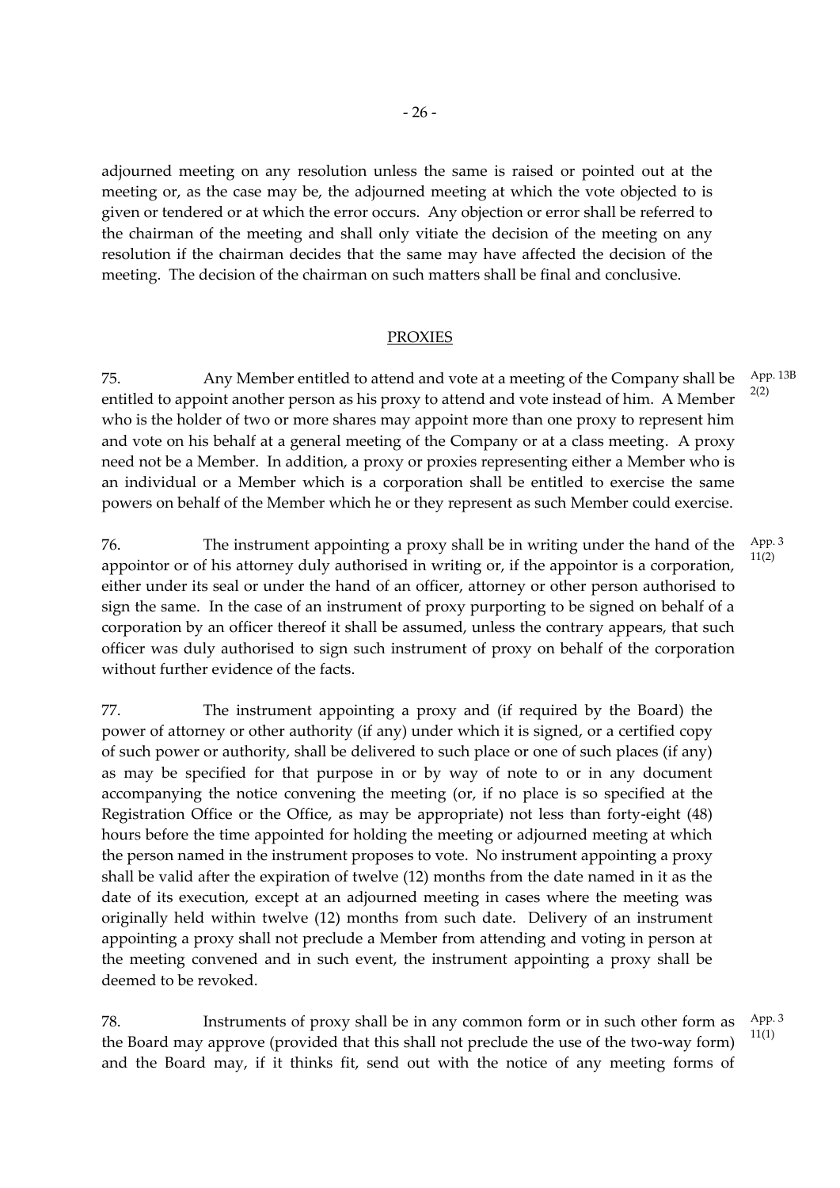adjourned meeting on any resolution unless the same is raised or pointed out at the meeting or, as the case may be, the adjourned meeting at which the vote objected to is given or tendered or at which the error occurs. Any objection or error shall be referred to the chairman of the meeting and shall only vitiate the decision of the meeting on any resolution if the chairman decides that the same may have affected the decision of the meeting. The decision of the chairman on such matters shall be final and conclusive.

## PROXIES

75. Any Member entitled to attend and vote at a meeting of the Company shall be entitled to appoint another person as his proxy to attend and vote instead of him. A Member who is the holder of two or more shares may appoint more than one proxy to represent him and vote on his behalf at a general meeting of the Company or at a class meeting. A proxy need not be a Member. In addition, a proxy or proxies representing either a Member who is an individual or a Member which is a corporation shall be entitled to exercise the same powers on behalf of the Member which he or they represent as such Member could exercise.

App. 13B 2(2)

76. The instrument appointing a proxy shall be in writing under the hand of the appointor or of his attorney duly authorised in writing or, if the appointor is a corporation, either under its seal or under the hand of an officer, attorney or other person authorised to sign the same. In the case of an instrument of proxy purporting to be signed on behalf of a corporation by an officer thereof it shall be assumed, unless the contrary appears, that such officer was duly authorised to sign such instrument of proxy on behalf of the corporation without further evidence of the facts.

App. 3 11(2)

77. The instrument appointing a proxy and (if required by the Board) the power of attorney or other authority (if any) under which it is signed, or a certified copy of such power or authority, shall be delivered to such place or one of such places (if any) as may be specified for that purpose in or by way of note to or in any document accompanying the notice convening the meeting (or, if no place is so specified at the Registration Office or the Office, as may be appropriate) not less than forty-eight (48) hours before the time appointed for holding the meeting or adjourned meeting at which the person named in the instrument proposes to vote. No instrument appointing a proxy shall be valid after the expiration of twelve (12) months from the date named in it as the date of its execution, except at an adjourned meeting in cases where the meeting was originally held within twelve (12) months from such date. Delivery of an instrument appointing a proxy shall not preclude a Member from attending and voting in person at the meeting convened and in such event, the instrument appointing a proxy shall be deemed to be revoked.

78. Instruments of proxy shall be in any common form or in such other form as the Board may approve (provided that this shall not preclude the use of the two-way form) and the Board may, if it thinks fit, send out with the notice of any meeting forms of

App. 3 11(1)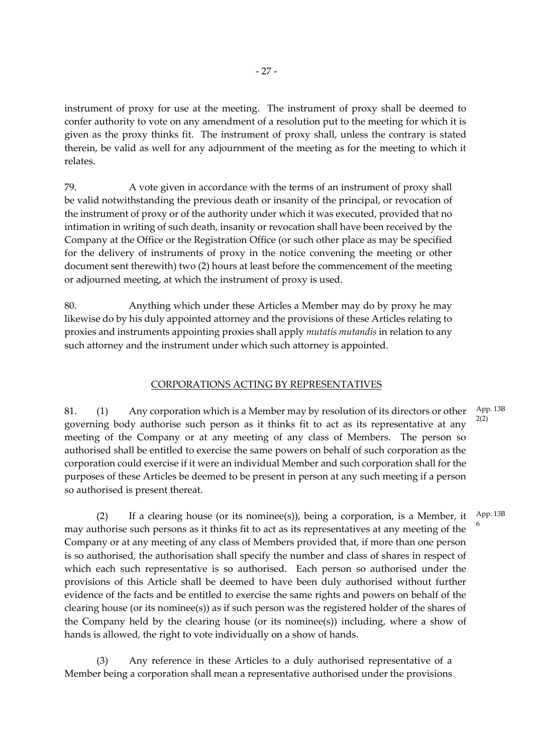instrument of proxy for use at the meeting. The instrument of proxy shall be deemed to confer authority to vote on any amendment of a resolution put to the meeting for which it is given as the proxy thinks fit. The instrument of proxy shall, unless the contrary is stated therein, be valid as well for any adjournment of the meeting as for the meeting to which it relates.

79. A vote given in accordance with the terms of an instrument of proxy shall be valid notwithstanding the previous death or insanity of the principal, or revocation of the instrument of proxy or of the authority under which it was executed, provided that no intimation in writing of such death, insanity or revocation shall have been received by the Company at the Office or the Registration Office (or such other place as may be specified for the delivery of instruments of proxy in the notice convening the meeting or other document sent therewith) two (2) hours at least before the commencement of the meeting or adjourned meeting, at which the instrument of proxy is used.

80. Anything which under these Articles a Member may do by proxy he may likewise do by his duly appointed attorney and the provisions of these Articles relating to proxies and instruments appointing proxies shall apply *mutatis mutandis* in relation to any such attorney and the instrument under which such attorney is appointed.

## CORPORATIONS ACTING BY REPRESENTATIVES

81. (1) Any corporation which is a Member may by resolution of its directors or other governing body authorise such person as it thinks fit to act as its representative at any meeting of the Company or at any meeting of any class of Members. The person so authorised shall be entitled to exercise the same powers on behalf of such corporation as the corporation could exercise if it were an individual Member and such corporation shall for the purposes of these Articles be deemed to be present in person at any such meeting if a person so authorised is present thereat.

App. 13B 2(2)

(2) If a clearing house (or its nominee(s)), being a corporation, is a Member, it may authorise such persons as it thinks fit to act as its representatives at any meeting of the Company or at any meeting of any class of Members provided that, if more than one person is so authorised, the authorisation shall specify the number and class of shares in respect of which each such representative is so authorised. Each person so authorised under the provisions of this Article shall be deemed to have been duly authorised without further evidence of the facts and be entitled to exercise the same rights and powers on behalf of the clearing house (or its nominee(s)) as if such person was the registered holder of the shares of the Company held by the clearing house (or its nominee(s)) including, where a show of hands is allowed, the right to vote individually on a show of hands.

App. 13B 6

(3) Any reference in these Articles to a duly authorised representative of a Member being a corporation shall mean a representative authorised under the provisions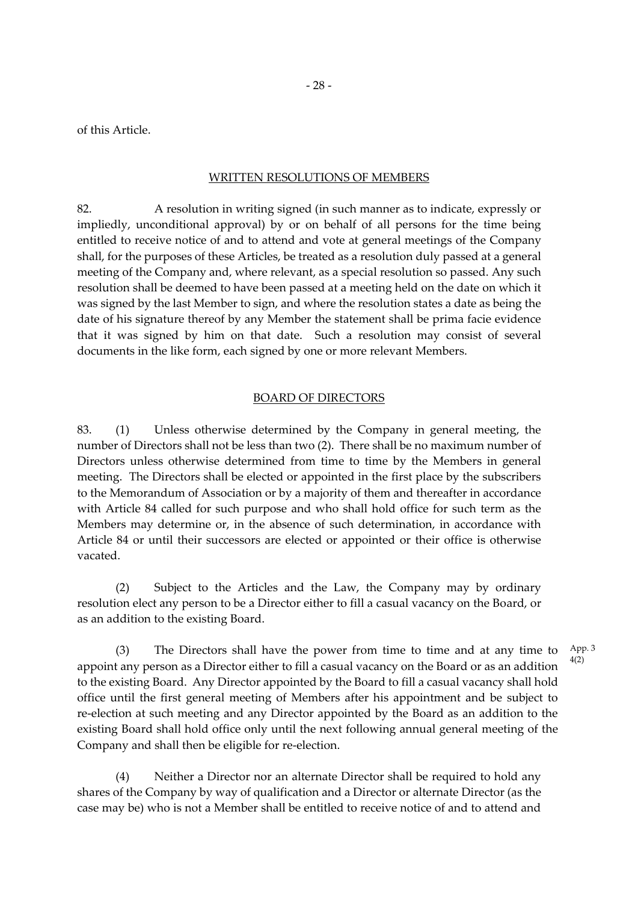of this Article.

## WRITTEN RESOLUTIONS OF MEMBERS

82. A resolution in writing signed (in such manner as to indicate, expressly or impliedly, unconditional approval) by or on behalf of all persons for the time being entitled to receive notice of and to attend and vote at general meetings of the Company shall, for the purposes of these Articles, be treated as a resolution duly passed at a general meeting of the Company and, where relevant, as a special resolution so passed. Any such resolution shall be deemed to have been passed at a meeting held on the date on which it was signed by the last Member to sign, and where the resolution states a date as being the date of his signature thereof by any Member the statement shall be prima facie evidence that it was signed by him on that date. Such a resolution may consist of several documents in the like form, each signed by one or more relevant Members.

## BOARD OF DIRECTORS

83. (1) Unless otherwise determined by the Company in general meeting, the number of Directors shall not be less than two (2). There shall be no maximum number of Directors unless otherwise determined from time to time by the Members in general meeting. The Directors shall be elected or appointed in the first place by the subscribers to the Memorandum of Association or by a majority of them and thereafter in accordance with Article 84 called for such purpose and who shall hold office for such term as the Members may determine or, in the absence of such determination, in accordance with Article 84 or until their successors are elected or appointed or their office is otherwise vacated.

(2) Subject to the Articles and the Law, the Company may by ordinary resolution elect any person to be a Director either to fill a casual vacancy on the Board, or as an addition to the existing Board.

(3) The Directors shall have the power from time to time and at any time to appoint any person as a Director either to fill a casual vacancy on the Board or as an addition to the existing Board. Any Director appointed by the Board to fill a casual vacancy shall hold office until the first general meeting of Members after his appointment and be subject to re-election at such meeting and any Director appointed by the Board as an addition to the existing Board shall hold office only until the next following annual general meeting of the Company and shall then be eligible for re-election.

App. 3 4(2)

(4) Neither a Director nor an alternate Director shall be required to hold any shares of the Company by way of qualification and a Director or alternate Director (as the case may be) who is not a Member shall be entitled to receive notice of and to attend and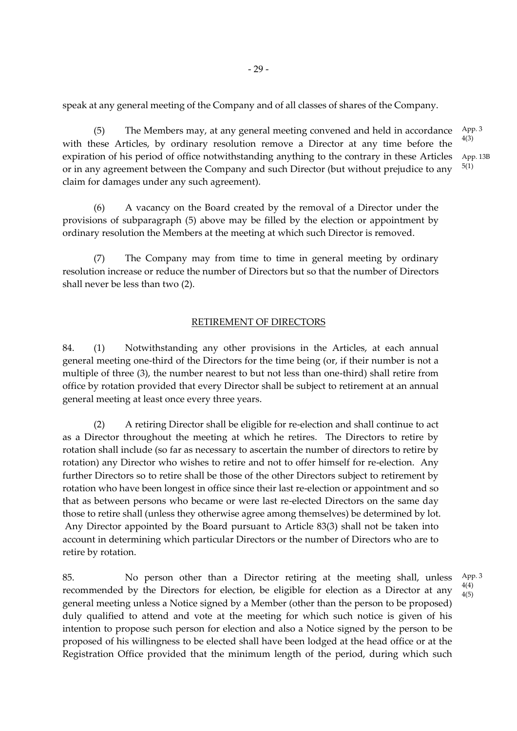speak at any general meeting of the Company and of all classes of shares of the Company.

(5) The Members may, at any general meeting convened and held in accordance with these Articles, by ordinary resolution remove a Director at any time before the expiration of his period of office notwithstanding anything to the contrary in these Articles or in any agreement between the Company and such Director (but without prejudice to any claim for damages under any such agreement).

App. 3 4(3)

App. 13B 5(1)

(6) A vacancy on the Board created by the removal of a Director under the provisions of subparagraph (5) above may be filled by the election or appointment by ordinary resolution the Members at the meeting at which such Director is removed.

(7) The Company may from time to time in general meeting by ordinary resolution increase or reduce the number of Directors but so that the number of Directors shall never be less than two (2).

## RETIREMENT OF DIRECTORS

84. (1) Notwithstanding any other provisions in the Articles, at each annual general meeting one-third of the Directors for the time being (or, if their number is not a multiple of three (3), the number nearest to but not less than one-third) shall retire from office by rotation provided that every Director shall be subject to retirement at an annual general meeting at least once every three years.

(2) A retiring Director shall be eligible for re-election and shall continue to act as a Director throughout the meeting at which he retires. The Directors to retire by rotation shall include (so far as necessary to ascertain the number of directors to retire by rotation) any Director who wishes to retire and not to offer himself for re-election. Any further Directors so to retire shall be those of the other Directors subject to retirement by rotation who have been longest in office since their last re-election or appointment and so that as between persons who became or were last re-elected Directors on the same day those to retire shall (unless they otherwise agree among themselves) be determined by lot. Any Director appointed by the Board pursuant to Article 83(3) shall not be taken into account in determining which particular Directors or the number of Directors who are to retire by rotation.

85. No person other than a Director retiring at the meeting shall, unless recommended by the Directors for election, be eligible for election as a Director at any general meeting unless a Notice signed by a Member (other than the person to be proposed) duly qualified to attend and vote at the meeting for which such notice is given of his intention to propose such person for election and also a Notice signed by the person to be proposed of his willingness to be elected shall have been lodged at the head office or at the Registration Office provided that the minimum length of the period, during which such

App. 3 4(4) 4(5)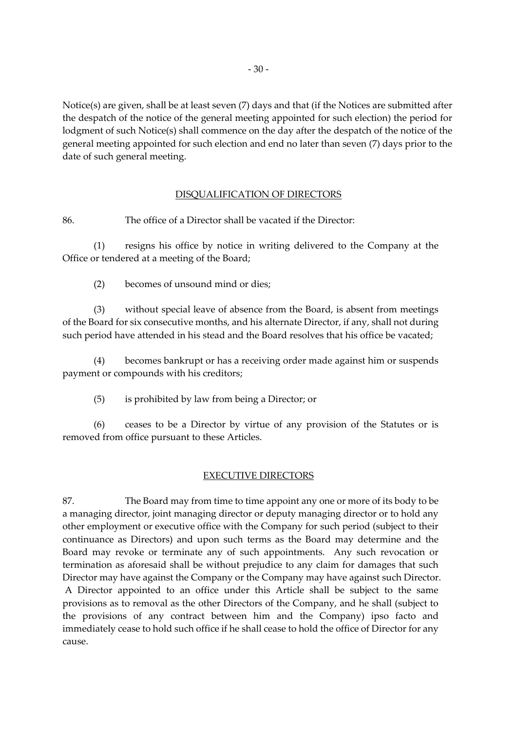Notice(s) are given, shall be at least seven (7) days and that (if the Notices are submitted after the despatch of the notice of the general meeting appointed for such election) the period for lodgment of such Notice(s) shall commence on the day after the despatch of the notice of the general meeting appointed for such election and end no later than seven (7) days prior to the date of such general meeting.

## DISQUALIFICATION OF DIRECTORS

86. The office of a Director shall be vacated if the Director:

(1) resigns his office by notice in writing delivered to the Company at the Office or tendered at a meeting of the Board;

(2) becomes of unsound mind or dies;

(3) without special leave of absence from the Board, is absent from meetings of the Board for six consecutive months, and his alternate Director, if any, shall not during such period have attended in his stead and the Board resolves that his office be vacated;

(4) becomes bankrupt or has a receiving order made against him or suspends payment or compounds with his creditors;

(5) is prohibited by law from being a Director; or

(6) ceases to be a Director by virtue of any provision of the Statutes or is removed from office pursuant to these Articles.

## EXECUTIVE DIRECTORS

87. The Board may from time to time appoint any one or more of its body to be a managing director, joint managing director or deputy managing director or to hold any other employment or executive office with the Company for such period (subject to their continuance as Directors) and upon such terms as the Board may determine and the Board may revoke or terminate any of such appointments. Any such revocation or termination as aforesaid shall be without prejudice to any claim for damages that such Director may have against the Company or the Company may have against such Director. A Director appointed to an office under this Article shall be subject to the same provisions as to removal as the other Directors of the Company, and he shall (subject to the provisions of any contract between him and the Company) ipso facto and immediately cease to hold such office if he shall cease to hold the office of Director for any cause.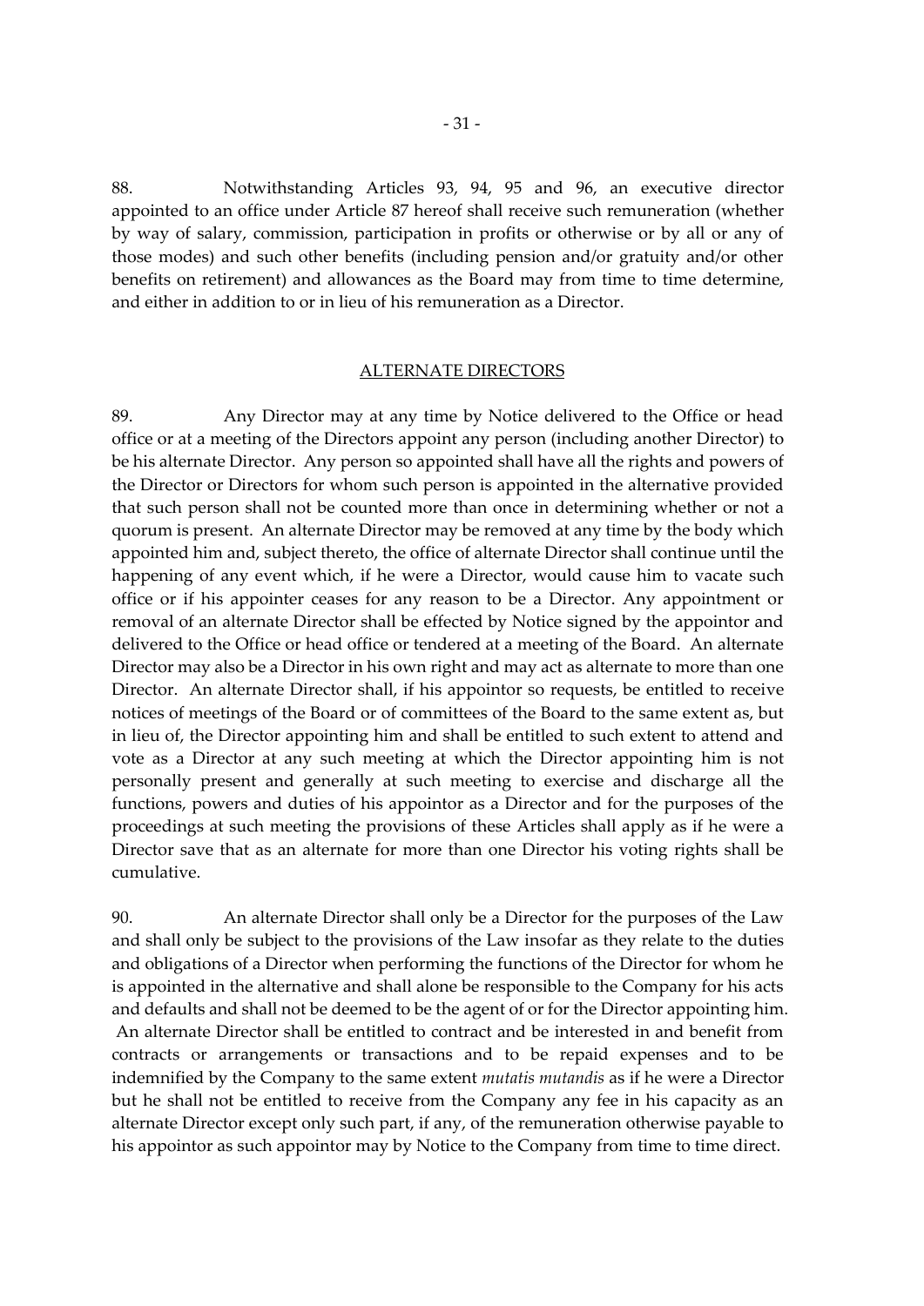88. Notwithstanding Articles 93, 94, 95 and 96, an executive director appointed to an office under Article 87 hereof shall receive such remuneration (whether by way of salary, commission, participation in profits or otherwise or by all or any of those modes) and such other benefits (including pension and/or gratuity and/or other benefits on retirement) and allowances as the Board may from time to time determine, and either in addition to or in lieu of his remuneration as a Director.

## ALTERNATE DIRECTORS

89. Any Director may at any time by Notice delivered to the Office or head office or at a meeting of the Directors appoint any person (including another Director) to be his alternate Director. Any person so appointed shall have all the rights and powers of the Director or Directors for whom such person is appointed in the alternative provided that such person shall not be counted more than once in determining whether or not a quorum is present. An alternate Director may be removed at any time by the body which appointed him and, subject thereto, the office of alternate Director shall continue until the happening of any event which, if he were a Director, would cause him to vacate such office or if his appointer ceases for any reason to be a Director. Any appointment or removal of an alternate Director shall be effected by Notice signed by the appointor and delivered to the Office or head office or tendered at a meeting of the Board. An alternate Director may also be a Director in his own right and may act as alternate to more than one Director. An alternate Director shall, if his appointor so requests, be entitled to receive notices of meetings of the Board or of committees of the Board to the same extent as, but in lieu of, the Director appointing him and shall be entitled to such extent to attend and vote as a Director at any such meeting at which the Director appointing him is not personally present and generally at such meeting to exercise and discharge all the functions, powers and duties of his appointor as a Director and for the purposes of the proceedings at such meeting the provisions of these Articles shall apply as if he were a Director save that as an alternate for more than one Director his voting rights shall be cumulative.

90. An alternate Director shall only be a Director for the purposes of the Law and shall only be subject to the provisions of the Law insofar as they relate to the duties and obligations of a Director when performing the functions of the Director for whom he is appointed in the alternative and shall alone be responsible to the Company for his acts and defaults and shall not be deemed to be the agent of or for the Director appointing him. An alternate Director shall be entitled to contract and be interested in and benefit from contracts or arrangements or transactions and to be repaid expenses and to be indemnified by the Company to the same extent *mutatis mutandis* as if he were a Director but he shall not be entitled to receive from the Company any fee in his capacity as an alternate Director except only such part, if any, of the remuneration otherwise payable to his appointor as such appointor may by Notice to the Company from time to time direct.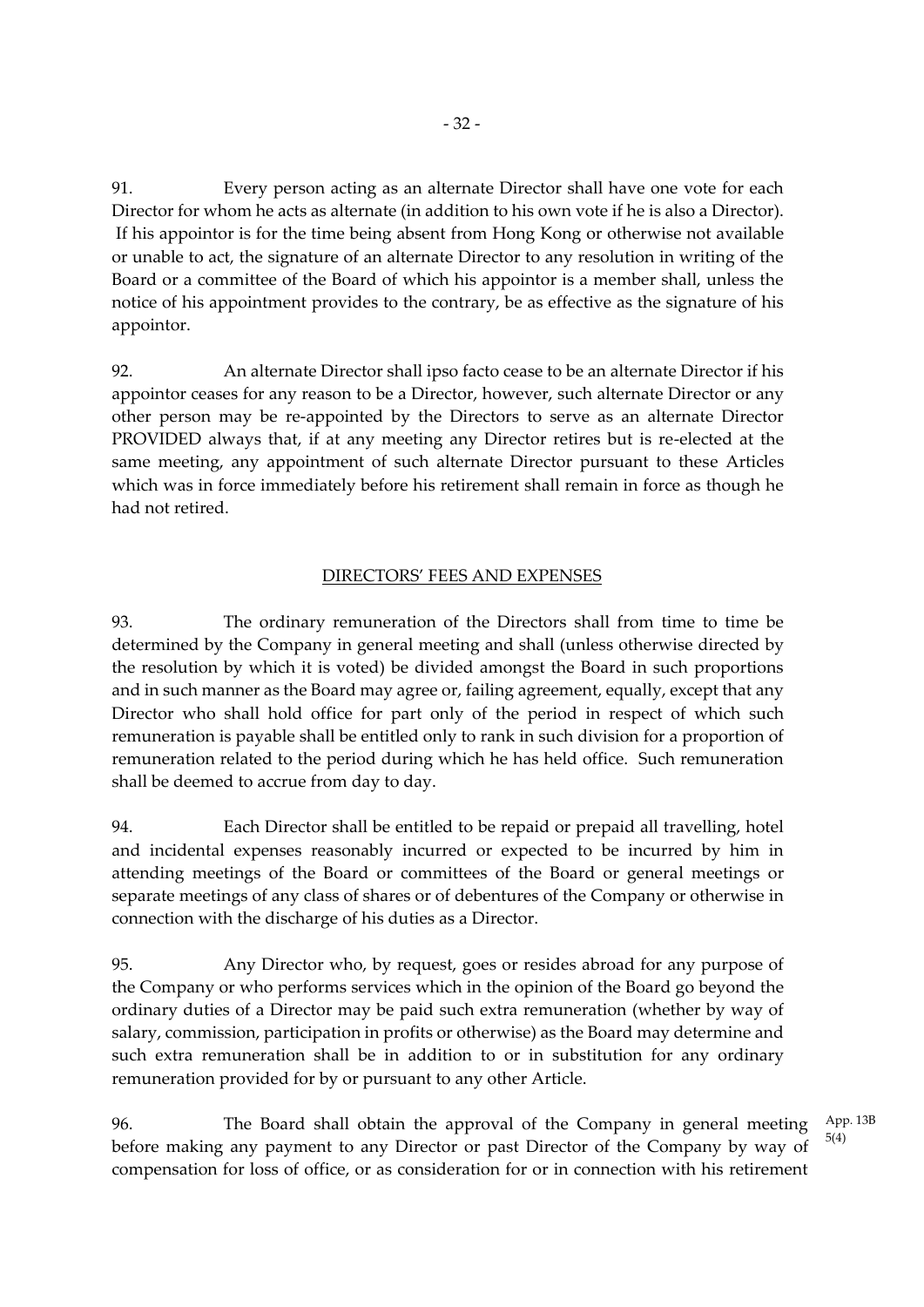91. Every person acting as an alternate Director shall have one vote for each Director for whom he acts as alternate (in addition to his own vote if he is also a Director). If his appointor is for the time being absent from Hong Kong or otherwise not available or unable to act, the signature of an alternate Director to any resolution in writing of the Board or a committee of the Board of which his appointor is a member shall, unless the notice of his appointment provides to the contrary, be as effective as the signature of his appointor.

92. An alternate Director shall ipso facto cease to be an alternate Director if his appointor ceases for any reason to be a Director, however, such alternate Director or any other person may be re-appointed by the Directors to serve as an alternate Director PROVIDED always that, if at any meeting any Director retires but is re-elected at the same meeting, any appointment of such alternate Director pursuant to these Articles which was in force immediately before his retirement shall remain in force as though he had not retired.

## DIRECTORS' FEES AND EXPENSES

93. The ordinary remuneration of the Directors shall from time to time be determined by the Company in general meeting and shall (unless otherwise directed by the resolution by which it is voted) be divided amongst the Board in such proportions and in such manner as the Board may agree or, failing agreement, equally, except that any Director who shall hold office for part only of the period in respect of which such remuneration is payable shall be entitled only to rank in such division for a proportion of remuneration related to the period during which he has held office. Such remuneration shall be deemed to accrue from day to day.

94. Each Director shall be entitled to be repaid or prepaid all travelling, hotel and incidental expenses reasonably incurred or expected to be incurred by him in attending meetings of the Board or committees of the Board or general meetings or separate meetings of any class of shares or of debentures of the Company or otherwise in connection with the discharge of his duties as a Director.

95. Any Director who, by request, goes or resides abroad for any purpose of the Company or who performs services which in the opinion of the Board go beyond the ordinary duties of a Director may be paid such extra remuneration (whether by way of salary, commission, participation in profits or otherwise) as the Board may determine and such extra remuneration shall be in addition to or in substitution for any ordinary remuneration provided for by or pursuant to any other Article.

96. The Board shall obtain the approval of the Company in general meeting before making any payment to any Director or past Director of the Company by way of compensation for loss of office, or as consideration for or in connection with his retirement

App. 13B 5(4)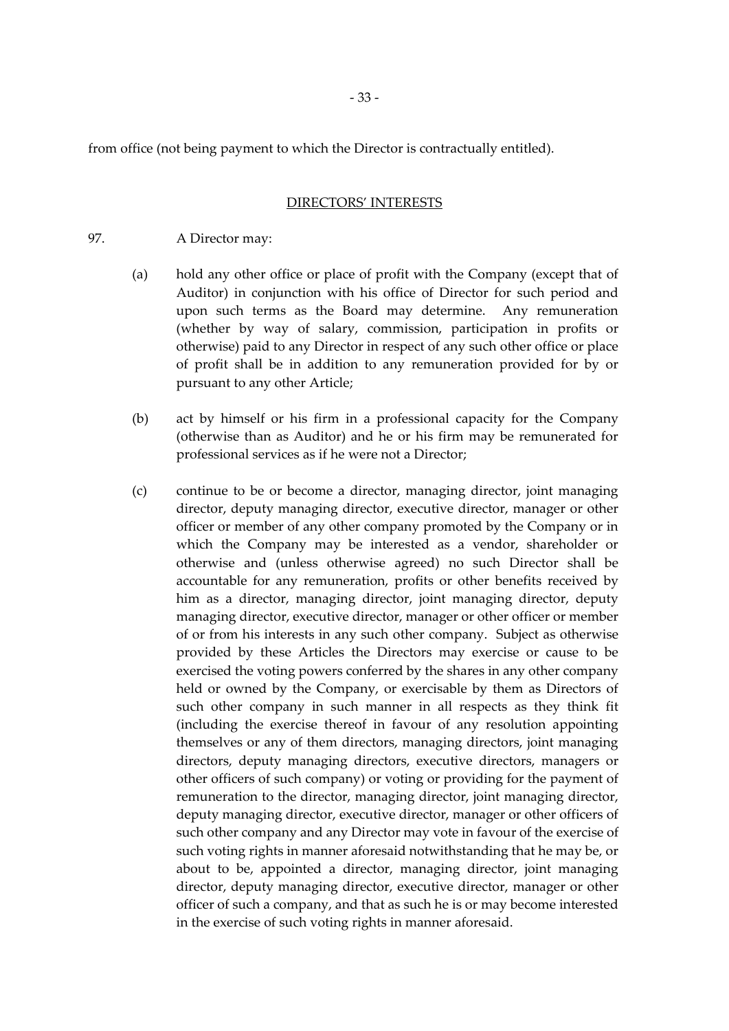from office (not being payment to which the Director is contractually entitled).

## DIRECTORS' INTERESTS

97. A Director may:

(a) hold any other office or place of profit with the Company (except that of Auditor) in conjunction with his office of Director for such period and upon such terms as the Board may determine. Any remuneration (whether by way of salary, commission, participation in profits or otherwise) paid to any Director in respect of any such other office or place of profit shall be in addition to any remuneration provided for by or pursuant to any other Article;

(b) act by himself or his firm in a professional capacity for the Company (otherwise than as Auditor) and he or his firm may be remunerated for professional services as if he were not a Director;

(c) continue to be or become a director, managing director, joint managing director, deputy managing director, executive director, manager or other officer or member of any other company promoted by the Company or in which the Company may be interested as a vendor, shareholder or otherwise and (unless otherwise agreed) no such Director shall be accountable for any remuneration, profits or other benefits received by him as a director, managing director, joint managing director, deputy managing director, executive director, manager or other officer or member of or from his interests in any such other company. Subject as otherwise provided by these Articles the Directors may exercise or cause to be exercised the voting powers conferred by the shares in any other company held or owned by the Company, or exercisable by them as Directors of such other company in such manner in all respects as they think fit (including the exercise thereof in favour of any resolution appointing themselves or any of them directors, managing directors, joint managing directors, deputy managing directors, executive directors, managers or other officers of such company) or voting or providing for the payment of remuneration to the director, managing director, joint managing director, deputy managing director, executive director, manager or other officers of such other company and any Director may vote in favour of the exercise of such voting rights in manner aforesaid notwithstanding that he may be, or about to be, appointed a director, managing director, joint managing director, deputy managing director, executive director, manager or other officer of such a company, and that as such he is or may become interested in the exercise of such voting rights in manner aforesaid.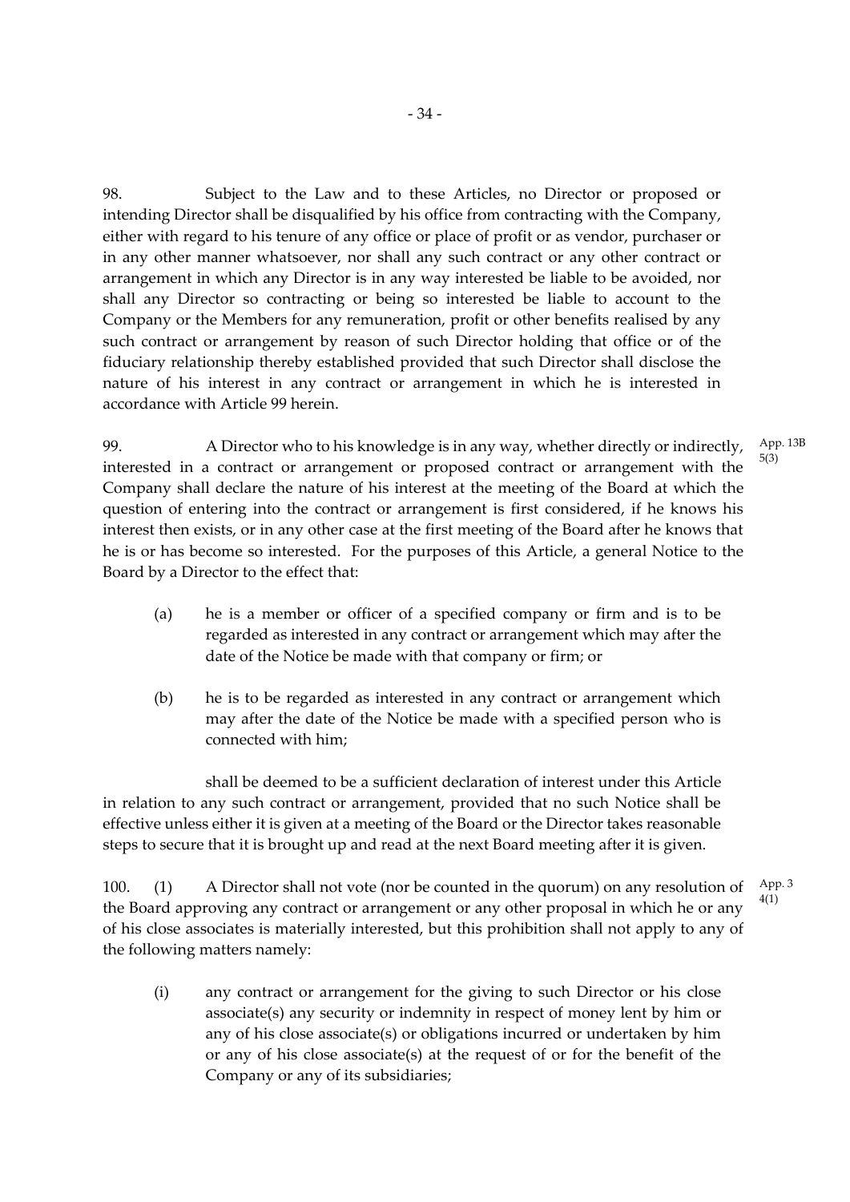98. Subject to the Law and to these Articles, no Director or proposed or intending Director shall be disqualified by his office from contracting with the Company, either with regard to his tenure of any office or place of profit or as vendor, purchaser or in any other manner whatsoever, nor shall any such contract or any other contract or arrangement in which any Director is in any way interested be liable to be avoided, nor shall any Director so contracting or being so interested be liable to account to the Company or the Members for any remuneration, profit or other benefits realised by any such contract or arrangement by reason of such Director holding that office or of the fiduciary relationship thereby established provided that such Director shall disclose the nature of his interest in any contract or arrangement in which he is interested in accordance with Article 99 herein.

99. A Director who to his knowledge is in any way, whether directly or indirectly, interested in a contract or arrangement or proposed contract or arrangement with the Company shall declare the nature of his interest at the meeting of the Board at which the question of entering into the contract or arrangement is first considered, if he knows his interest then exists, or in any other case at the first meeting of the Board after he knows that he is or has become so interested. For the purposes of this Article, a general Notice to the Board by a Director to the effect that:

App. 13B 5(3)

(a) he is a member or officer of a specified company or firm and is to be regarded as interested in any contract or arrangement which may after the date of the Notice be made with that company or firm; or

(b) he is to be regarded as interested in any contract or arrangement which may after the date of the Notice be made with a specified person who is connected with him;

shall be deemed to be a sufficient declaration of interest under this Article in relation to any such contract or arrangement, provided that no such Notice shall be effective unless either it is given at a meeting of the Board or the Director takes reasonable steps to secure that it is brought up and read at the next Board meeting after it is given.

100. (1) A Director shall not vote (nor be counted in the quorum) on any resolution of the Board approving any contract or arrangement or any other proposal in which he or any of his close associates is materially interested, but this prohibition shall not apply to any of the following matters namely:

App. 3 4(1)

(i) any contract or arrangement for the giving to such Director or his close associate(s) any security or indemnity in respect of money lent by him or any of his close associate(s) or obligations incurred or undertaken by him or any of his close associate(s) at the request of or for the benefit of the Company or any of its subsidiaries;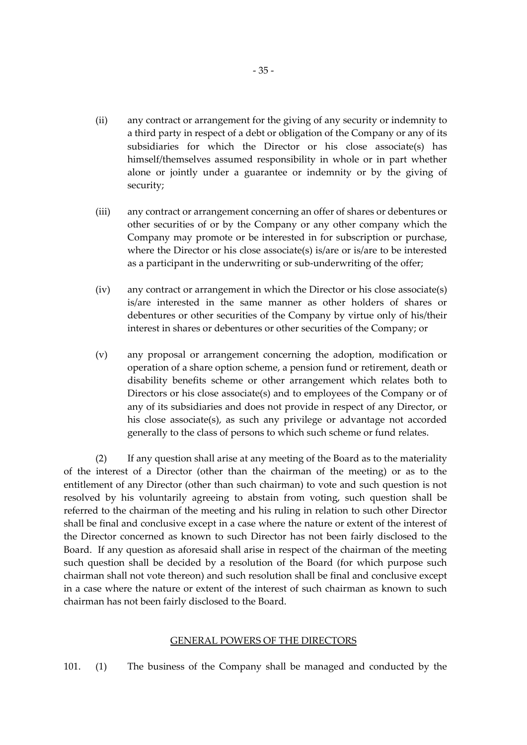(ii) any contract or arrangement for the giving of any security or indemnity to a third party in respect of a debt or obligation of the Company or any of its subsidiaries for which the Director or his close associate(s) has himself/themselves assumed responsibility in whole or in part whether alone or jointly under a guarantee or indemnity or by the giving of security;

(iii) any contract or arrangement concerning an offer of shares or debentures or other securities of or by the Company or any other company which the Company may promote or be interested in for subscription or purchase, where the Director or his close associate(s) is/are or is/are to be interested as a participant in the underwriting or sub-underwriting of the offer;

(iv) any contract or arrangement in which the Director or his close associate(s) is/are interested in the same manner as other holders of shares or debentures or other securities of the Company by virtue only of his/their interest in shares or debentures or other securities of the Company; or

(v) any proposal or arrangement concerning the adoption, modification or operation of a share option scheme, a pension fund or retirement, death or disability benefits scheme or other arrangement which relates both to Directors or his close associate(s) and to employees of the Company or of any of its subsidiaries and does not provide in respect of any Director, or his close associate(s), as such any privilege or advantage not accorded generally to the class of persons to which such scheme or fund relates.

(2) If any question shall arise at any meeting of the Board as to the materiality of the interest of a Director (other than the chairman of the meeting) or as to the entitlement of any Director (other than such chairman) to vote and such question is not resolved by his voluntarily agreeing to abstain from voting, such question shall be referred to the chairman of the meeting and his ruling in relation to such other Director shall be final and conclusive except in a case where the nature or extent of the interest of the Director concerned as known to such Director has not been fairly disclosed to the Board. If any question as aforesaid shall arise in respect of the chairman of the meeting such question shall be decided by a resolution of the Board (for which purpose such chairman shall not vote thereon) and such resolution shall be final and conclusive except in a case where the nature or extent of the interest of such chairman as known to such chairman has not been fairly disclosed to the Board.

## GENERAL POWERS OF THE DIRECTORS

101. (1) The business of the Company shall be managed and conducted by the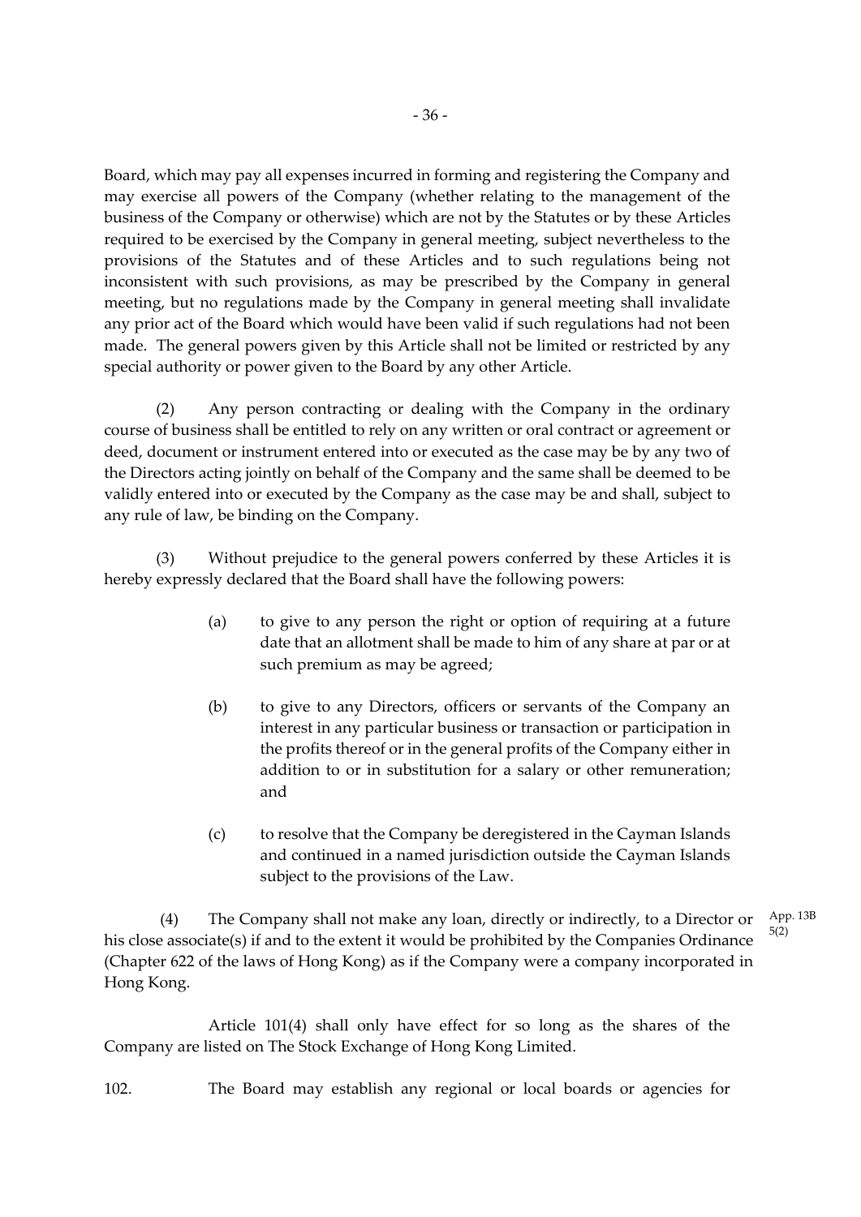Board, which may pay all expenses incurred in forming and registering the Company and may exercise all powers of the Company (whether relating to the management of the business of the Company or otherwise) which are not by the Statutes or by these Articles required to be exercised by the Company in general meeting, subject nevertheless to the provisions of the Statutes and of these Articles and to such regulations being not inconsistent with such provisions, as may be prescribed by the Company in general meeting, but no regulations made by the Company in general meeting shall invalidate any prior act of the Board which would have been valid if such regulations had not been made. The general powers given by this Article shall not be limited or restricted by any special authority or power given to the Board by any other Article.

(2) Any person contracting or dealing with the Company in the ordinary course of business shall be entitled to rely on any written or oral contract or agreement or deed, document or instrument entered into or executed as the case may be by any two of the Directors acting jointly on behalf of the Company and the same shall be deemed to be validly entered into or executed by the Company as the case may be and shall, subject to any rule of law, be binding on the Company.

(3) Without prejudice to the general powers conferred by these Articles it is hereby expressly declared that the Board shall have the following powers:

(a) to give to any person the right or option of requiring at a future date that an allotment shall be made to him of any share at par or at such premium as may be agreed;

(b) to give to any Directors, officers or servants of the Company an interest in any particular business or transaction or participation in the profits thereof or in the general profits of the Company either in addition to or in substitution for a salary or other remuneration; and

(c) to resolve that the Company be deregistered in the Cayman Islands and continued in a named jurisdiction outside the Cayman Islands subject to the provisions of the Law.

(4) The Company shall not make any loan, directly or indirectly, to a Director or his close associate(s) if and to the extent it would be prohibited by the Companies Ordinance (Chapter 622 of the laws of Hong Kong) as if the Company were a company incorporated in Hong Kong.

App. 13B 5(2)

Article 101(4) shall only have effect for so long as the shares of the Company are listed on The Stock Exchange of Hong Kong Limited.

102. The Board may establish any regional or local boards or agencies for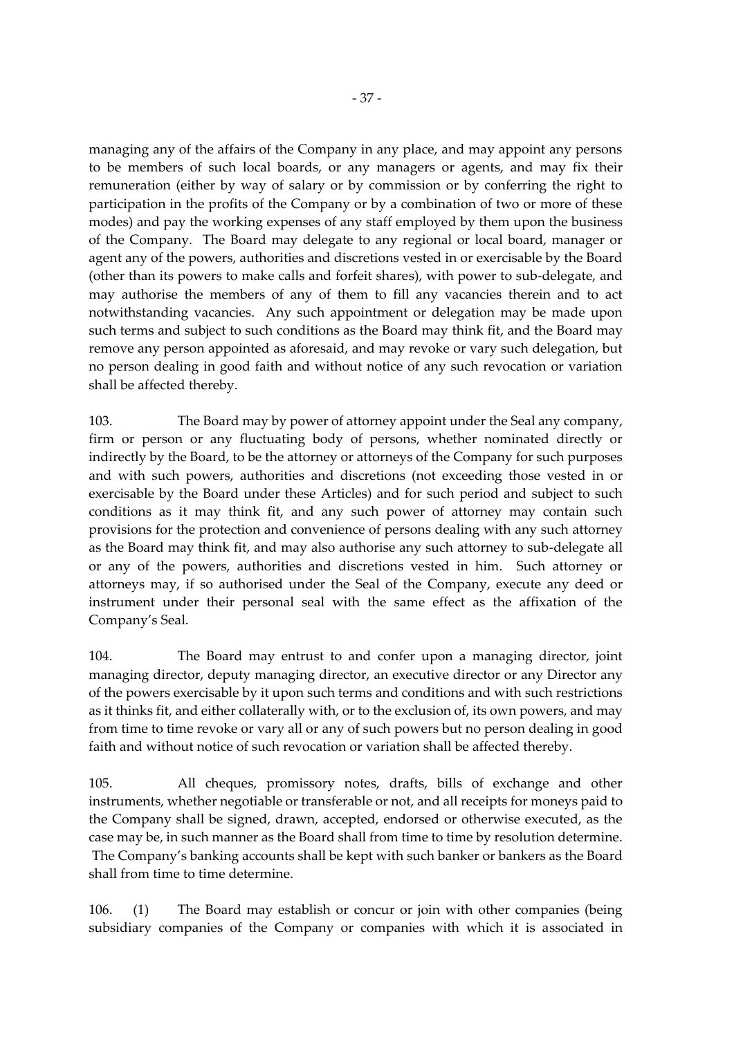managing any of the affairs of the Company in any place, and may appoint any persons to be members of such local boards, or any managers or agents, and may fix their remuneration (either by way of salary or by commission or by conferring the right to participation in the profits of the Company or by a combination of two or more of these modes) and pay the working expenses of any staff employed by them upon the business of the Company. The Board may delegate to any regional or local board, manager or agent any of the powers, authorities and discretions vested in or exercisable by the Board (other than its powers to make calls and forfeit shares), with power to sub-delegate, and may authorise the members of any of them to fill any vacancies therein and to act notwithstanding vacancies. Any such appointment or delegation may be made upon such terms and subject to such conditions as the Board may think fit, and the Board may remove any person appointed as aforesaid, and may revoke or vary such delegation, but no person dealing in good faith and without notice of any such revocation or variation shall be affected thereby.

103. The Board may by power of attorney appoint under the Seal any company, firm or person or any fluctuating body of persons, whether nominated directly or indirectly by the Board, to be the attorney or attorneys of the Company for such purposes and with such powers, authorities and discretions (not exceeding those vested in or exercisable by the Board under these Articles) and for such period and subject to such conditions as it may think fit, and any such power of attorney may contain such provisions for the protection and convenience of persons dealing with any such attorney as the Board may think fit, and may also authorise any such attorney to sub-delegate all or any of the powers, authorities and discretions vested in him. Such attorney or attorneys may, if so authorised under the Seal of the Company, execute any deed or instrument under their personal seal with the same effect as the affixation of the Company's Seal.

104. The Board may entrust to and confer upon a managing director, joint managing director, deputy managing director, an executive director or any Director any of the powers exercisable by it upon such terms and conditions and with such restrictions as it thinks fit, and either collaterally with, or to the exclusion of, its own powers, and may from time to time revoke or vary all or any of such powers but no person dealing in good faith and without notice of such revocation or variation shall be affected thereby.

105. All cheques, promissory notes, drafts, bills of exchange and other instruments, whether negotiable or transferable or not, and all receipts for moneys paid to the Company shall be signed, drawn, accepted, endorsed or otherwise executed, as the case may be, in such manner as the Board shall from time to time by resolution determine. The Company's banking accounts shall be kept with such banker or bankers as the Board shall from time to time determine.

106. (1) The Board may establish or concur or join with other companies (being subsidiary companies of the Company or companies with which it is associated in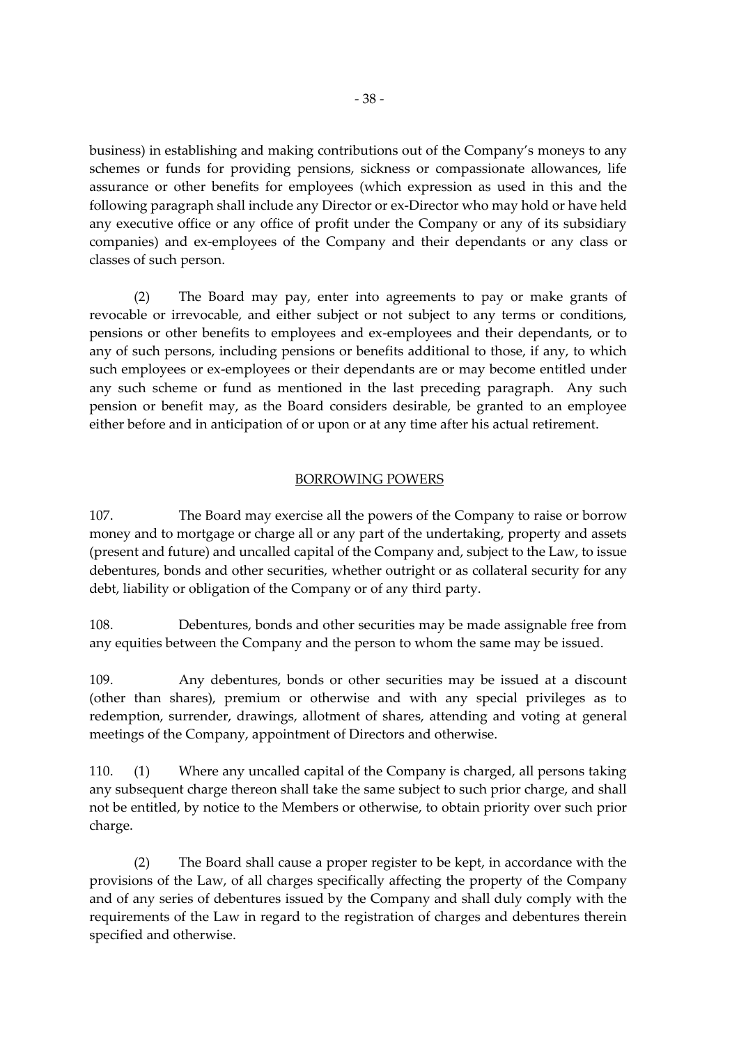business) in establishing and making contributions out of the Company's moneys to any schemes or funds for providing pensions, sickness or compassionate allowances, life assurance or other benefits for employees (which expression as used in this and the following paragraph shall include any Director or ex-Director who may hold or have held any executive office or any office of profit under the Company or any of its subsidiary companies) and ex-employees of the Company and their dependants or any class or classes of such person.

(2) The Board may pay, enter into agreements to pay or make grants of revocable or irrevocable, and either subject or not subject to any terms or conditions, pensions or other benefits to employees and ex-employees and their dependants, or to any of such persons, including pensions or benefits additional to those, if any, to which such employees or ex-employees or their dependants are or may become entitled under any such scheme or fund as mentioned in the last preceding paragraph. Any such pension or benefit may, as the Board considers desirable, be granted to an employee either before and in anticipation of or upon or at any time after his actual retirement.

## BORROWING POWERS

107. The Board may exercise all the powers of the Company to raise or borrow money and to mortgage or charge all or any part of the undertaking, property and assets (present and future) and uncalled capital of the Company and, subject to the Law, to issue debentures, bonds and other securities, whether outright or as collateral security for any debt, liability or obligation of the Company or of any third party.

108. Debentures, bonds and other securities may be made assignable free from any equities between the Company and the person to whom the same may be issued.

109. Any debentures, bonds or other securities may be issued at a discount (other than shares), premium or otherwise and with any special privileges as to redemption, surrender, drawings, allotment of shares, attending and voting at general meetings of the Company, appointment of Directors and otherwise.

110. (1) Where any uncalled capital of the Company is charged, all persons taking any subsequent charge thereon shall take the same subject to such prior charge, and shall not be entitled, by notice to the Members or otherwise, to obtain priority over such prior charge.

(2) The Board shall cause a proper register to be kept, in accordance with the provisions of the Law, of all charges specifically affecting the property of the Company and of any series of debentures issued by the Company and shall duly comply with the requirements of the Law in regard to the registration of charges and debentures therein specified and otherwise.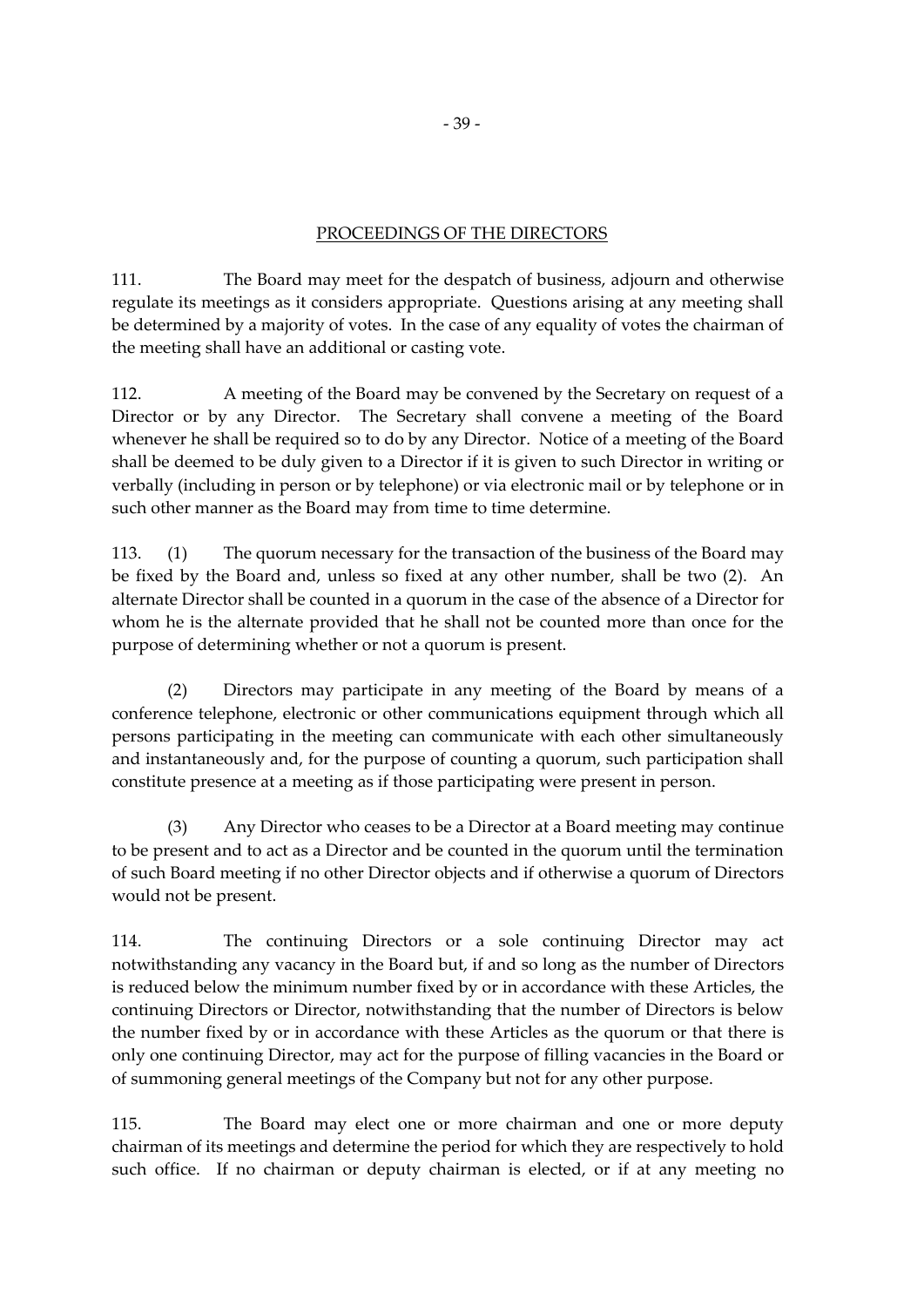## PROCEEDINGS OF THE DIRECTORS

111. The Board may meet for the despatch of business, adjourn and otherwise regulate its meetings as it considers appropriate. Questions arising at any meeting shall be determined by a majority of votes. In the case of any equality of votes the chairman of the meeting shall have an additional or casting vote.

112. A meeting of the Board may be convened by the Secretary on request of a Director or by any Director. The Secretary shall convene a meeting of the Board whenever he shall be required so to do by any Director. Notice of a meeting of the Board shall be deemed to be duly given to a Director if it is given to such Director in writing or verbally (including in person or by telephone) or via electronic mail or by telephone or in such other manner as the Board may from time to time determine.

113. (1) The quorum necessary for the transaction of the business of the Board may be fixed by the Board and, unless so fixed at any other number, shall be two (2). An alternate Director shall be counted in a quorum in the case of the absence of a Director for whom he is the alternate provided that he shall not be counted more than once for the purpose of determining whether or not a quorum is present.

(2) Directors may participate in any meeting of the Board by means of a conference telephone, electronic or other communications equipment through which all persons participating in the meeting can communicate with each other simultaneously and instantaneously and, for the purpose of counting a quorum, such participation shall constitute presence at a meeting as if those participating were present in person.

(3) Any Director who ceases to be a Director at a Board meeting may continue to be present and to act as a Director and be counted in the quorum until the termination of such Board meeting if no other Director objects and if otherwise a quorum of Directors would not be present.

114. The continuing Directors or a sole continuing Director may act notwithstanding any vacancy in the Board but, if and so long as the number of Directors is reduced below the minimum number fixed by or in accordance with these Articles, the continuing Directors or Director, notwithstanding that the number of Directors is below the number fixed by or in accordance with these Articles as the quorum or that there is only one continuing Director, may act for the purpose of filling vacancies in the Board or of summoning general meetings of the Company but not for any other purpose.

115. The Board may elect one or more chairman and one or more deputy chairman of its meetings and determine the period for which they are respectively to hold such office. If no chairman or deputy chairman is elected, or if at any meeting no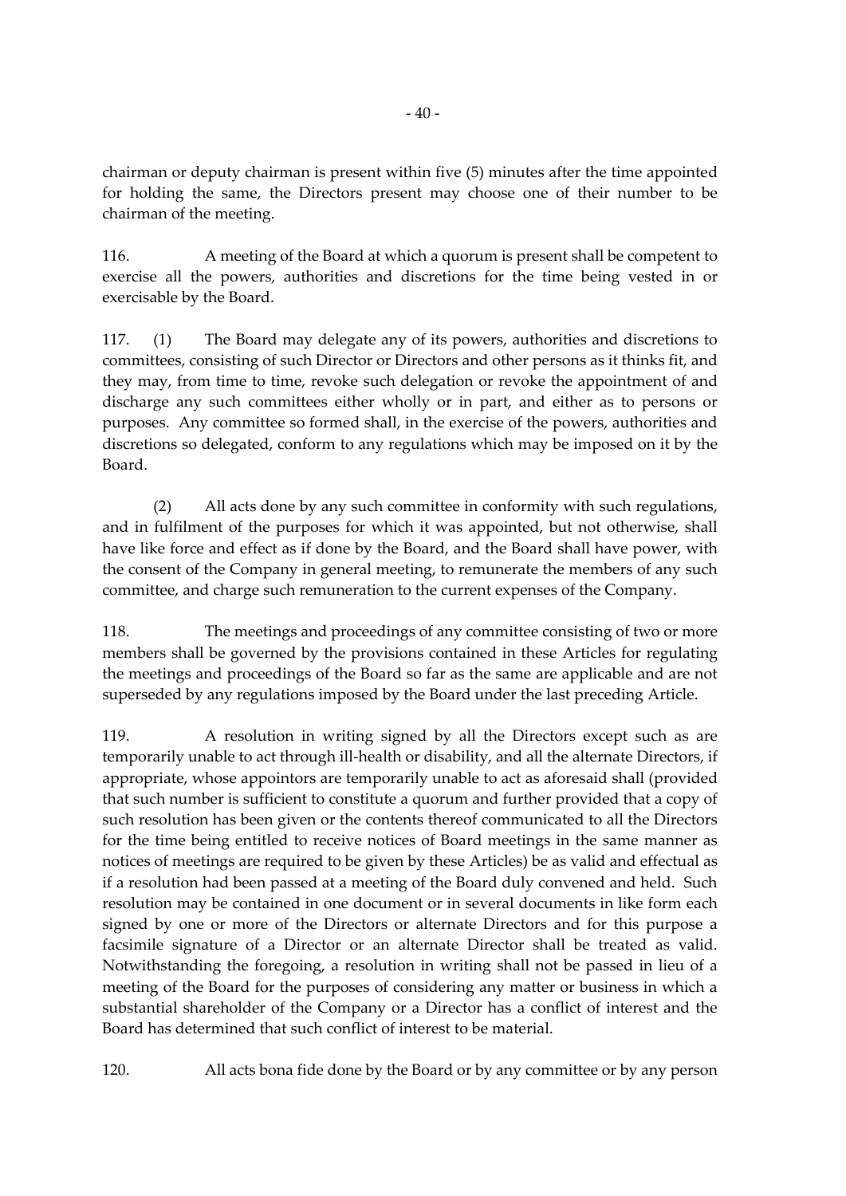chairman or deputy chairman is present within five (5) minutes after the time appointed for holding the same, the Directors present may choose one of their number to be chairman of the meeting.

116. A meeting of the Board at which a quorum is present shall be competent to exercise all the powers, authorities and discretions for the time being vested in or exercisable by the Board.

117. (1) The Board may delegate any of its powers, authorities and discretions to committees, consisting of such Director or Directors and other persons as it thinks fit, and they may, from time to time, revoke such delegation or revoke the appointment of and discharge any such committees either wholly or in part, and either as to persons or purposes. Any committee so formed shall, in the exercise of the powers, authorities and discretions so delegated, conform to any regulations which may be imposed on it by the Board.

(2) All acts done by any such committee in conformity with such regulations, and in fulfilment of the purposes for which it was appointed, but not otherwise, shall have like force and effect as if done by the Board, and the Board shall have power, with the consent of the Company in general meeting, to remunerate the members of any such committee, and charge such remuneration to the current expenses of the Company.

118. The meetings and proceedings of any committee consisting of two or more members shall be governed by the provisions contained in these Articles for regulating the meetings and proceedings of the Board so far as the same are applicable and are not superseded by any regulations imposed by the Board under the last preceding Article.

119. A resolution in writing signed by all the Directors except such as are temporarily unable to act through ill-health or disability, and all the alternate Directors, if appropriate, whose appointors are temporarily unable to act as aforesaid shall (provided that such number is sufficient to constitute a quorum and further provided that a copy of such resolution has been given or the contents thereof communicated to all the Directors for the time being entitled to receive notices of Board meetings in the same manner as notices of meetings are required to be given by these Articles) be as valid and effectual as if a resolution had been passed at a meeting of the Board duly convened and held. Such resolution may be contained in one document or in several documents in like form each signed by one or more of the Directors or alternate Directors and for this purpose a facsimile signature of a Director or an alternate Director shall be treated as valid. Notwithstanding the foregoing, a resolution in writing shall not be passed in lieu of a meeting of the Board for the purposes of considering any matter or business in which a substantial shareholder of the Company or a Director has a conflict of interest and the Board has determined that such conflict of interest to be material.

120. All acts bona fide done by the Board or by any committee or by any person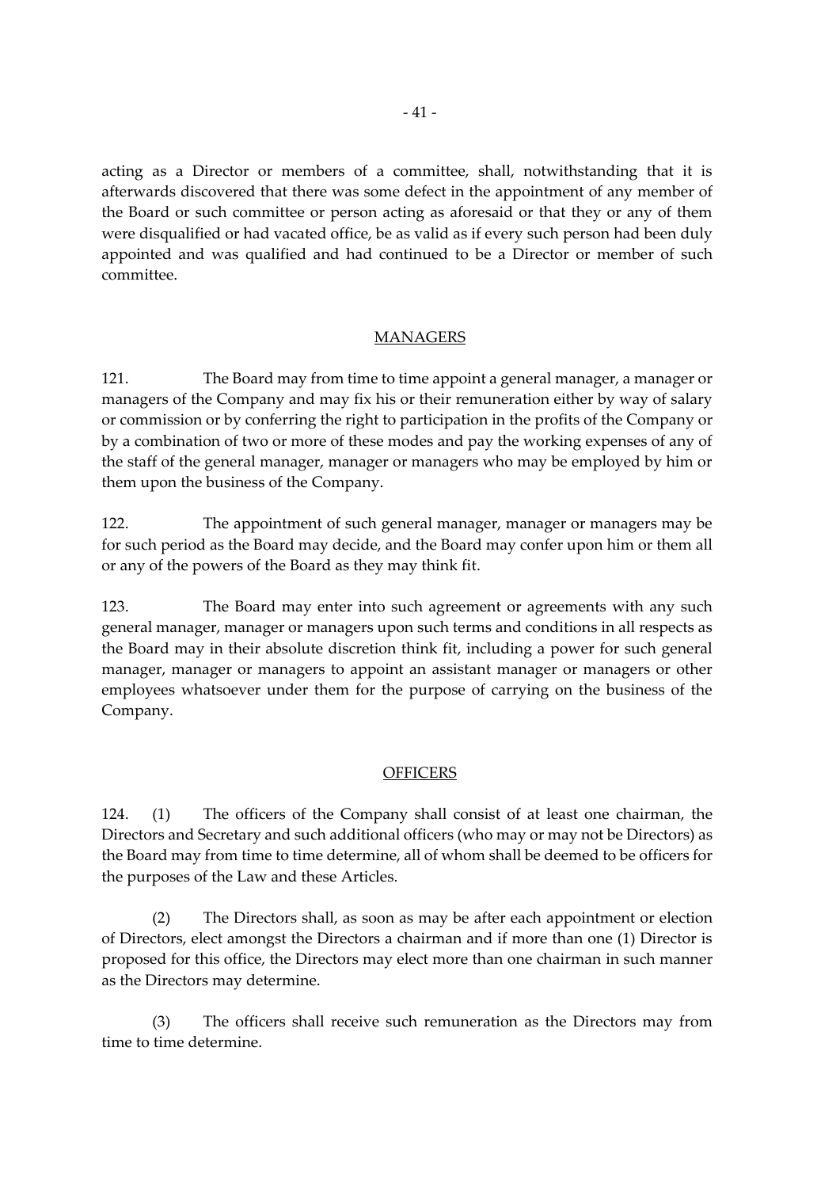acting as a Director or members of a committee, shall, notwithstanding that it is afterwards discovered that there was some defect in the appointment of any member of the Board or such committee or person acting as aforesaid or that they or any of them were disqualified or had vacated office, be as valid as if every such person had been duly appointed and was qualified and had continued to be a Director or member of such committee.

## MANAGERS

121. The Board may from time to time appoint a general manager, a manager or managers of the Company and may fix his or their remuneration either by way of salary or commission or by conferring the right to participation in the profits of the Company or by a combination of two or more of these modes and pay the working expenses of any of the staff of the general manager, manager or managers who may be employed by him or them upon the business of the Company.

122. The appointment of such general manager, manager or managers may be for such period as the Board may decide, and the Board may confer upon him or them all or any of the powers of the Board as they may think fit.

123. The Board may enter into such agreement or agreements with any such general manager, manager or managers upon such terms and conditions in all respects as the Board may in their absolute discretion think fit, including a power for such general manager, manager or managers to appoint an assistant manager or managers or other employees whatsoever under them for the purpose of carrying on the business of the Company.

## OFFICERS

124. (1) The officers of the Company shall consist of at least one chairman, the Directors and Secretary and such additional officers (who may or may not be Directors) as the Board may from time to time determine, all of whom shall be deemed to be officers for the purposes of the Law and these Articles.

(2) The Directors shall, as soon as may be after each appointment or election of Directors, elect amongst the Directors a chairman and if more than one (1) Director is proposed for this office, the Directors may elect more than one chairman in such manner as the Directors may determine.

(3) The officers shall receive such remuneration as the Directors may from time to time determine.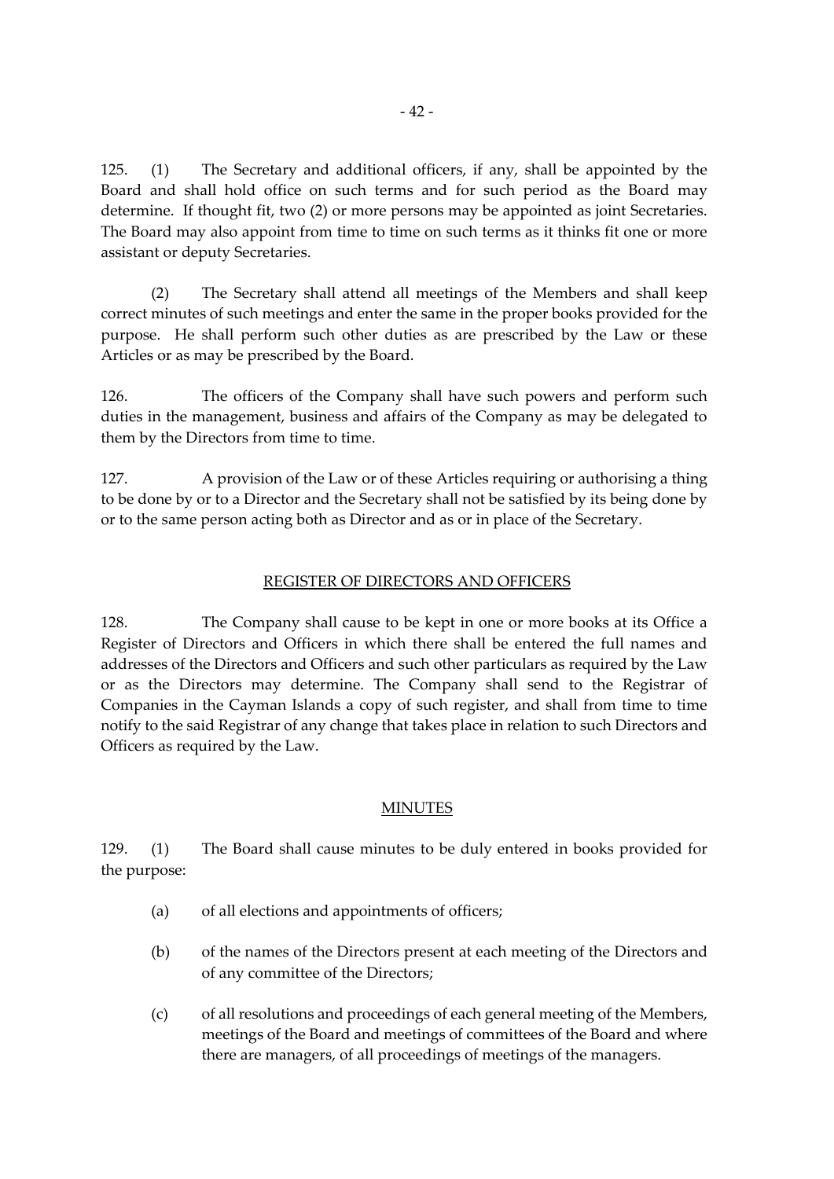125. (1) The Secretary and additional officers, if any, shall be appointed by the Board and shall hold office on such terms and for such period as the Board may determine. If thought fit, two (2) or more persons may be appointed as joint Secretaries. The Board may also appoint from time to time on such terms as it thinks fit one or more assistant or deputy Secretaries.

(2) The Secretary shall attend all meetings of the Members and shall keep correct minutes of such meetings and enter the same in the proper books provided for the purpose. He shall perform such other duties as are prescribed by the Law or these Articles or as may be prescribed by the Board.

126. The officers of the Company shall have such powers and perform such duties in the management, business and affairs of the Company as may be delegated to them by the Directors from time to time.

127. A provision of the Law or of these Articles requiring or authorising a thing to be done by or to a Director and the Secretary shall not be satisfied by its being done by or to the same person acting both as Director and as or in place of the Secretary.

## REGISTER OF DIRECTORS AND OFFICERS

128. The Company shall cause to be kept in one or more books at its Office a Register of Directors and Officers in which there shall be entered the full names and addresses of the Directors and Officers and such other particulars as required by the Law or as the Directors may determine. The Company shall send to the Registrar of Companies in the Cayman Islands a copy of such register, and shall from time to time notify to the said Registrar of any change that takes place in relation to such Directors and Officers as required by the Law.

## MINUTES

129. (1) The Board shall cause minutes to be duly entered in books provided for the purpose:

(a) of all elections and appointments of officers;

(b) of the names of the Directors present at each meeting of the Directors and of any committee of the Directors;

(c) of all resolutions and proceedings of each general meeting of the Members, meetings of the Board and meetings of committees of the Board and where there are managers, of all proceedings of meetings of the managers.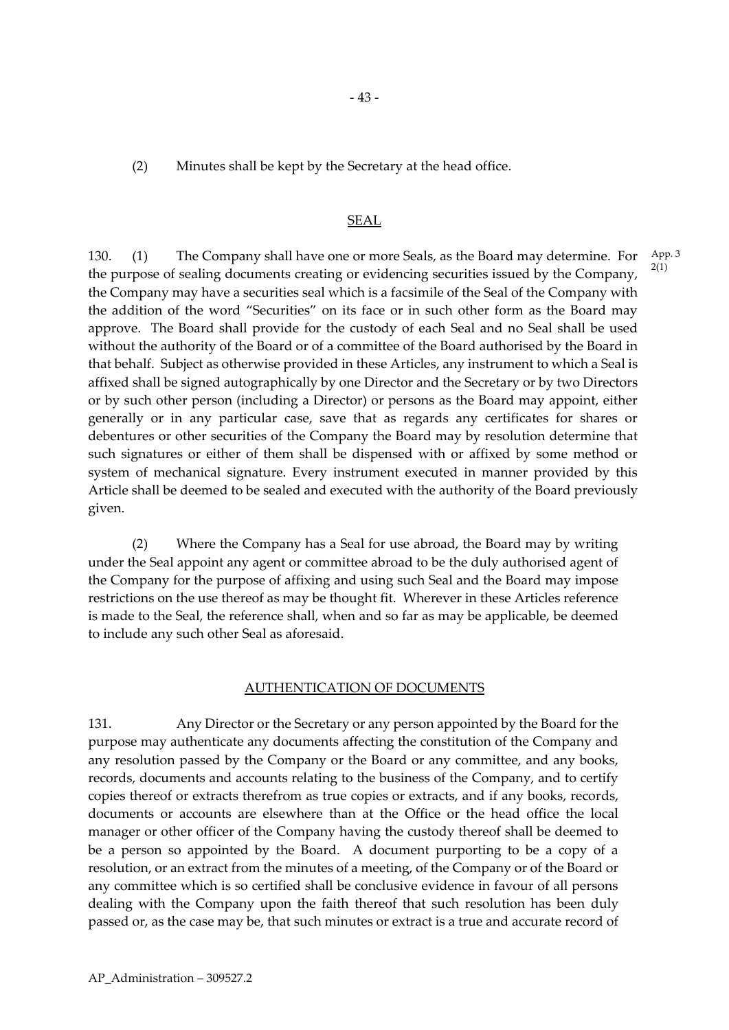(2) Minutes shall be kept by the Secretary at the head office.

## SEAL

130. (1) The Company shall have one or more Seals, as the Board may determine. For the purpose of sealing documents creating or evidencing securities issued by the Company, the Company may have a securities seal which is a facsimile of the Seal of the Company with the addition of the word "Securities" on its face or in such other form as the Board may approve. The Board shall provide for the custody of each Seal and no Seal shall be used without the authority of the Board or of a committee of the Board authorised by the Board in that behalf. Subject as otherwise provided in these Articles, any instrument to which a Seal is affixed shall be signed autographically by one Director and the Secretary or by two Directors or by such other person (including a Director) or persons as the Board may appoint, either generally or in any particular case, save that as regards any certificates for shares or debentures or other securities of the Company the Board may by resolution determine that such signatures or either of them shall be dispensed with or affixed by some method or system of mechanical signature. Every instrument executed in manner provided by this Article shall be deemed to be sealed and executed with the authority of the Board previously given.

App. 3 2(1)

(2) Where the Company has a Seal for use abroad, the Board may by writing under the Seal appoint any agent or committee abroad to be the duly authorised agent of the Company for the purpose of affixing and using such Seal and the Board may impose restrictions on the use thereof as may be thought fit. Wherever in these Articles reference is made to the Seal, the reference shall, when and so far as may be applicable, be deemed to include any such other Seal as aforesaid.

## AUTHENTICATION OF DOCUMENTS

131. Any Director or the Secretary or any person appointed by the Board for the purpose may authenticate any documents affecting the constitution of the Company and any resolution passed by the Company or the Board or any committee, and any books, records, documents and accounts relating to the business of the Company, and to certify copies thereof or extracts therefrom as true copies or extracts, and if any books, records, documents or accounts are elsewhere than at the Office or the head office the local manager or other officer of the Company having the custody thereof shall be deemed to be a person so appointed by the Board. A document purporting to be a copy of a resolution, or an extract from the minutes of a meeting, of the Company or of the Board or any committee which is so certified shall be conclusive evidence in favour of all persons dealing with the Company upon the faith thereof that such resolution has been duly passed or, as the case may be, that such minutes or extract is a true and accurate record of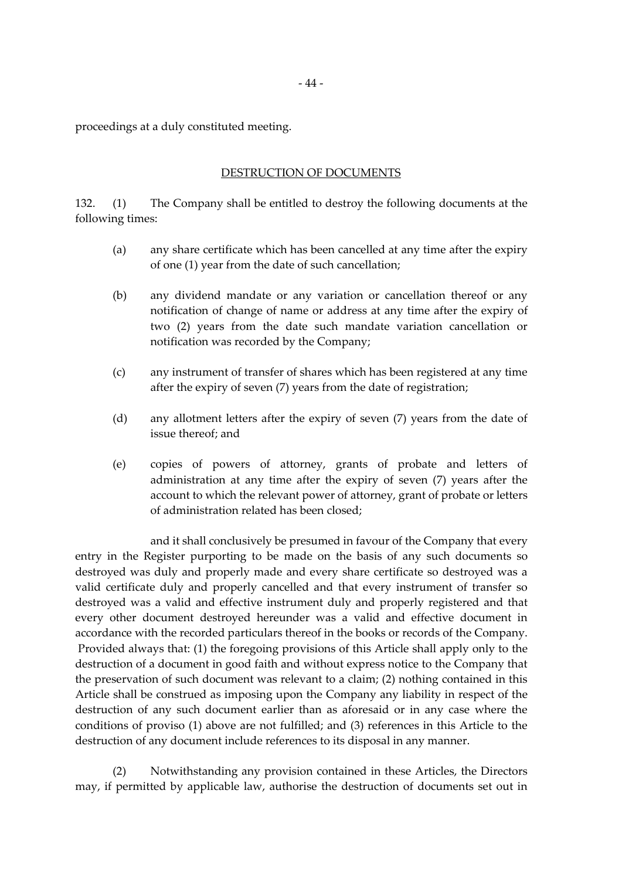proceedings at a duly constituted meeting.

## DESTRUCTION OF DOCUMENTS

132. (1) The Company shall be entitled to destroy the following documents at the following times:

(a) any share certificate which has been cancelled at any time after the expiry of one (1) year from the date of such cancellation;

(b) any dividend mandate or any variation or cancellation thereof or any notification of change of name or address at any time after the expiry of two (2) years from the date such mandate variation cancellation or notification was recorded by the Company;

(c) any instrument of transfer of shares which has been registered at any time after the expiry of seven (7) years from the date of registration;

(d) any allotment letters after the expiry of seven (7) years from the date of issue thereof; and

(e) copies of powers of attorney, grants of probate and letters of administration at any time after the expiry of seven (7) years after the account to which the relevant power of attorney, grant of probate or letters of administration related has been closed;

and it shall conclusively be presumed in favour of the Company that every entry in the Register purporting to be made on the basis of any such documents so destroyed was duly and properly made and every share certificate so destroyed was a valid certificate duly and properly cancelled and that every instrument of transfer so destroyed was a valid and effective instrument duly and properly registered and that every other document destroyed hereunder was a valid and effective document in accordance with the recorded particulars thereof in the books or records of the Company. Provided always that: (1) the foregoing provisions of this Article shall apply only to the destruction of a document in good faith and without express notice to the Company that the preservation of such document was relevant to a claim; (2) nothing contained in this Article shall be construed as imposing upon the Company any liability in respect of the destruction of any such document earlier than as aforesaid or in any case where the conditions of proviso (1) above are not fulfilled; and (3) references in this Article to the destruction of any document include references to its disposal in any manner.

(2) Notwithstanding any provision contained in these Articles, the Directors may, if permitted by applicable law, authorise the destruction of documents set out in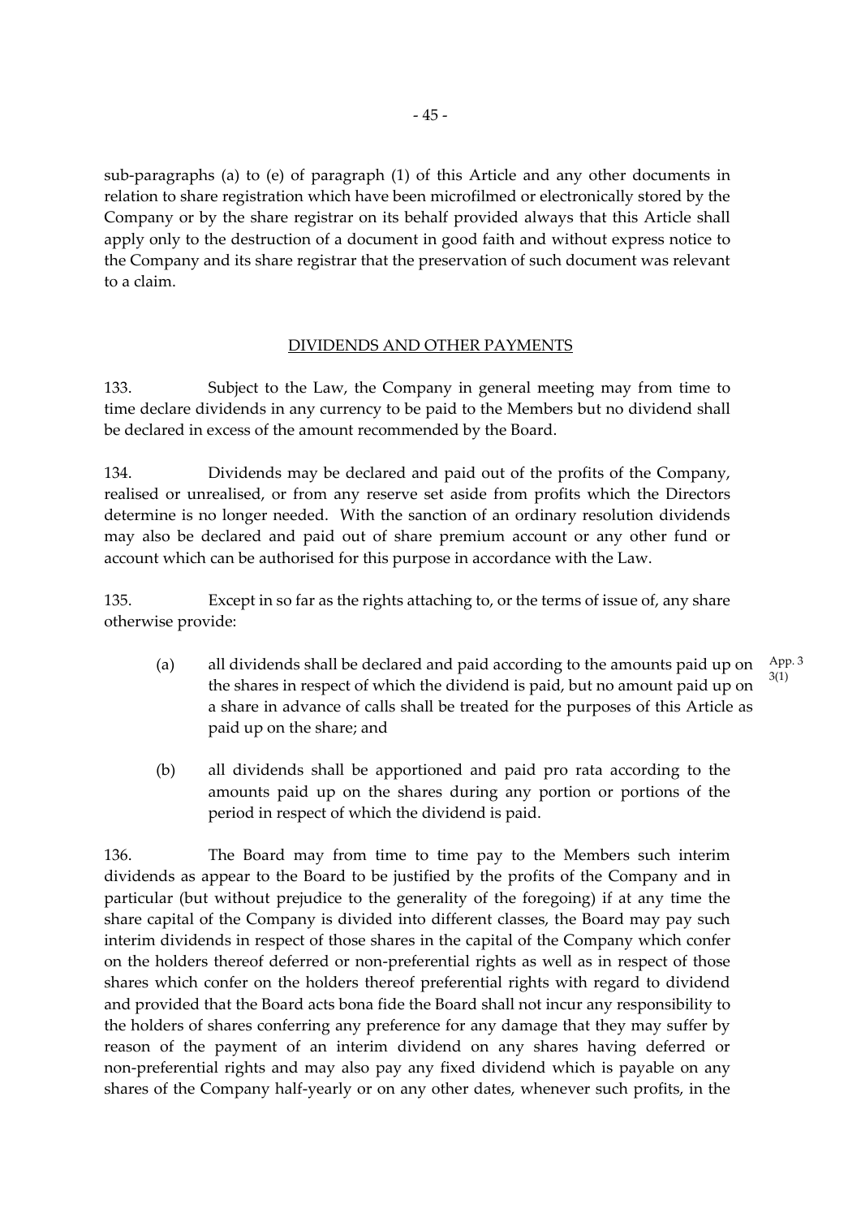sub-paragraphs (a) to (e) of paragraph (1) of this Article and any other documents in relation to share registration which have been microfilmed or electronically stored by the Company or by the share registrar on its behalf provided always that this Article shall apply only to the destruction of a document in good faith and without express notice to the Company and its share registrar that the preservation of such document was relevant to a claim.

## DIVIDENDS AND OTHER PAYMENTS

133. Subject to the Law, the Company in general meeting may from time to time declare dividends in any currency to be paid to the Members but no dividend shall be declared in excess of the amount recommended by the Board.

134. Dividends may be declared and paid out of the profits of the Company, realised or unrealised, or from any reserve set aside from profits which the Directors determine is no longer needed. With the sanction of an ordinary resolution dividends may also be declared and paid out of share premium account or any other fund or account which can be authorised for this purpose in accordance with the Law.

135. Except in so far as the rights attaching to, or the terms of issue of, any share otherwise provide:

(a) all dividends shall be declared and paid according to the amounts paid up on the shares in respect of which the dividend is paid, but no amount paid up on a share in advance of calls shall be treated for the purposes of this Article as paid up on the share; and

App. 3 3(1)

(b) all dividends shall be apportioned and paid pro rata according to the amounts paid up on the shares during any portion or portions of the period in respect of which the dividend is paid.

136. The Board may from time to time pay to the Members such interim dividends as appear to the Board to be justified by the profits of the Company and in particular (but without prejudice to the generality of the foregoing) if at any time the share capital of the Company is divided into different classes, the Board may pay such interim dividends in respect of those shares in the capital of the Company which confer on the holders thereof deferred or non-preferential rights as well as in respect of those shares which confer on the holders thereof preferential rights with regard to dividend and provided that the Board acts bona fide the Board shall not incur any responsibility to the holders of shares conferring any preference for any damage that they may suffer by reason of the payment of an interim dividend on any shares having deferred or non-preferential rights and may also pay any fixed dividend which is payable on any shares of the Company half-yearly or on any other dates, whenever such profits, in the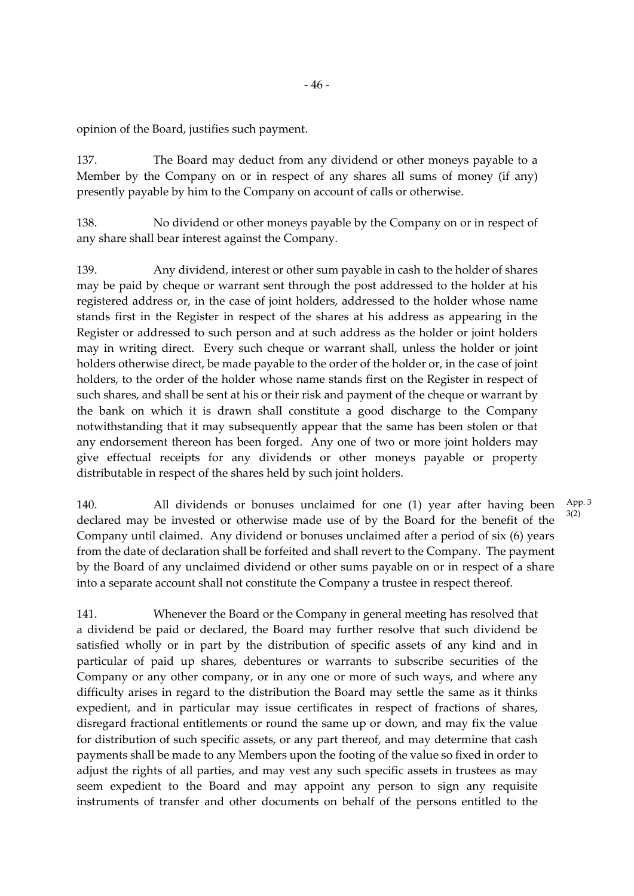opinion of the Board, justifies such payment.

137. The Board may deduct from any dividend or other moneys payable to a Member by the Company on or in respect of any shares all sums of money (if any) presently payable by him to the Company on account of calls or otherwise.

138. No dividend or other moneys payable by the Company on or in respect of any share shall bear interest against the Company.

139. Any dividend, interest or other sum payable in cash to the holder of shares may be paid by cheque or warrant sent through the post addressed to the holder at his registered address or, in the case of joint holders, addressed to the holder whose name stands first in the Register in respect of the shares at his address as appearing in the Register or addressed to such person and at such address as the holder or joint holders may in writing direct. Every such cheque or warrant shall, unless the holder or joint holders otherwise direct, be made payable to the order of the holder or, in the case of joint holders, to the order of the holder whose name stands first on the Register in respect of such shares, and shall be sent at his or their risk and payment of the cheque or warrant by the bank on which it is drawn shall constitute a good discharge to the Company notwithstanding that it may subsequently appear that the same has been stolen or that any endorsement thereon has been forged. Any one of two or more joint holders may give effectual receipts for any dividends or other moneys payable or property distributable in respect of the shares held by such joint holders.

140. All dividends or bonuses unclaimed for one (1) year after having been declared may be invested or otherwise made use of by the Board for the benefit of the Company until claimed. Any dividend or bonuses unclaimed after a period of six (6) years from the date of declaration shall be forfeited and shall revert to the Company. The payment by the Board of any unclaimed dividend or other sums payable on or in respect of a share into a separate account shall not constitute the Company a trustee in respect thereof.

App. 3 3(2)

141. Whenever the Board or the Company in general meeting has resolved that a dividend be paid or declared, the Board may further resolve that such dividend be satisfied wholly or in part by the distribution of specific assets of any kind and in particular of paid up shares, debentures or warrants to subscribe securities of the Company or any other company, or in any one or more of such ways, and where any difficulty arises in regard to the distribution the Board may settle the same as it thinks expedient, and in particular may issue certificates in respect of fractions of shares, disregard fractional entitlements or round the same up or down, and may fix the value for distribution of such specific assets, or any part thereof, and may determine that cash payments shall be made to any Members upon the footing of the value so fixed in order to adjust the rights of all parties, and may vest any such specific assets in trustees as may seem expedient to the Board and may appoint any person to sign any requisite instruments of transfer and other documents on behalf of the persons entitled to the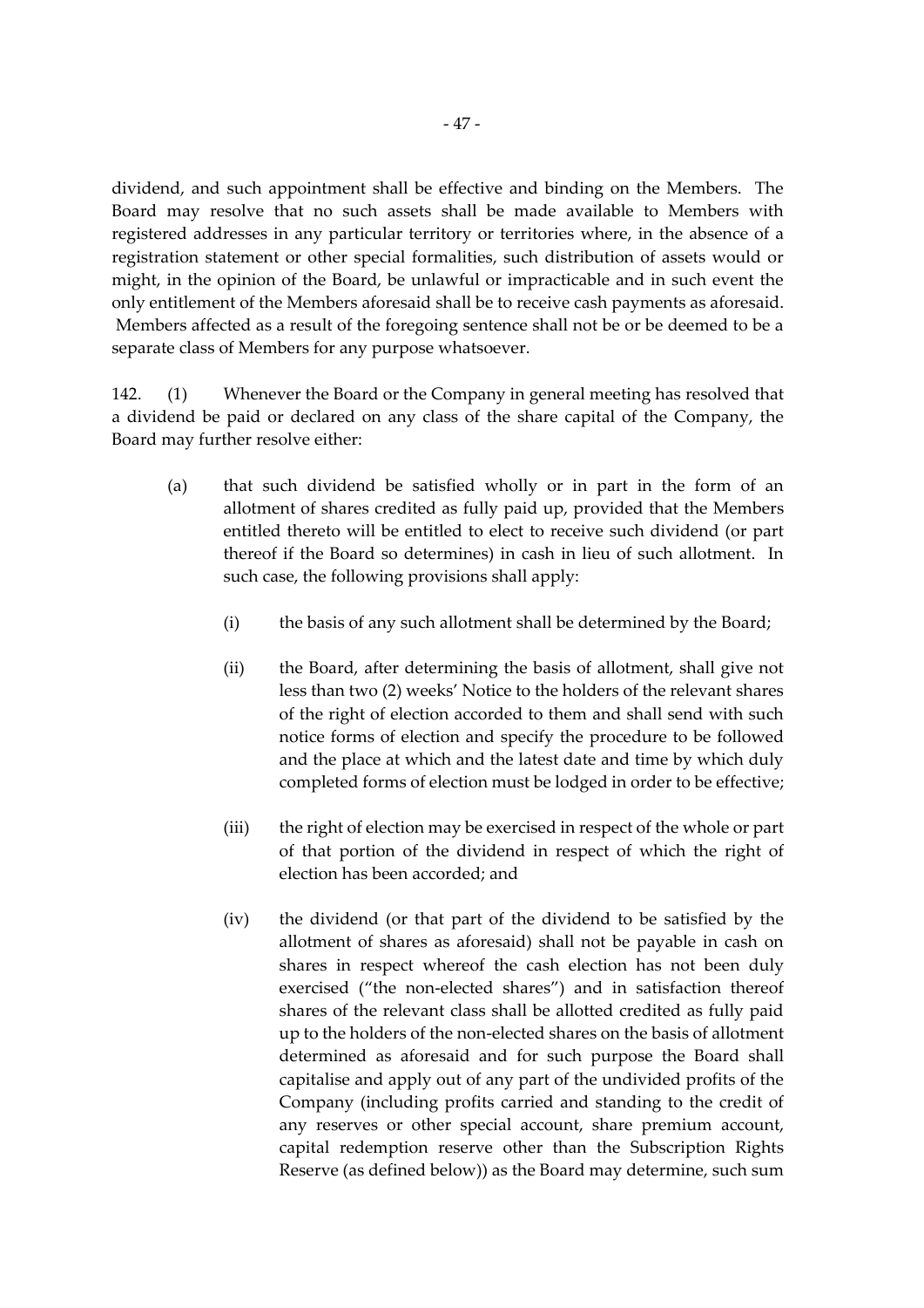dividend, and such appointment shall be effective and binding on the Members. The Board may resolve that no such assets shall be made available to Members with registered addresses in any particular territory or territories where, in the absence of a registration statement or other special formalities, such distribution of assets would or might, in the opinion of the Board, be unlawful or impracticable and in such event the only entitlement of the Members aforesaid shall be to receive cash payments as aforesaid. Members affected as a result of the foregoing sentence shall not be or be deemed to be a separate class of Members for any purpose whatsoever.

142. (1) Whenever the Board or the Company in general meeting has resolved that a dividend be paid or declared on any class of the share capital of the Company, the Board may further resolve either:

(a) that such dividend be satisfied wholly or in part in the form of an allotment of shares credited as fully paid up, provided that the Members entitled thereto will be entitled to elect to receive such dividend (or part thereof if the Board so determines) in cash in lieu of such allotment. In such case, the following provisions shall apply:

(i) the basis of any such allotment shall be determined by the Board;

(ii) the Board, after determining the basis of allotment, shall give not less than two (2) weeks' Notice to the holders of the relevant shares of the right of election accorded to them and shall send with such notice forms of election and specify the procedure to be followed and the place at which and the latest date and time by which duly completed forms of election must be lodged in order to be effective;

(iii) the right of election may be exercised in respect of the whole or part of that portion of the dividend in respect of which the right of election has been accorded; and

(iv) the dividend (or that part of the dividend to be satisfied by the allotment of shares as aforesaid) shall not be payable in cash on shares in respect whereof the cash election has not been duly exercised ("the non-elected shares") and in satisfaction thereof shares of the relevant class shall be allotted credited as fully paid up to the holders of the non-elected shares on the basis of allotment determined as aforesaid and for such purpose the Board shall capitalise and apply out of any part of the undivided profits of the Company (including profits carried and standing to the credit of any reserves or other special account, share premium account, capital redemption reserve other than the Subscription Rights Reserve (as defined below)) as the Board may determine, such sum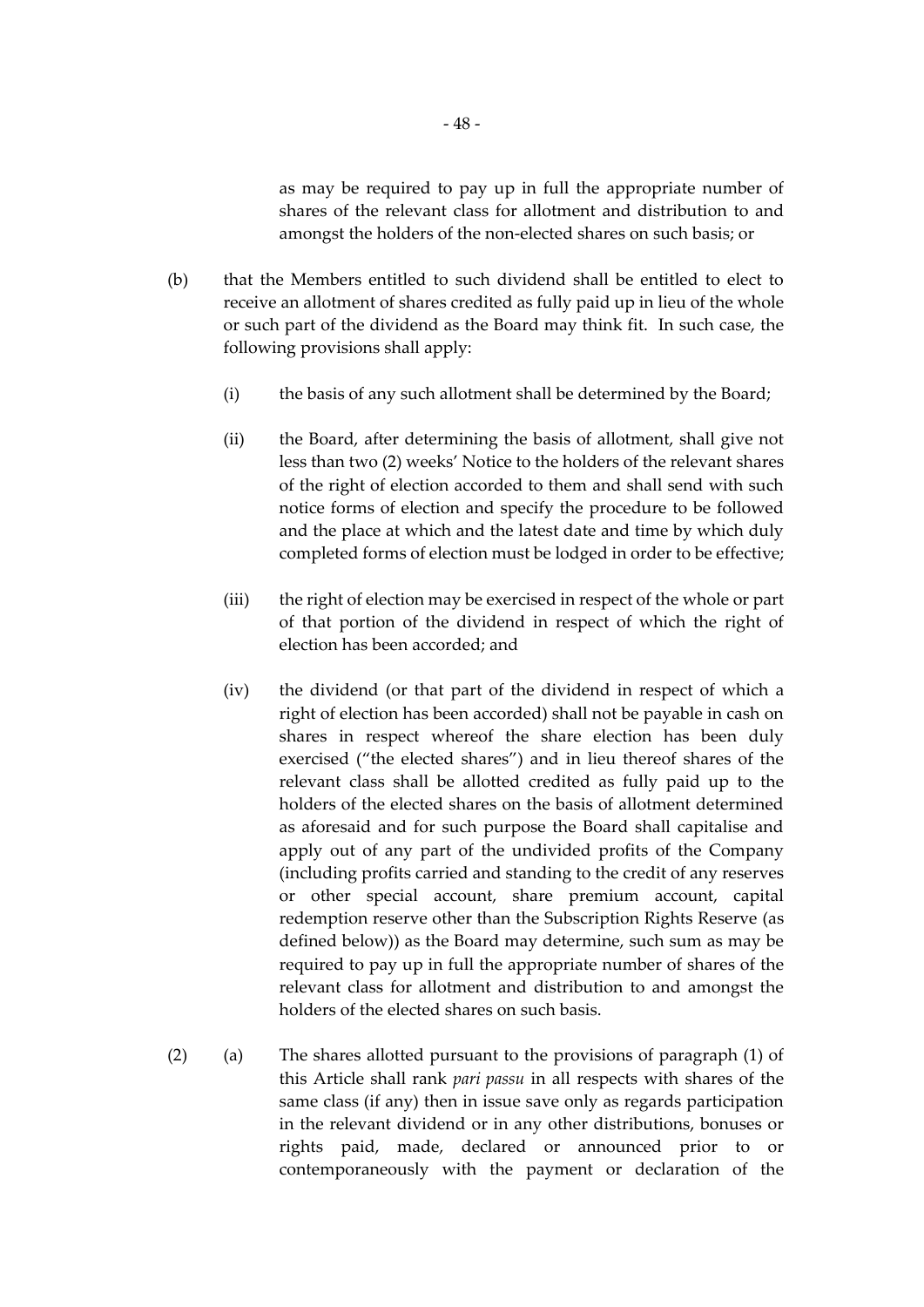as may be required to pay up in full the appropriate number of shares of the relevant class for allotment and distribution to and amongst the holders of the non-elected shares on such basis; or

(b) that the Members entitled to such dividend shall be entitled to elect to receive an allotment of shares credited as fully paid up in lieu of the whole or such part of the dividend as the Board may think fit. In such case, the following provisions shall apply:

 (i) the basis of any such allotment shall be determined by the Board;

 (ii) the Board, after determining the basis of allotment, shall give not less than two (2) weeks' Notice to the holders of the relevant shares of the right of election accorded to them and shall send with such notice forms of election and specify the procedure to be followed and the place at which and the latest date and time by which duly completed forms of election must be lodged in order to be effective;

 (iii) the right of election may be exercised in respect of the whole or part of that portion of the dividend in respect of which the right of election has been accorded; and

 (iv) the dividend (or that part of the dividend in respect of which a right of election has been accorded) shall not be payable in cash on shares in respect whereof the share election has been duly exercised ("the elected shares") and in lieu thereof shares of the relevant class shall be allotted credited as fully paid up to the holders of the elected shares on the basis of allotment determined as aforesaid and for such purpose the Board shall capitalise and apply out of any part of the undivided profits of the Company (including profits carried and standing to the credit of any reserves or other special account, share premium account, capital redemption reserve other than the Subscription Rights Reserve (as defined below)) as the Board may determine, such sum as may be required to pay up in full the appropriate number of shares of the relevant class for allotment and distribution to and amongst the holders of the elected shares on such basis.

(2) (a) The shares allotted pursuant to the provisions of paragraph (1) of this Article shall rank *pari passu* in all respects with shares of the same class (if any) then in issue save only as regards participation in the relevant dividend or in any other distributions, bonuses or rights paid, made, declared or announced prior to or contemporaneously with the payment or declaration of the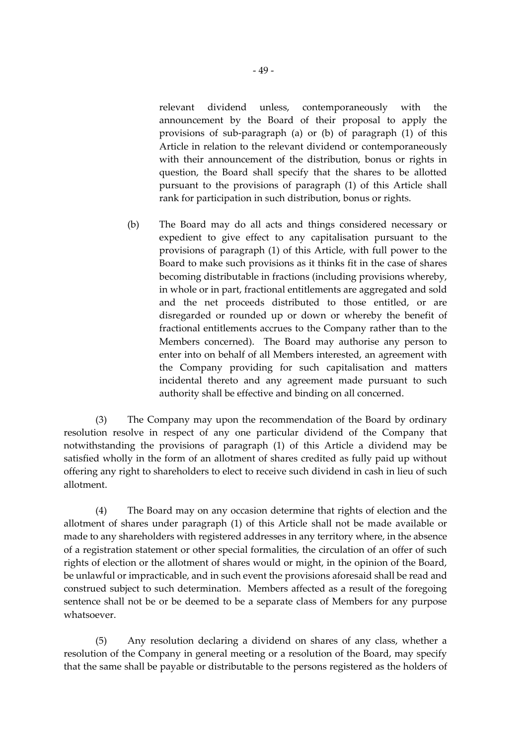relevant dividend unless, contemporaneously with the announcement by the Board of their proposal to apply the provisions of sub-paragraph (a) or (b) of paragraph (1) of this Article in relation to the relevant dividend or contemporaneously with their announcement of the distribution, bonus or rights in question, the Board shall specify that the shares to be allotted pursuant to the provisions of paragraph (1) of this Article shall rank for participation in such distribution, bonus or rights.

(b) The Board may do all acts and things considered necessary or expedient to give effect to any capitalisation pursuant to the provisions of paragraph (1) of this Article, with full power to the Board to make such provisions as it thinks fit in the case of shares becoming distributable in fractions (including provisions whereby, in whole or in part, fractional entitlements are aggregated and sold and the net proceeds distributed to those entitled, or are disregarded or rounded up or down or whereby the benefit of fractional entitlements accrues to the Company rather than to the Members concerned). The Board may authorise any person to enter into on behalf of all Members interested, an agreement with the Company providing for such capitalisation and matters incidental thereto and any agreement made pursuant to such authority shall be effective and binding on all concerned.

(3) The Company may upon the recommendation of the Board by ordinary resolution resolve in respect of any one particular dividend of the Company that notwithstanding the provisions of paragraph (1) of this Article a dividend may be satisfied wholly in the form of an allotment of shares credited as fully paid up without offering any right to shareholders to elect to receive such dividend in cash in lieu of such allotment.

(4) The Board may on any occasion determine that rights of election and the allotment of shares under paragraph (1) of this Article shall not be made available or made to any shareholders with registered addresses in any territory where, in the absence of a registration statement or other special formalities, the circulation of an offer of such rights of election or the allotment of shares would or might, in the opinion of the Board, be unlawful or impracticable, and in such event the provisions aforesaid shall be read and construed subject to such determination. Members affected as a result of the foregoing sentence shall not be or be deemed to be a separate class of Members for any purpose whatsoever.

(5) Any resolution declaring a dividend on shares of any class, whether a resolution of the Company in general meeting or a resolution of the Board, may specify that the same shall be payable or distributable to the persons registered as the holders of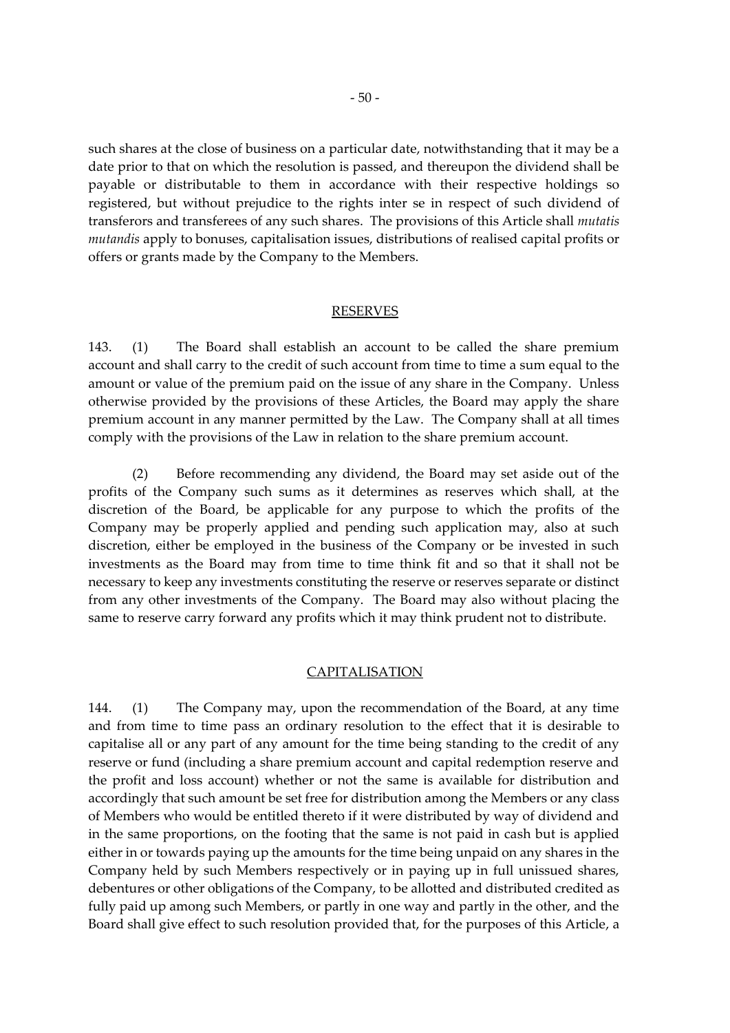such shares at the close of business on a particular date, notwithstanding that it may be a date prior to that on which the resolution is passed, and thereupon the dividend shall be payable or distributable to them in accordance with their respective holdings so registered, but without prejudice to the rights inter se in respect of such dividend of transferors and transferees of any such shares. The provisions of this Article shall *mutatis mutandis* apply to bonuses, capitalisation issues, distributions of realised capital profits or offers or grants made by the Company to the Members.

## RESERVES

143. (1) The Board shall establish an account to be called the share premium account and shall carry to the credit of such account from time to time a sum equal to the amount or value of the premium paid on the issue of any share in the Company. Unless otherwise provided by the provisions of these Articles, the Board may apply the share premium account in any manner permitted by the Law. The Company shall at all times comply with the provisions of the Law in relation to the share premium account.

(2) Before recommending any dividend, the Board may set aside out of the profits of the Company such sums as it determines as reserves which shall, at the discretion of the Board, be applicable for any purpose to which the profits of the Company may be properly applied and pending such application may, also at such discretion, either be employed in the business of the Company or be invested in such investments as the Board may from time to time think fit and so that it shall not be necessary to keep any investments constituting the reserve or reserves separate or distinct from any other investments of the Company. The Board may also without placing the same to reserve carry forward any profits which it may think prudent not to distribute.

## CAPITALISATION

144. (1) The Company may, upon the recommendation of the Board, at any time and from time to time pass an ordinary resolution to the effect that it is desirable to capitalise all or any part of any amount for the time being standing to the credit of any reserve or fund (including a share premium account and capital redemption reserve and the profit and loss account) whether or not the same is available for distribution and accordingly that such amount be set free for distribution among the Members or any class of Members who would be entitled thereto if it were distributed by way of dividend and in the same proportions, on the footing that the same is not paid in cash but is applied either in or towards paying up the amounts for the time being unpaid on any shares in the Company held by such Members respectively or in paying up in full unissued shares, debentures or other obligations of the Company, to be allotted and distributed credited as fully paid up among such Members, or partly in one way and partly in the other, and the Board shall give effect to such resolution provided that, for the purposes of this Article, a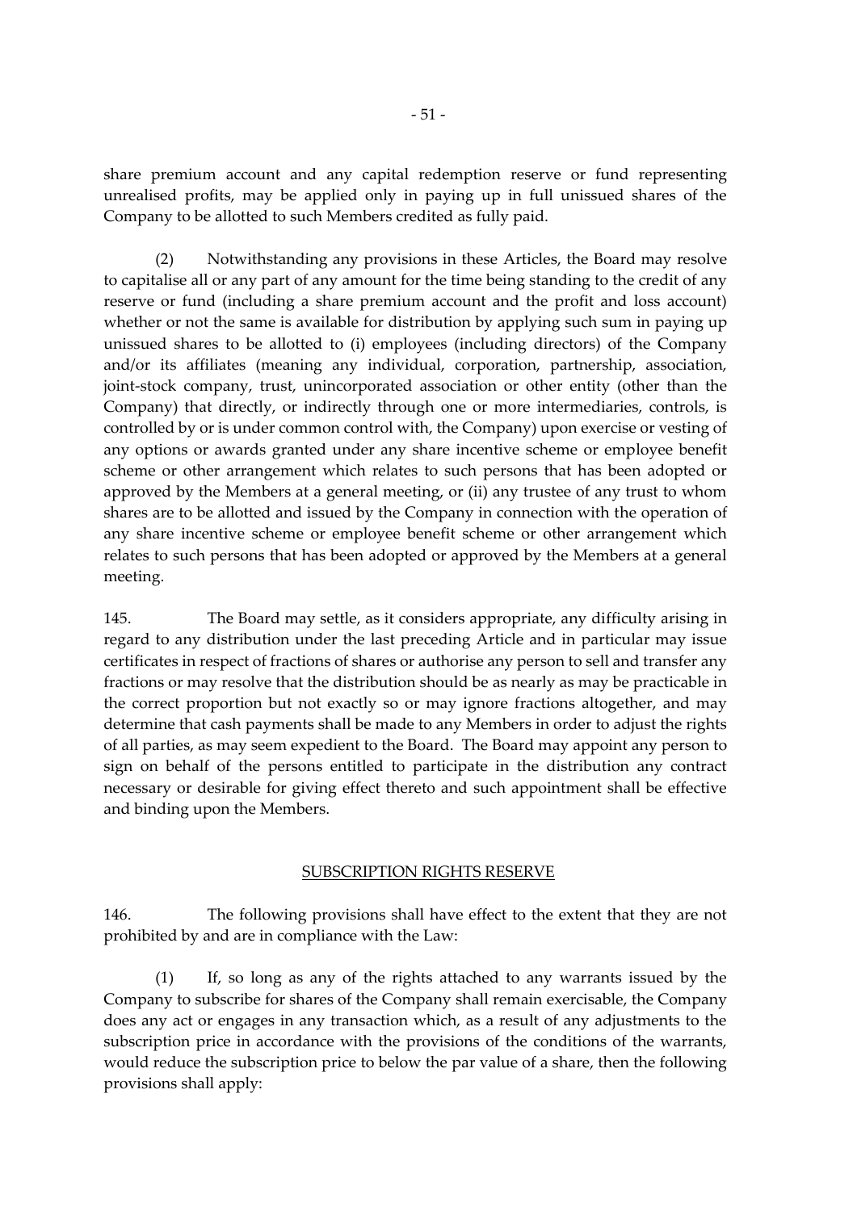share premium account and any capital redemption reserve or fund representing unrealised profits, may be applied only in paying up in full unissued shares of the Company to be allotted to such Members credited as fully paid.

(2) Notwithstanding any provisions in these Articles, the Board may resolve to capitalise all or any part of any amount for the time being standing to the credit of any reserve or fund (including a share premium account and the profit and loss account) whether or not the same is available for distribution by applying such sum in paying up unissued shares to be allotted to (i) employees (including directors) of the Company and/or its affiliates (meaning any individual, corporation, partnership, association, joint-stock company, trust, unincorporated association or other entity (other than the Company) that directly, or indirectly through one or more intermediaries, controls, is controlled by or is under common control with, the Company) upon exercise or vesting of any options or awards granted under any share incentive scheme or employee benefit scheme or other arrangement which relates to such persons that has been adopted or approved by the Members at a general meeting, or (ii) any trustee of any trust to whom shares are to be allotted and issued by the Company in connection with the operation of any share incentive scheme or employee benefit scheme or other arrangement which relates to such persons that has been adopted or approved by the Members at a general meeting.

145. The Board may settle, as it considers appropriate, any difficulty arising in regard to any distribution under the last preceding Article and in particular may issue certificates in respect of fractions of shares or authorise any person to sell and transfer any fractions or may resolve that the distribution should be as nearly as may be practicable in the correct proportion but not exactly so or may ignore fractions altogether, and may determine that cash payments shall be made to any Members in order to adjust the rights of all parties, as may seem expedient to the Board. The Board may appoint any person to sign on behalf of the persons entitled to participate in the distribution any contract necessary or desirable for giving effect thereto and such appointment shall be effective and binding upon the Members.

## SUBSCRIPTION RIGHTS RESERVE

146. The following provisions shall have effect to the extent that they are not prohibited by and are in compliance with the Law:

(1) If, so long as any of the rights attached to any warrants issued by the Company to subscribe for shares of the Company shall remain exercisable, the Company does any act or engages in any transaction which, as a result of any adjustments to the subscription price in accordance with the provisions of the conditions of the warrants, would reduce the subscription price to below the par value of a share, then the following provisions shall apply: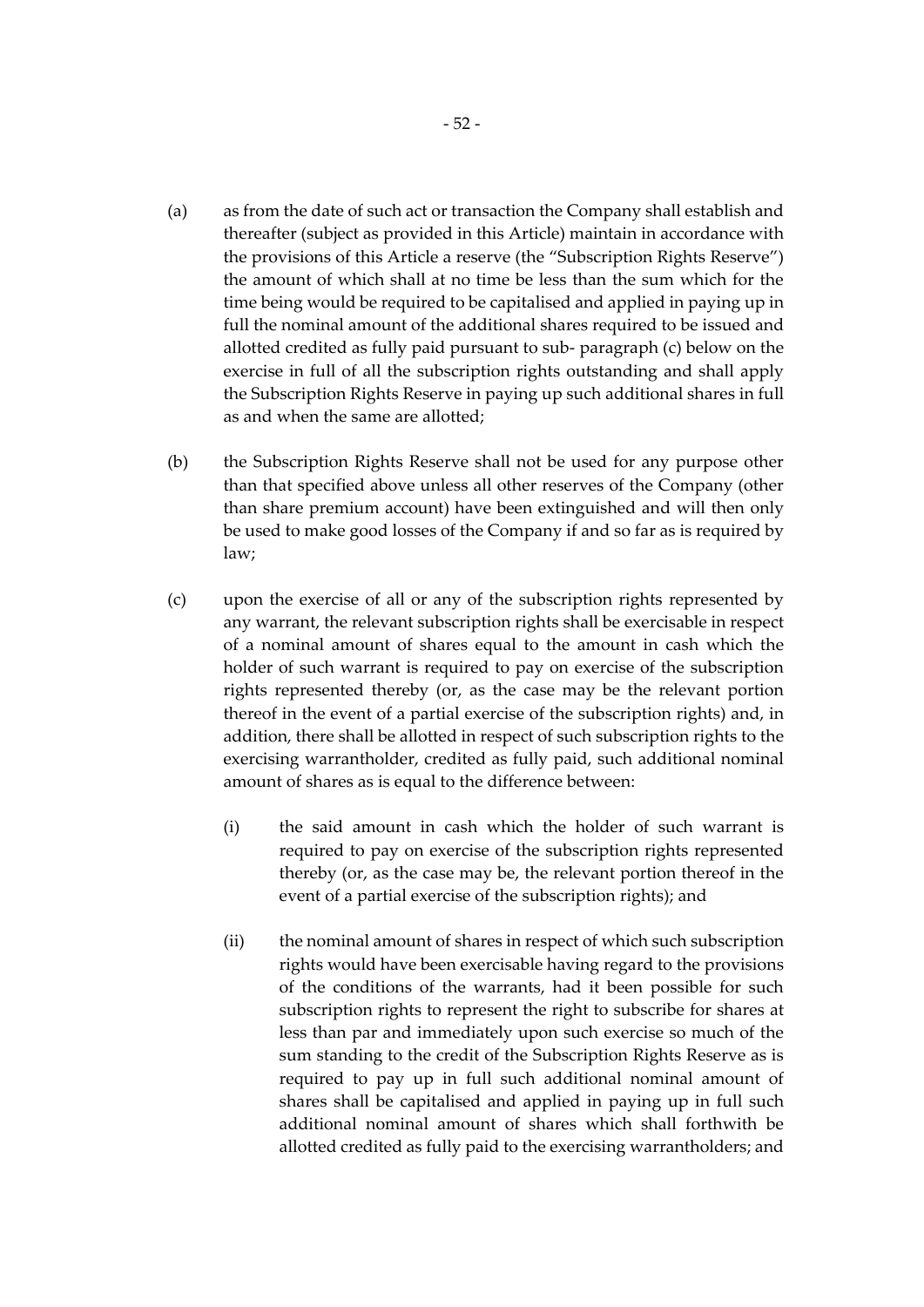(a) as from the date of such act or transaction the Company shall establish and thereafter (subject as provided in this Article) maintain in accordance with the provisions of this Article a reserve (the "Subscription Rights Reserve") the amount of which shall at no time be less than the sum which for the time being would be required to be capitalised and applied in paying up in full the nominal amount of the additional shares required to be issued and allotted credited as fully paid pursuant to sub- paragraph (c) below on the exercise in full of all the subscription rights outstanding and shall apply the Subscription Rights Reserve in paying up such additional shares in full as and when the same are allotted;

(b) the Subscription Rights Reserve shall not be used for any purpose other than that specified above unless all other reserves of the Company (other than share premium account) have been extinguished and will then only be used to make good losses of the Company if and so far as is required by law;

(c) upon the exercise of all or any of the subscription rights represented by any warrant, the relevant subscription rights shall be exercisable in respect of a nominal amount of shares equal to the amount in cash which the holder of such warrant is required to pay on exercise of the subscription rights represented thereby (or, as the case may be the relevant portion thereof in the event of a partial exercise of the subscription rights) and, in addition, there shall be allotted in respect of such subscription rights to the exercising warrantholder, credited as fully paid, such additional nominal amount of shares as is equal to the difference between:

  (i) the said amount in cash which the holder of such warrant is required to pay on exercise of the subscription rights represented thereby (or, as the case may be, the relevant portion thereof in the event of a partial exercise of the subscription rights); and

  (ii) the nominal amount of shares in respect of which such subscription rights would have been exercisable having regard to the provisions of the conditions of the warrants, had it been possible for such subscription rights to represent the right to subscribe for shares at less than par and immediately upon such exercise so much of the sum standing to the credit of the Subscription Rights Reserve as is required to pay up in full such additional nominal amount of shares shall be capitalised and applied in paying up in full such additional nominal amount of shares which shall forthwith be allotted credited as fully paid to the exercising warrantholders; and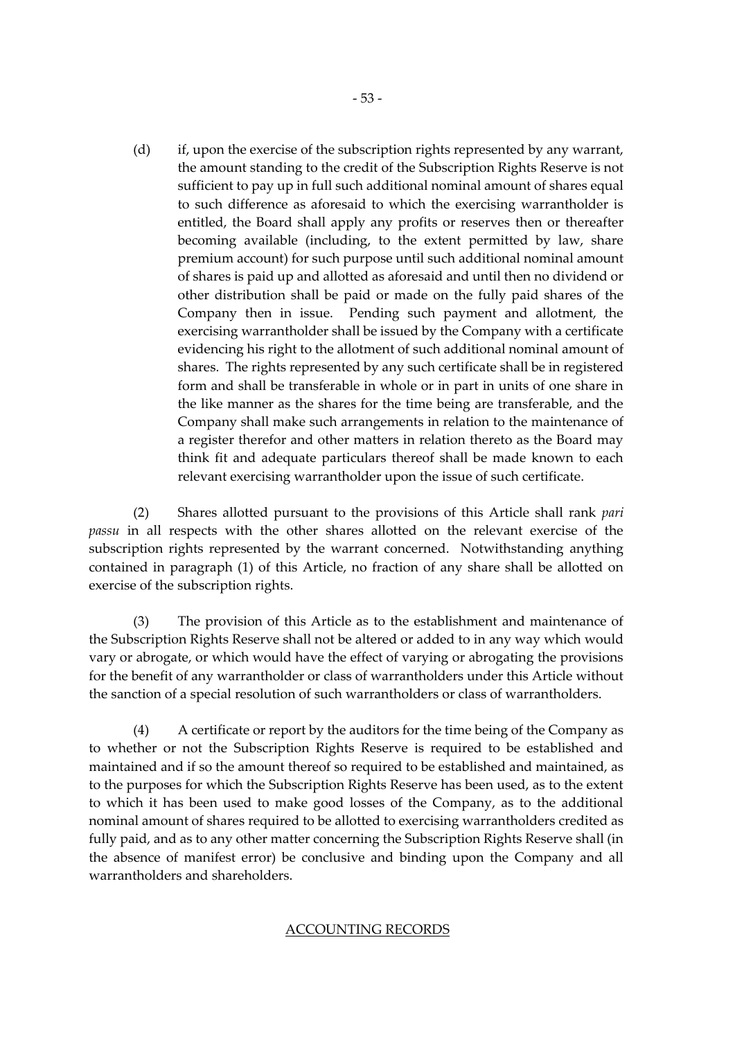(d) if, upon the exercise of the subscription rights represented by any warrant, the amount standing to the credit of the Subscription Rights Reserve is not sufficient to pay up in full such additional nominal amount of shares equal to such difference as aforesaid to which the exercising warrantholder is entitled, the Board shall apply any profits or reserves then or thereafter becoming available (including, to the extent permitted by law, share premium account) for such purpose until such additional nominal amount of shares is paid up and allotted as aforesaid and until then no dividend or other distribution shall be paid or made on the fully paid shares of the Company then in issue. Pending such payment and allotment, the exercising warrantholder shall be issued by the Company with a certificate evidencing his right to the allotment of such additional nominal amount of shares. The rights represented by any such certificate shall be in registered form and shall be transferable in whole or in part in units of one share in the like manner as the shares for the time being are transferable, and the Company shall make such arrangements in relation to the maintenance of a register therefor and other matters in relation thereto as the Board may think fit and adequate particulars thereof shall be made known to each relevant exercising warrantholder upon the issue of such certificate.

(2) Shares allotted pursuant to the provisions of this Article shall rank *pari passu* in all respects with the other shares allotted on the relevant exercise of the subscription rights represented by the warrant concerned. Notwithstanding anything contained in paragraph (1) of this Article, no fraction of any share shall be allotted on exercise of the subscription rights.

(3) The provision of this Article as to the establishment and maintenance of the Subscription Rights Reserve shall not be altered or added to in any way which would vary or abrogate, or which would have the effect of varying or abrogating the provisions for the benefit of any warrantholder or class of warrantholders under this Article without the sanction of a special resolution of such warrantholders or class of warrantholders.

(4) A certificate or report by the auditors for the time being of the Company as to whether or not the Subscription Rights Reserve is required to be established and maintained and if so the amount thereof so required to be established and maintained, as to the purposes for which the Subscription Rights Reserve has been used, as to the extent to which it has been used to make good losses of the Company, as to the additional nominal amount of shares required to be allotted to exercising warrantholders credited as fully paid, and as to any other matter concerning the Subscription Rights Reserve shall (in the absence of manifest error) be conclusive and binding upon the Company and all warrantholders and shareholders.

## ACCOUNTING RECORDS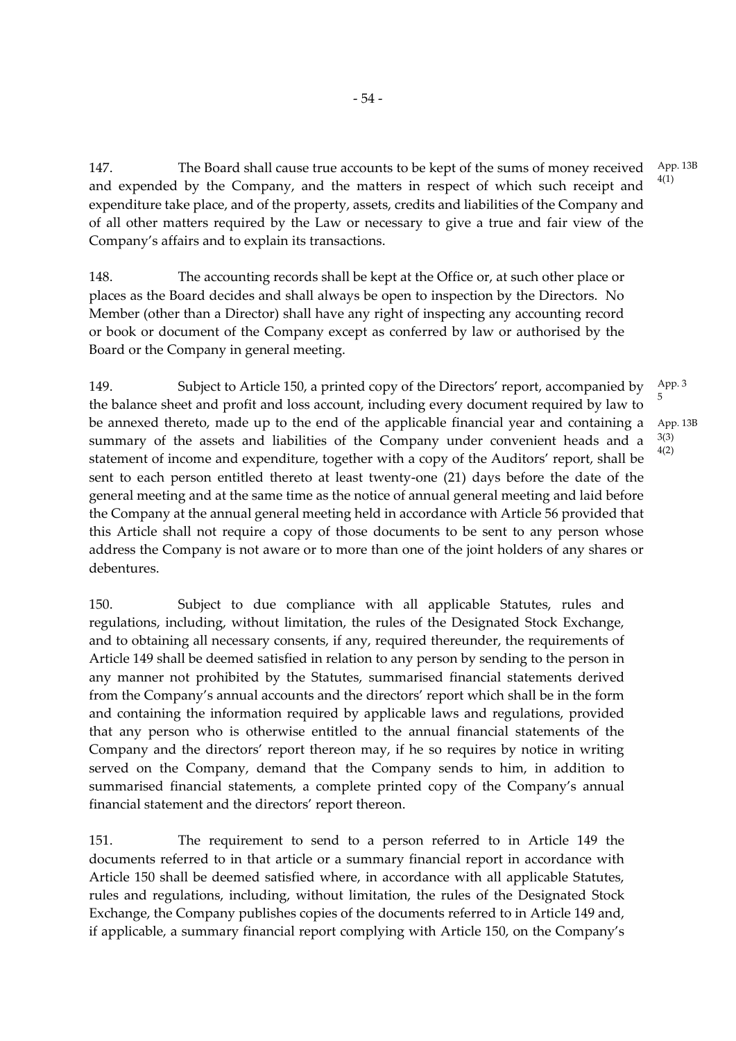147. The Board shall cause true accounts to be kept of the sums of money received and expended by the Company, and the matters in respect of which such receipt and expenditure take place, and of the property, assets, credits and liabilities of the Company and of all other matters required by the Law or necessary to give a true and fair view of the Company's affairs and to explain its transactions.

App. 13B 4(1)

148. The accounting records shall be kept at the Office or, at such other place or places as the Board decides and shall always be open to inspection by the Directors. No Member (other than a Director) shall have any right of inspecting any accounting record or book or document of the Company except as conferred by law or authorised by the Board or the Company in general meeting.

149. Subject to Article 150, a printed copy of the Directors' report, accompanied by the balance sheet and profit and loss account, including every document required by law to be annexed thereto, made up to the end of the applicable financial year and containing a summary of the assets and liabilities of the Company under convenient heads and a statement of income and expenditure, together with a copy of the Auditors' report, shall be sent to each person entitled thereto at least twenty-one (21) days before the date of the general meeting and at the same time as the notice of annual general meeting and laid before the Company at the annual general meeting held in accordance with Article 56 provided that this Article shall not require a copy of those documents to be sent to any person whose address the Company is not aware or to more than one of the joint holders of any shares or debentures.

App. 3 5

App. 13B 3(3) 4(2)

150. Subject to due compliance with all applicable Statutes, rules and regulations, including, without limitation, the rules of the Designated Stock Exchange, and to obtaining all necessary consents, if any, required thereunder, the requirements of Article 149 shall be deemed satisfied in relation to any person by sending to the person in any manner not prohibited by the Statutes, summarised financial statements derived from the Company's annual accounts and the directors' report which shall be in the form and containing the information required by applicable laws and regulations, provided that any person who is otherwise entitled to the annual financial statements of the Company and the directors' report thereon may, if he so requires by notice in writing served on the Company, demand that the Company sends to him, in addition to summarised financial statements, a complete printed copy of the Company's annual financial statement and the directors' report thereon.

151. The requirement to send to a person referred to in Article 149 the documents referred to in that article or a summary financial report in accordance with Article 150 shall be deemed satisfied where, in accordance with all applicable Statutes, rules and regulations, including, without limitation, the rules of the Designated Stock Exchange, the Company publishes copies of the documents referred to in Article 149 and, if applicable, a summary financial report complying with Article 150, on the Company's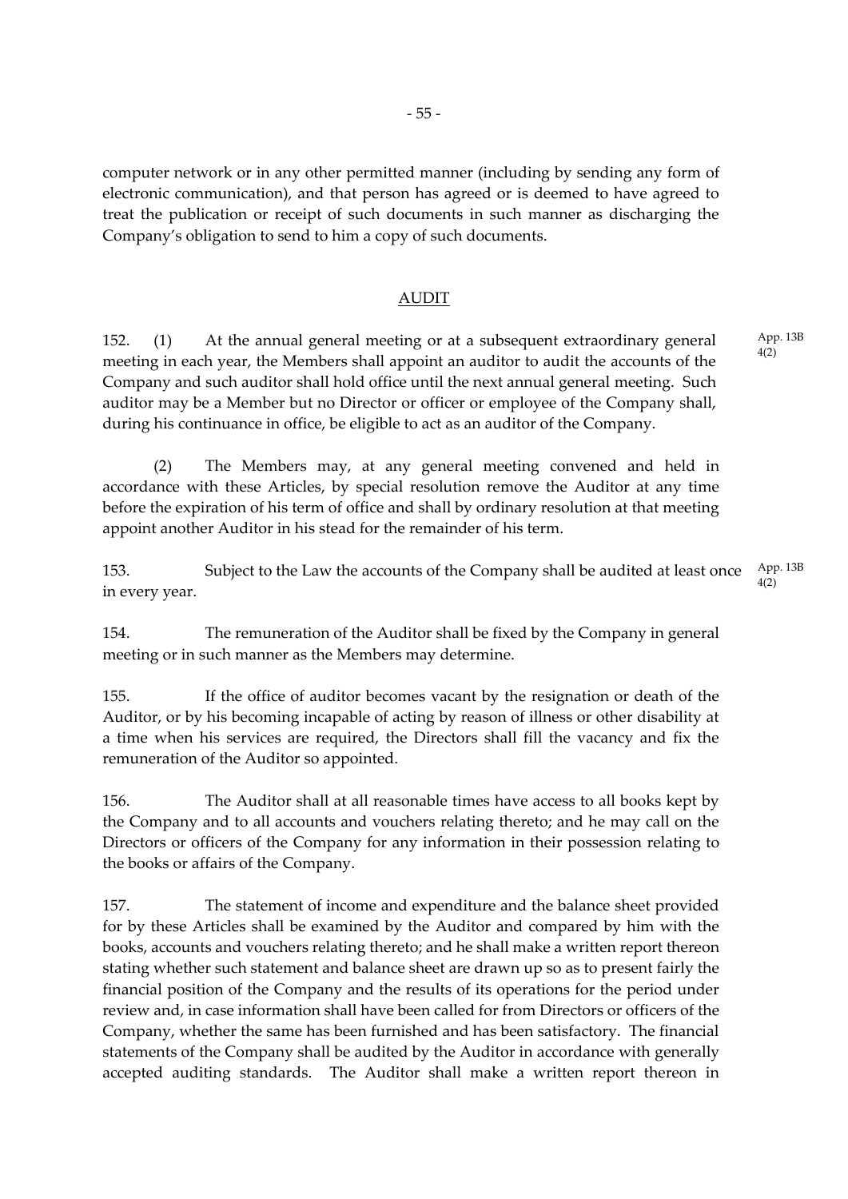computer network or in any other permitted manner (including by sending any form of electronic communication), and that person has agreed or is deemed to have agreed to treat the publication or receipt of such documents in such manner as discharging the Company's obligation to send to him a copy of such documents.

## AUDIT

152. (1) At the annual general meeting or at a subsequent extraordinary general meeting in each year, the Members shall appoint an auditor to audit the accounts of the Company and such auditor shall hold office until the next annual general meeting. Such auditor may be a Member but no Director or officer or employee of the Company shall, during his continuance in office, be eligible to act as an auditor of the Company.

App. 13B 4(2)

(2) The Members may, at any general meeting convened and held in accordance with these Articles, by special resolution remove the Auditor at any time before the expiration of his term of office and shall by ordinary resolution at that meeting appoint another Auditor in his stead for the remainder of his term.

153. Subject to the Law the accounts of the Company shall be audited at least once in every year.

App. 13B 4(2)

154. The remuneration of the Auditor shall be fixed by the Company in general meeting or in such manner as the Members may determine.

155. If the office of auditor becomes vacant by the resignation or death of the Auditor, or by his becoming incapable of acting by reason of illness or other disability at a time when his services are required, the Directors shall fill the vacancy and fix the remuneration of the Auditor so appointed.

156. The Auditor shall at all reasonable times have access to all books kept by the Company and to all accounts and vouchers relating thereto; and he may call on the Directors or officers of the Company for any information in their possession relating to the books or affairs of the Company.

157. The statement of income and expenditure and the balance sheet provided for by these Articles shall be examined by the Auditor and compared by him with the books, accounts and vouchers relating thereto; and he shall make a written report thereon stating whether such statement and balance sheet are drawn up so as to present fairly the financial position of the Company and the results of its operations for the period under review and, in case information shall have been called for from Directors or officers of the Company, whether the same has been furnished and has been satisfactory. The financial statements of the Company shall be audited by the Auditor in accordance with generally accepted auditing standards. The Auditor shall make a written report thereon in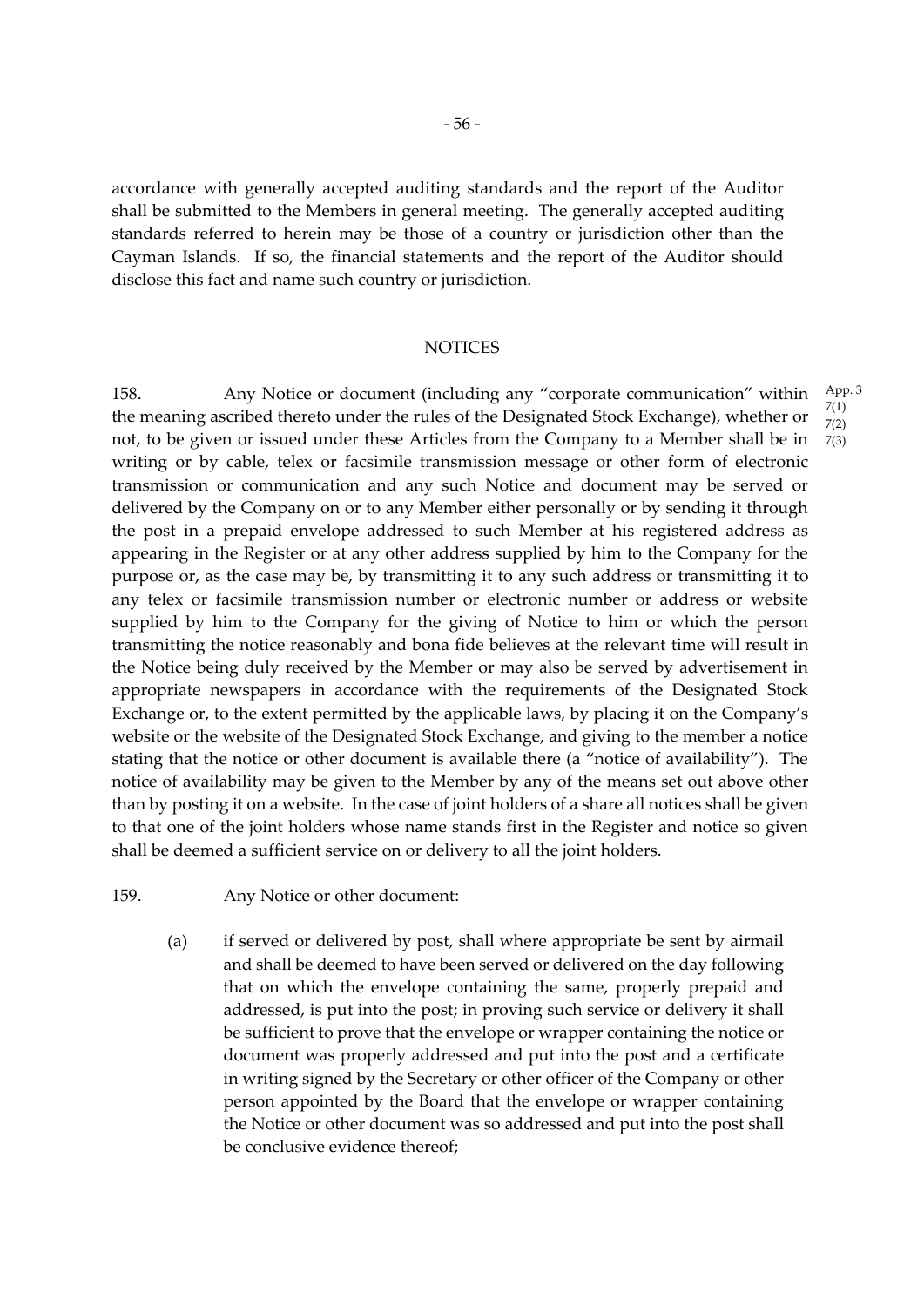accordance with generally accepted auditing standards and the report of the Auditor shall be submitted to the Members in general meeting. The generally accepted auditing standards referred to herein may be those of a country or jurisdiction other than the Cayman Islands. If so, the financial statements and the report of the Auditor should disclose this fact and name such country or jurisdiction.

## NOTICES

158. Any Notice or document (including any "corporate communication" within the meaning ascribed thereto under the rules of the Designated Stock Exchange), whether or not, to be given or issued under these Articles from the Company to a Member shall be in writing or by cable, telex or facsimile transmission message or other form of electronic transmission or communication and any such Notice and document may be served or delivered by the Company on or to any Member either personally or by sending it through the post in a prepaid envelope addressed to such Member at his registered address as appearing in the Register or at any other address supplied by him to the Company for the purpose or, as the case may be, by transmitting it to any such address or transmitting it to any telex or facsimile transmission number or electronic number or address or website supplied by him to the Company for the giving of Notice to him or which the person transmitting the notice reasonably and bona fide believes at the relevant time will result in the Notice being duly received by the Member or may also be served by advertisement in appropriate newspapers in accordance with the requirements of the Designated Stock Exchange or, to the extent permitted by the applicable laws, by placing it on the Company's website or the website of the Designated Stock Exchange, and giving to the member a notice stating that the notice or other document is available there (a "notice of availability"). The notice of availability may be given to the Member by any of the means set out above other than by posting it on a website. In the case of joint holders of a share all notices shall be given to that one of the joint holders whose name stands first in the Register and notice so given shall be deemed a sufficient service on or delivery to all the joint holders.

App. 3
7(1)
7(2)
7(3)

159. Any Notice or other document:

(a) if served or delivered by post, shall where appropriate be sent by airmail and shall be deemed to have been served or delivered on the day following that on which the envelope containing the same, properly prepaid and addressed, is put into the post; in proving such service or delivery it shall be sufficient to prove that the envelope or wrapper containing the notice or document was properly addressed and put into the post and a certificate in writing signed by the Secretary or other officer of the Company or other person appointed by the Board that the envelope or wrapper containing the Notice or other document was so addressed and put into the post shall be conclusive evidence thereof;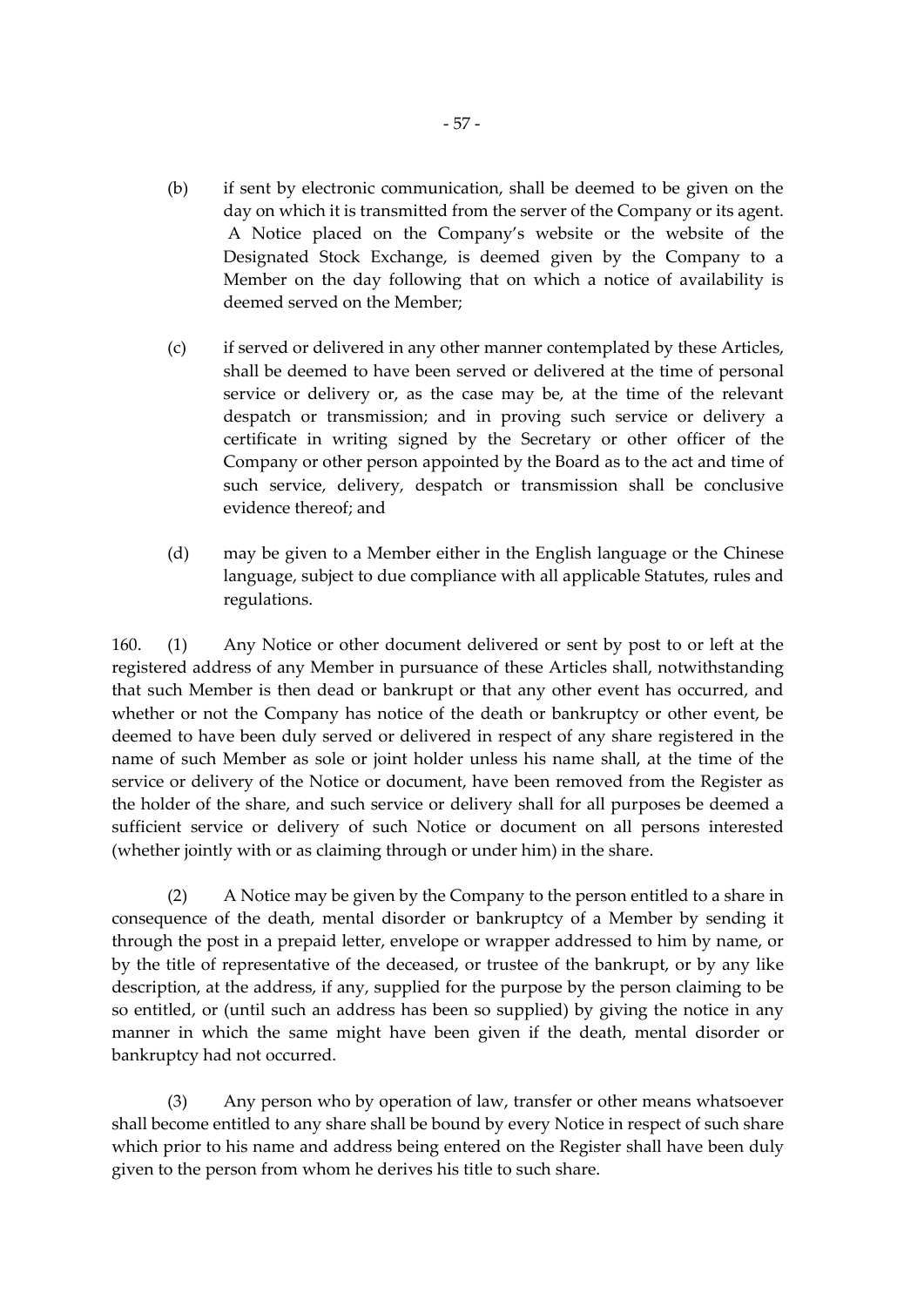(b) if sent by electronic communication, shall be deemed to be given on the day on which it is transmitted from the server of the Company or its agent. A Notice placed on the Company's website or the website of the Designated Stock Exchange, is deemed given by the Company to a Member on the day following that on which a notice of availability is deemed served on the Member;

(c) if served or delivered in any other manner contemplated by these Articles, shall be deemed to have been served or delivered at the time of personal service or delivery or, as the case may be, at the time of the relevant despatch or transmission; and in proving such service or delivery a certificate in writing signed by the Secretary or other officer of the Company or other person appointed by the Board as to the act and time of such service, delivery, despatch or transmission shall be conclusive evidence thereof; and

(d) may be given to a Member either in the English language or the Chinese language, subject to due compliance with all applicable Statutes, rules and regulations.

160. (1) Any Notice or other document delivered or sent by post to or left at the registered address of any Member in pursuance of these Articles shall, notwithstanding that such Member is then dead or bankrupt or that any other event has occurred, and whether or not the Company has notice of the death or bankruptcy or other event, be deemed to have been duly served or delivered in respect of any share registered in the name of such Member as sole or joint holder unless his name shall, at the time of the service or delivery of the Notice or document, have been removed from the Register as the holder of the share, and such service or delivery shall for all purposes be deemed a sufficient service or delivery of such Notice or document on all persons interested (whether jointly with or as claiming through or under him) in the share.

(2) A Notice may be given by the Company to the person entitled to a share in consequence of the death, mental disorder or bankruptcy of a Member by sending it through the post in a prepaid letter, envelope or wrapper addressed to him by name, or by the title of representative of the deceased, or trustee of the bankrupt, or by any like description, at the address, if any, supplied for the purpose by the person claiming to be so entitled, or (until such an address has been so supplied) by giving the notice in any manner in which the same might have been given if the death, mental disorder or bankruptcy had not occurred.

(3) Any person who by operation of law, transfer or other means whatsoever shall become entitled to any share shall be bound by every Notice in respect of such share which prior to his name and address being entered on the Register shall have been duly given to the person from whom he derives his title to such share.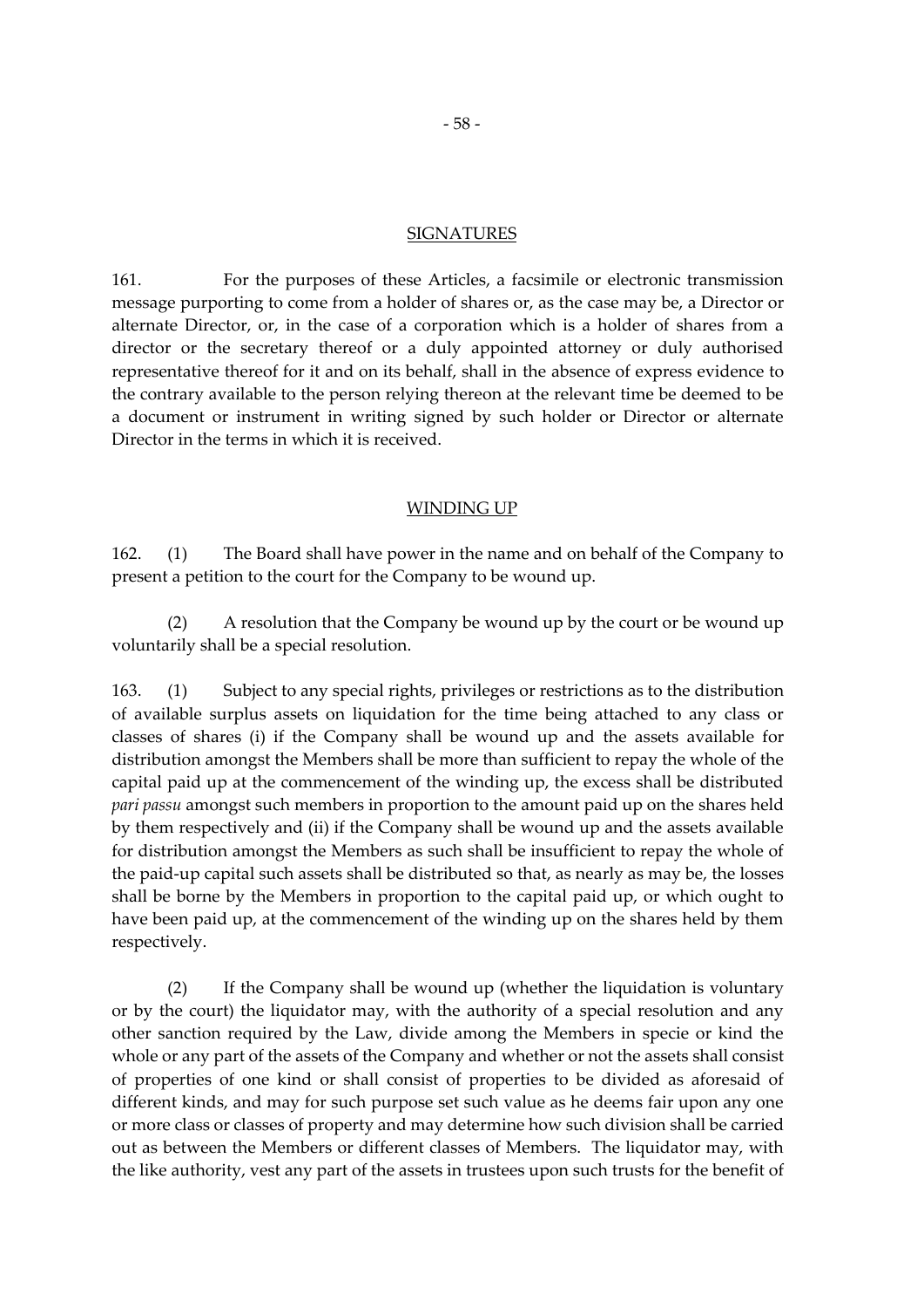## SIGNATURES

161. For the purposes of these Articles, a facsimile or electronic transmission message purporting to come from a holder of shares or, as the case may be, a Director or alternate Director, or, in the case of a corporation which is a holder of shares from a director or the secretary thereof or a duly appointed attorney or duly authorised representative thereof for it and on its behalf, shall in the absence of express evidence to the contrary available to the person relying thereon at the relevant time be deemed to be a document or instrument in writing signed by such holder or Director or alternate Director in the terms in which it is received.

## WINDING UP

162. (1) The Board shall have power in the name and on behalf of the Company to present a petition to the court for the Company to be wound up.

(2) A resolution that the Company be wound up by the court or be wound up voluntarily shall be a special resolution.

163. (1) Subject to any special rights, privileges or restrictions as to the distribution of available surplus assets on liquidation for the time being attached to any class or classes of shares (i) if the Company shall be wound up and the assets available for distribution amongst the Members shall be more than sufficient to repay the whole of the capital paid up at the commencement of the winding up, the excess shall be distributed *pari passu* amongst such members in proportion to the amount paid up on the shares held by them respectively and (ii) if the Company shall be wound up and the assets available for distribution amongst the Members as such shall be insufficient to repay the whole of the paid-up capital such assets shall be distributed so that, as nearly as may be, the losses shall be borne by the Members in proportion to the capital paid up, or which ought to have been paid up, at the commencement of the winding up on the shares held by them respectively.

(2) If the Company shall be wound up (whether the liquidation is voluntary or by the court) the liquidator may, with the authority of a special resolution and any other sanction required by the Law, divide among the Members in specie or kind the whole or any part of the assets of the Company and whether or not the assets shall consist of properties of one kind or shall consist of properties to be divided as aforesaid of different kinds, and may for such purpose set such value as he deems fair upon any one or more class or classes of property and may determine how such division shall be carried out as between the Members or different classes of Members. The liquidator may, with the like authority, vest any part of the assets in trustees upon such trusts for the benefit of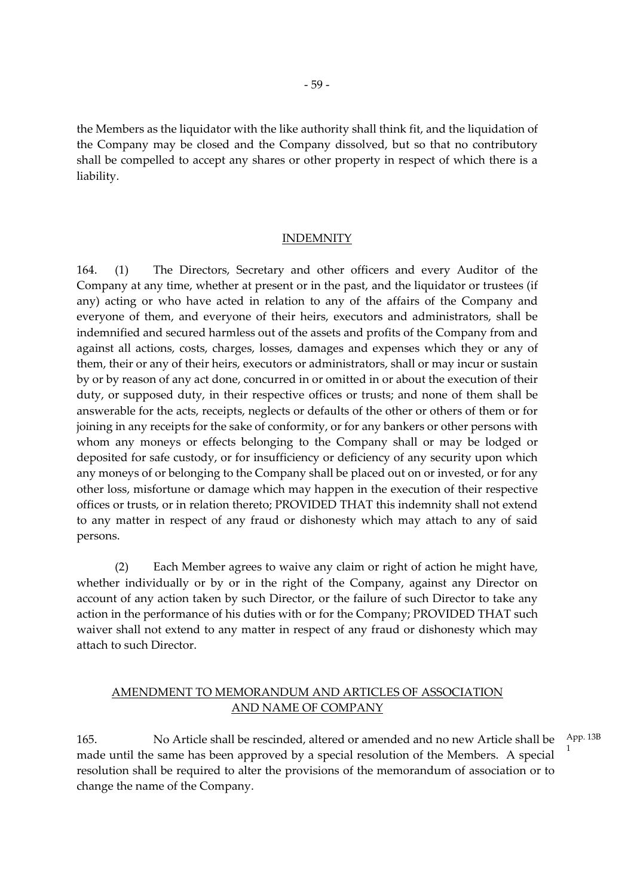the Members as the liquidator with the like authority shall think fit, and the liquidation of the Company may be closed and the Company dissolved, but so that no contributory shall be compelled to accept any shares or other property in respect of which there is a liability.

## INDEMNITY

164. (1) The Directors, Secretary and other officers and every Auditor of the Company at any time, whether at present or in the past, and the liquidator or trustees (if any) acting or who have acted in relation to any of the affairs of the Company and everyone of them, and everyone of their heirs, executors and administrators, shall be indemnified and secured harmless out of the assets and profits of the Company from and against all actions, costs, charges, losses, damages and expenses which they or any of them, their or any of their heirs, executors or administrators, shall or may incur or sustain by or by reason of any act done, concurred in or omitted in or about the execution of their duty, or supposed duty, in their respective offices or trusts; and none of them shall be answerable for the acts, receipts, neglects or defaults of the other or others of them or for joining in any receipts for the sake of conformity, or for any bankers or other persons with whom any moneys or effects belonging to the Company shall or may be lodged or deposited for safe custody, or for insufficiency or deficiency of any security upon which any moneys of or belonging to the Company shall be placed out on or invested, or for any other loss, misfortune or damage which may happen in the execution of their respective offices or trusts, or in relation thereto; PROVIDED THAT this indemnity shall not extend to any matter in respect of any fraud or dishonesty which may attach to any of said persons.

(2) Each Member agrees to waive any claim or right of action he might have, whether individually or by or in the right of the Company, against any Director on account of any action taken by such Director, or the failure of such Director to take any action in the performance of his duties with or for the Company; PROVIDED THAT such waiver shall not extend to any matter in respect of any fraud or dishonesty which may attach to such Director.

## AMENDMENT TO MEMORANDUM AND ARTICLES OF ASSOCIATION AND NAME OF COMPANY

165. No Article shall be rescinded, altered or amended and no new Article shall be made until the same has been approved by a special resolution of the Members. A special resolution shall be required to alter the provisions of the memorandum of association or to change the name of the Company.

App. 13B 1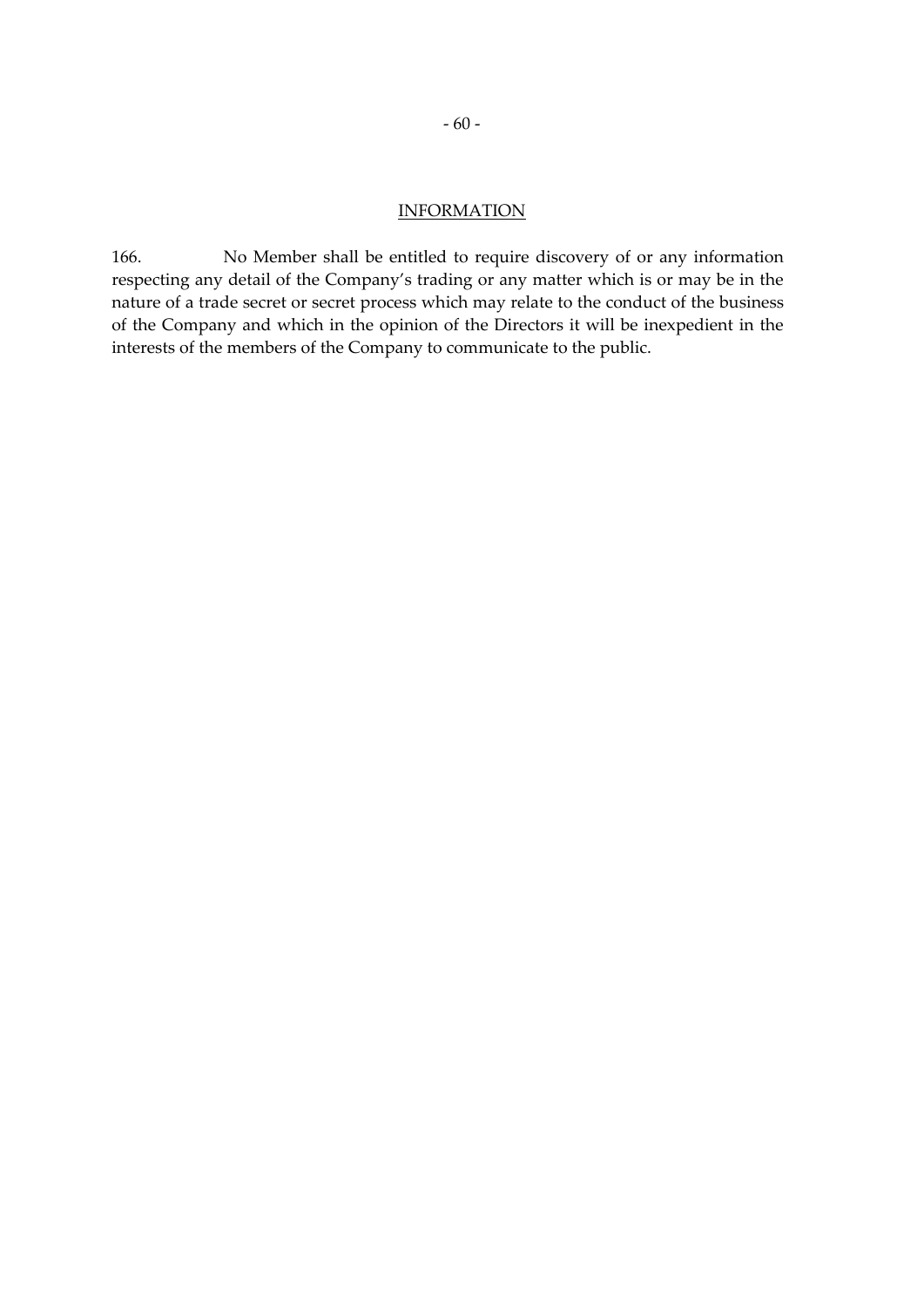## INFORMATION

166. No Member shall be entitled to require discovery of or any information respecting any detail of the Company's trading or any matter which is or may be in the nature of a trade secret or secret process which may relate to the conduct of the business of the Company and which in the opinion of the Directors it will be inexpedient in the interests of the members of the Company to communicate to the public.